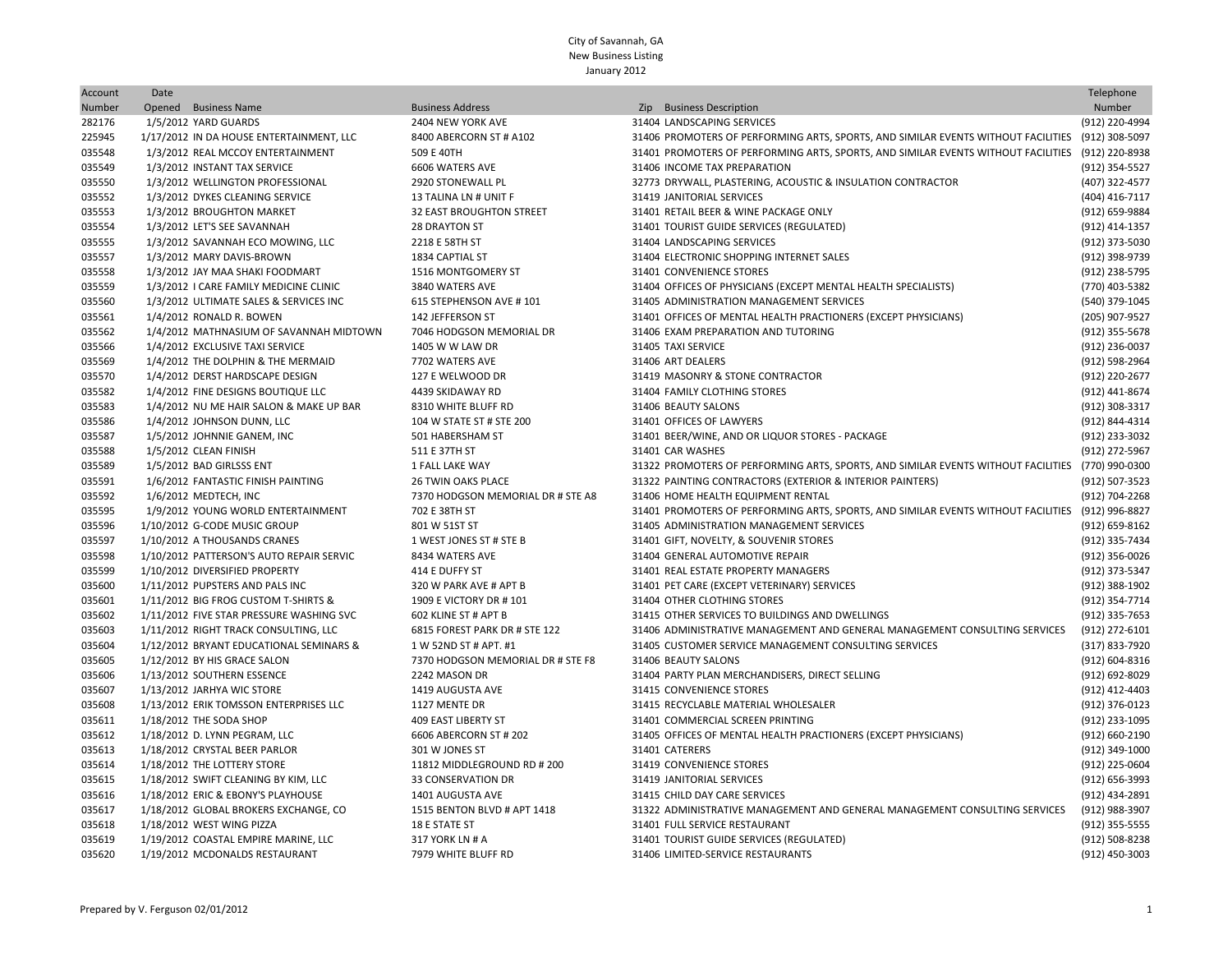City of Savannah, GA
New Business Listing
January 2012

| Account Number | Date Opened | Business Name | Business Address | Zip | Business Description | Telephone Number |
|---|---|---|---|---|---|---|
| 282176 | 1/5/2012 | YARD GUARDS | 2404 NEW YORK AVE | 31404 | LANDSCAPING SERVICES | (912) 220-4994 |
| 225945 | 1/17/2012 | IN DA HOUSE ENTERTAINMENT, LLC | 8400 ABERCORN ST # A102 | 31406 | PROMOTERS OF PERFORMING ARTS, SPORTS, AND SIMILAR EVENTS WITHOUT FACILITIES | (912) 308-5097 |
| 035548 | 1/3/2012 | REAL MCCOY ENTERTAINMENT | 509 E 40TH | 31401 | PROMOTERS OF PERFORMING ARTS, SPORTS, AND SIMILAR EVENTS WITHOUT FACILITIES | (912) 220-8938 |
| 035549 | 1/3/2012 | INSTANT TAX SERVICE | 6606 WATERS AVE | 31406 | INCOME TAX PREPARATION | (912) 354-5527 |
| 035550 | 1/3/2012 | WELLINGTON PROFESSIONAL | 2920 STONEWALL PL | 32773 | DRYWALL, PLASTERING, ACOUSTIC & INSULATION CONTRACTOR | (407) 322-4577 |
| 035552 | 1/3/2012 | DYKES CLEANING SERVICE | 13 TALINA LN # UNIT F | 31419 | JANITORIAL SERVICES | (404) 416-7117 |
| 035553 | 1/3/2012 | BROUGHTON MARKET | 32 EAST BROUGHTON STREET | 31401 | RETAIL BEER & WINE PACKAGE ONLY | (912) 659-9884 |
| 035554 | 1/3/2012 | LET'S SEE SAVANNAH | 28 DRAYTON ST | 31401 | TOURIST GUIDE SERVICES (REGULATED) | (912) 414-1357 |
| 035555 | 1/3/2012 | SAVANNAH ECO MOWING, LLC | 2218 E 58TH ST | 31404 | LANDSCAPING SERVICES | (912) 373-5030 |
| 035557 | 1/3/2012 | MARY DAVIS-BROWN | 1834 CAPTIAL ST | 31404 | ELECTRONIC SHOPPING INTERNET SALES | (912) 398-9739 |
| 035558 | 1/3/2012 | JAY MAA SHAKI FOODMART | 1516 MONTGOMERY ST | 31401 | CONVENIENCE STORES | (912) 238-5795 |
| 035559 | 1/3/2012 | I CARE FAMILY MEDICINE CLINIC | 3840 WATERS AVE | 31404 | OFFICES OF PHYSICIANS (EXCEPT MENTAL HEALTH SPECIALISTS) | (770) 403-5382 |
| 035560 | 1/3/2012 | ULTIMATE SALES & SERVICES INC | 615 STEPHENSON AVE # 101 | 31405 | ADMINISTRATION MANAGEMENT SERVICES | (540) 379-1045 |
| 035561 | 1/4/2012 | RONALD R. BOWEN | 142 JEFFERSON ST | 31401 | OFFICES OF MENTAL HEALTH PRACTIONERS (EXCEPT PHYSICIANS) | (205) 907-9527 |
| 035562 | 1/4/2012 | MATHNASIUM OF SAVANNAH MIDTOWN | 7046 HODGSON MEMORIAL DR | 31406 | EXAM PREPARATION AND TUTORING | (912) 355-5678 |
| 035566 | 1/4/2012 | EXCLUSIVE TAXI SERVICE | 1405 W W LAW DR | 31405 | TAXI SERVICE | (912) 236-0037 |
| 035569 | 1/4/2012 | THE DOLPHIN & THE MERMAID | 7702 WATERS AVE | 31406 | ART DEALERS | (912) 598-2964 |
| 035570 | 1/4/2012 | DERST HARDSCAPE DESIGN | 127 E WELWOOD DR | 31419 | MASONRY & STONE CONTRACTOR | (912) 220-2677 |
| 035582 | 1/4/2012 | FINE DESIGNS BOUTIQUE LLC | 4439 SKIDAWAY RD | 31404 | FAMILY CLOTHING STORES | (912) 441-8674 |
| 035583 | 1/4/2012 | NU ME HAIR SALON & MAKE UP BAR | 8310 WHITE BLUFF RD | 31406 | BEAUTY SALONS | (912) 308-3317 |
| 035586 | 1/4/2012 | JOHNSON DUNN, LLC | 104 W STATE ST # STE 200 | 31401 | OFFICES OF LAWYERS | (912) 844-4314 |
| 035587 | 1/5/2012 | JOHNNIE GANEM, INC | 501 HABERSHAM ST | 31401 | BEER/WINE, AND OR LIQUOR STORES - PACKAGE | (912) 233-3032 |
| 035588 | 1/5/2012 | CLEAN FINISH | 511 E 37TH ST | 31401 | CAR WASHES | (912) 272-5967 |
| 035589 | 1/5/2012 | BAD GIRLSSS ENT | 1 FALL LAKE WAY | 31322 | PROMOTERS OF PERFORMING ARTS, SPORTS, AND SIMILAR EVENTS WITHOUT FACILITIES | (770) 990-0300 |
| 035591 | 1/6/2012 | FANTASTIC FINISH PAINTING | 26 TWIN OAKS PLACE | 31322 | PAINTING CONTRACTORS (EXTERIOR & INTERIOR PAINTERS) | (912) 507-3523 |
| 035592 | 1/6/2012 | MEDTECH, INC | 7370 HODGSON MEMORIAL DR # STE A8 | 31406 | HOME HEALTH EQUIPMENT RENTAL | (912) 704-2268 |
| 035595 | 1/9/2012 | YOUNG WORLD ENTERTAINMENT | 702 E 38TH ST | 31401 | PROMOTERS OF PERFORMING ARTS, SPORTS, AND SIMILAR EVENTS WITHOUT FACILITIES | (912) 996-8827 |
| 035596 | 1/10/2012 | G-CODE MUSIC GROUP | 801 W 51ST ST | 31405 | ADMINISTRATION MANAGEMENT SERVICES | (912) 659-8162 |
| 035597 | 1/10/2012 | A THOUSANDS CRANES | 1 WEST JONES ST # STE B | 31401 | GIFT, NOVELTY, & SOUVENIR STORES | (912) 335-7434 |
| 035598 | 1/10/2012 | PATTERSON'S AUTO REPAIR SERVIC | 8434 WATERS AVE | 31404 | GENERAL AUTOMOTIVE REPAIR | (912) 356-0026 |
| 035599 | 1/10/2012 | DIVERSIFIED PROPERTY | 414 E DUFFY ST | 31401 | REAL ESTATE PROPERTY MANAGERS | (912) 373-5347 |
| 035600 | 1/11/2012 | PUPSTERS AND PALS INC | 320 W PARK AVE # APT B | 31401 | PET CARE (EXCEPT VETERINARY) SERVICES | (912) 388-1902 |
| 035601 | 1/11/2012 | BIG FROG CUSTOM T-SHIRTS & | 1909 E VICTORY DR # 101 | 31404 | OTHER CLOTHING STORES | (912) 354-7714 |
| 035602 | 1/11/2012 | FIVE STAR PRESSURE WASHING SVC | 602 KLINE ST # APT B | 31415 | OTHER SERVICES TO BUILDINGS AND DWELLINGS | (912) 335-7653 |
| 035603 | 1/11/2012 | RIGHT TRACK CONSULTING, LLC | 6815 FOREST PARK DR # STE 122 | 31406 | ADMINISTRATIVE MANAGEMENT AND GENERAL MANAGEMENT CONSULTING SERVICES | (912) 272-6101 |
| 035604 | 1/12/2012 | BRYANT EDUCATIONAL SEMINARS & | 1 W 52ND ST # APT. #1 | 31405 | CUSTOMER SERVICE MANAGEMENT CONSULTING SERVICES | (317) 833-7920 |
| 035605 | 1/12/2012 | BY HIS GRACE SALON | 7370 HODGSON MEMORIAL DR # STE F8 | 31406 | BEAUTY SALONS | (912) 604-8316 |
| 035606 | 1/13/2012 | SOUTHERN ESSENCE | 2242 MASON DR | 31404 | PARTY PLAN MERCHANDISERS, DIRECT SELLING | (912) 692-8029 |
| 035607 | 1/13/2012 | JARHYA WIC STORE | 1419 AUGUSTA AVE | 31415 | CONVENIENCE STORES | (912) 412-4403 |
| 035608 | 1/13/2012 | ERIK TOMSSON ENTERPRISES LLC | 1127 MENTE DR | 31415 | RECYCLABLE MATERIAL WHOLESALER | (912) 376-0123 |
| 035611 | 1/18/2012 | THE SODA SHOP | 409 EAST LIBERTY ST | 31401 | COMMERCIAL SCREEN PRINTING | (912) 233-1095 |
| 035612 | 1/18/2012 | D. LYNN PEGRAM, LLC | 6606 ABERCORN ST # 202 | 31405 | OFFICES OF MENTAL HEALTH PRACTIONERS (EXCEPT PHYSICIANS) | (912) 660-2190 |
| 035613 | 1/18/2012 | CRYSTAL BEER PARLOR | 301 W JONES ST | 31401 | CATERERS | (912) 349-1000 |
| 035614 | 1/18/2012 | THE LOTTERY STORE | 11812 MIDDLEGROUND RD # 200 | 31419 | CONVENIENCE STORES | (912) 225-0604 |
| 035615 | 1/18/2012 | SWIFT CLEANING BY KIM, LLC | 33 CONSERVATION DR | 31419 | JANITORIAL SERVICES | (912) 656-3993 |
| 035616 | 1/18/2012 | ERIC & EBONY'S PLAYHOUSE | 1401 AUGUSTA AVE | 31415 | CHILD DAY CARE SERVICES | (912) 434-2891 |
| 035617 | 1/18/2012 | GLOBAL BROKERS EXCHANGE, CO | 1515 BENTON BLVD # APT 1418 | 31322 | ADMINISTRATIVE MANAGEMENT AND GENERAL MANAGEMENT CONSULTING SERVICES | (912) 988-3907 |
| 035618 | 1/18/2012 | WEST WING PIZZA | 18 E STATE ST | 31401 | FULL SERVICE RESTAURANT | (912) 355-5555 |
| 035619 | 1/19/2012 | COASTAL EMPIRE MARINE, LLC | 317 YORK LN # A | 31401 | TOURIST GUIDE SERVICES (REGULATED) | (912) 508-8238 |
| 035620 | 1/19/2012 | MCDONALDS RESTAURANT | 7979 WHITE BLUFF RD | 31406 | LIMITED-SERVICE RESTAURANTS | (912) 450-3003 |

Prepared by V. Ferguson 02/01/2012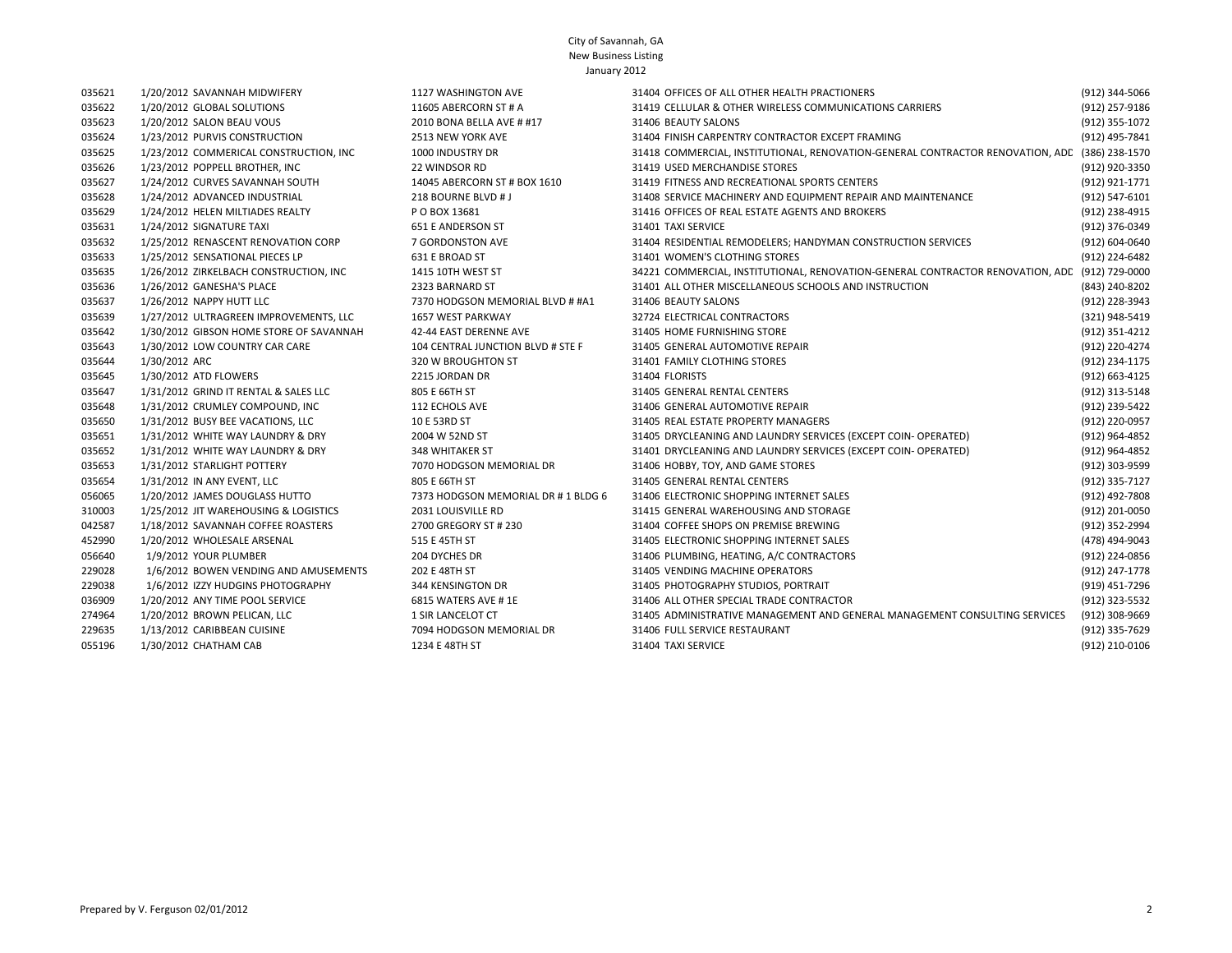City of Savannah, GA
New Business Listing
January 2012

| | | | | | | |
|---|---|---|---|---|---|---|
| 035621 | 1/20/2012 | SAVANNAH MIDWIFERY | 1127 WASHINGTON AVE | 31404 | OFFICES OF ALL OTHER HEALTH PRACTIONERS | (912) 344-5066 |
| 035622 | 1/20/2012 | GLOBAL SOLUTIONS | 11605 ABERCORN ST # A | 31419 | CELLULAR & OTHER WIRELESS COMMUNICATIONS CARRIERS | (912) 257-9186 |
| 035623 | 1/20/2012 | SALON BEAU VOUS | 2010 BONA BELLA AVE # #17 | 31406 | BEAUTY SALONS | (912) 355-1072 |
| 035624 | 1/23/2012 | PURVIS CONSTRUCTION | 2513 NEW YORK AVE | 31404 | FINISH CARPENTRY CONTRACTOR EXCEPT FRAMING | (912) 495-7841 |
| 035625 | 1/23/2012 | COMMERICAL CONSTRUCTION, INC | 1000 INDUSTRY DR | 31418 | COMMERCIAL, INSTITUTIONAL, RENOVATION-GENERAL CONTRACTOR RENOVATION, ADD | (386) 238-1570 |
| 035626 | 1/23/2012 | POPPELL BROTHER, INC | 22 WINDSOR RD | 31419 | USED MERCHANDISE STORES | (912) 920-3350 |
| 035627 | 1/24/2012 | CURVES SAVANNAH SOUTH | 14045 ABERCORN ST # BOX 1610 | 31419 | FITNESS AND RECREATIONAL SPORTS CENTERS | (912) 921-1771 |
| 035628 | 1/24/2012 | ADVANCED INDUSTRIAL | 218 BOURNE BLVD # J | 31408 | SERVICE MACHINERY AND EQUIPMENT REPAIR AND MAINTENANCE | (912) 547-6101 |
| 035629 | 1/24/2012 | HELEN MILTIADES REALTY | P O BOX 13681 | 31416 | OFFICES OF REAL ESTATE AGENTS AND BROKERS | (912) 238-4915 |
| 035631 | 1/24/2012 | SIGNATURE TAXI | 651 E ANDERSON ST | 31401 | TAXI SERVICE | (912) 376-0349 |
| 035632 | 1/25/2012 | RENASCENT RENOVATION CORP | 7 GORDONSTON AVE | 31404 | RESIDENTIAL REMODELERS; HANDYMAN CONSTRUCTION SERVICES | (912) 604-0640 |
| 035633 | 1/25/2012 | SENSATIONAL PIECES LP | 631 E BROAD ST | 31401 | WOMEN'S CLOTHING STORES | (912) 224-6482 |
| 035635 | 1/26/2012 | ZIRKELBACH CONSTRUCTION, INC | 1415 10TH WEST ST | 34221 | COMMERCIAL, INSTITUTIONAL, RENOVATION-GENERAL CONTRACTOR RENOVATION, ADD | (912) 729-0000 |
| 035636 | 1/26/2012 | GANESHA'S PLACE | 2323 BARNARD ST | 31401 | ALL OTHER MISCELLANEOUS SCHOOLS AND INSTRUCTION | (843) 240-8202 |
| 035637 | 1/26/2012 | NAPPY HUTT LLC | 7370 HODGSON MEMORIAL BLVD # #A1 | 31406 | BEAUTY SALONS | (912) 228-3943 |
| 035639 | 1/27/2012 | ULTRAGREEN IMPROVEMENTS, LLC | 1657 WEST PARKWAY | 32724 | ELECTRICAL CONTRACTORS | (321) 948-5419 |
| 035642 | 1/30/2012 | GIBSON HOME STORE OF SAVANNAH | 42-44 EAST DERENNE AVE | 31405 | HOME FURNISHING STORE | (912) 351-4212 |
| 035643 | 1/30/2012 | LOW COUNTRY CAR CARE | 104 CENTRAL JUNCTION BLVD # STE F | 31405 | GENERAL AUTOMOTIVE REPAIR | (912) 220-4274 |
| 035644 | 1/30/2012 | ARC | 320 W BROUGHTON ST | 31401 | FAMILY CLOTHING STORES | (912) 234-1175 |
| 035645 | 1/30/2012 | ATD FLOWERS | 2215 JORDAN DR | 31404 | FLORISTS | (912) 663-4125 |
| 035647 | 1/31/2012 | GRIND IT RENTAL & SALES LLC | 805 E 66TH ST | 31405 | GENERAL RENTAL CENTERS | (912) 313-5148 |
| 035648 | 1/31/2012 | CRUMLEY COMPOUND, INC | 112 ECHOLS AVE | 31406 | GENERAL AUTOMOTIVE REPAIR | (912) 239-5422 |
| 035650 | 1/31/2012 | BUSY BEE VACATIONS, LLC | 10 E 53RD ST | 31405 | REAL ESTATE PROPERTY MANAGERS | (912) 220-0957 |
| 035651 | 1/31/2012 | WHITE WAY LAUNDRY & DRY | 2004 W 52ND ST | 31405 | DRYCLEANING AND LAUNDRY SERVICES (EXCEPT COIN- OPERATED) | (912) 964-4852 |
| 035652 | 1/31/2012 | WHITE WAY LAUNDRY & DRY | 348 WHITAKER ST | 31401 | DRYCLEANING AND LAUNDRY SERVICES (EXCEPT COIN- OPERATED) | (912) 964-4852 |
| 035653 | 1/31/2012 | STARLIGHT POTTERY | 7070 HODGSON MEMORIAL DR | 31406 | HOBBY, TOY, AND GAME STORES | (912) 303-9599 |
| 035654 | 1/31/2012 | IN ANY EVENT, LLC | 805 E 66TH ST | 31405 | GENERAL RENTAL CENTERS | (912) 335-7127 |
| 056065 | 1/20/2012 | JAMES DOUGLASS HUTTO | 7373 HODGSON MEMORIAL DR # 1 BLDG 6 | 31406 | ELECTRONIC SHOPPING INTERNET SALES | (912) 492-7808 |
| 310003 | 1/25/2012 | JIT WAREHOUSING & LOGISTICS | 2031 LOUISVILLE RD | 31415 | GENERAL WAREHOUSING AND STORAGE | (912) 201-0050 |
| 042587 | 1/18/2012 | SAVANNAH COFFEE ROASTERS | 2700 GREGORY ST # 230 | 31404 | COFFEE SHOPS ON PREMISE BREWING | (912) 352-2994 |
| 452990 | 1/20/2012 | WHOLESALE ARSENAL | 515 E 45TH ST | 31405 | ELECTRONIC SHOPPING INTERNET SALES | (478) 494-9043 |
| 056640 | 1/9/2012 | YOUR PLUMBER | 204 DYCHES DR | 31406 | PLUMBING, HEATING, A/C CONTRACTORS | (912) 224-0856 |
| 229028 | 1/6/2012 | BOWEN VENDING AND AMUSEMENTS | 202 E 48TH ST | 31405 | VENDING MACHINE OPERATORS | (912) 247-1778 |
| 229038 | 1/6/2012 | IZZY HUDGINS PHOTOGRAPHY | 344 KENSINGTON DR | 31405 | PHOTOGRAPHY STUDIOS, PORTRAIT | (919) 451-7296 |
| 036909 | 1/20/2012 | ANY TIME POOL SERVICE | 6815 WATERS AVE # 1E | 31406 | ALL OTHER SPECIAL TRADE CONTRACTOR | (912) 323-5532 |
| 274964 | 1/20/2012 | BROWN PELICAN, LLC | 1 SIR LANCELOT CT | 31405 | ADMINISTRATIVE MANAGEMENT AND GENERAL MANAGEMENT CONSULTING SERVICES | (912) 308-9669 |
| 229635 | 1/13/2012 | CARIBBEAN CUISINE | 7094 HODGSON MEMORIAL DR | 31406 | FULL SERVICE RESTAURANT | (912) 335-7629 |
| 055196 | 1/30/2012 | CHATHAM CAB | 1234 E 48TH ST | 31404 | TAXI SERVICE | (912) 210-0106 |

Prepared by V. Ferguson 02/01/2012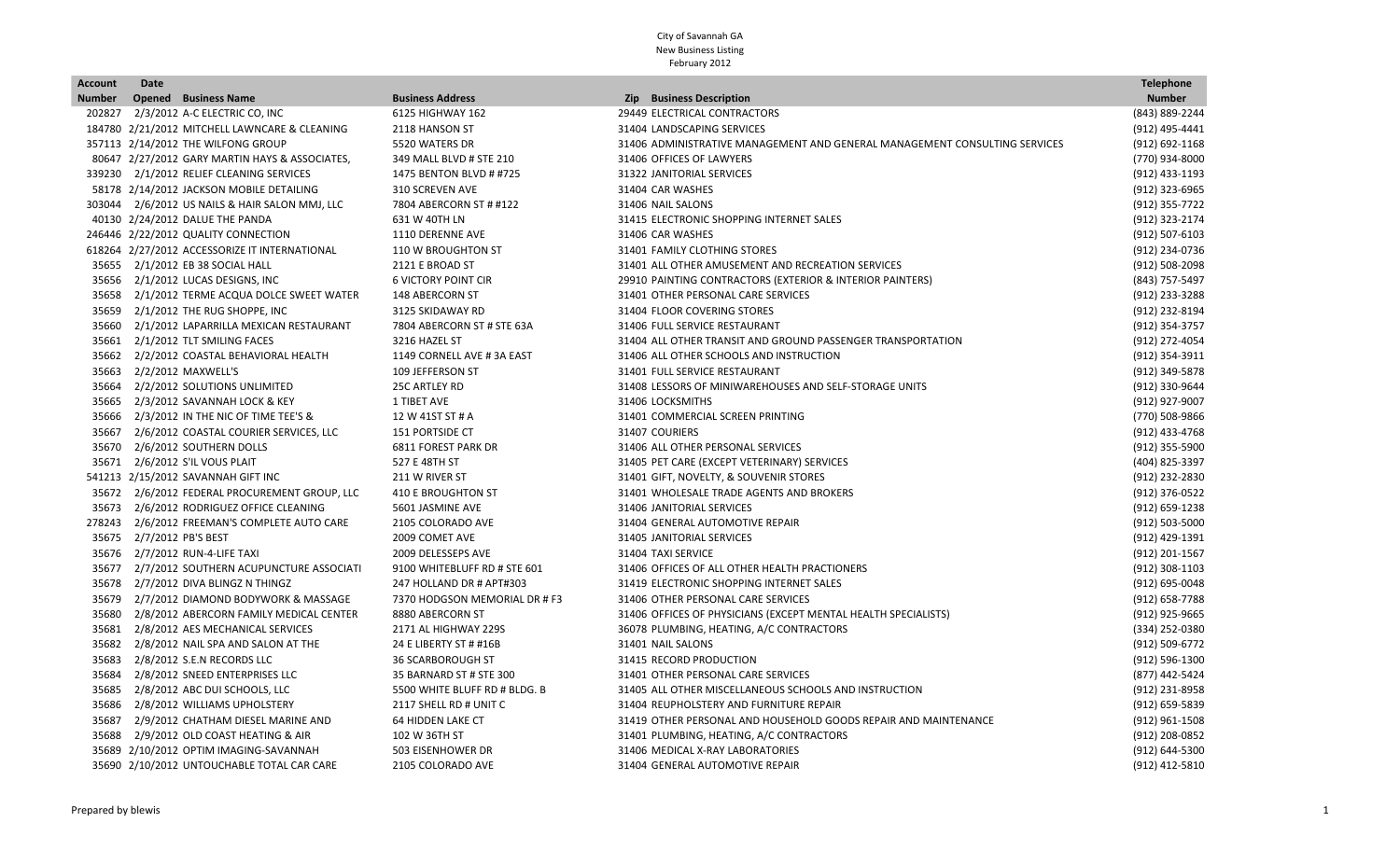City of Savannah GA
New Business Listing
February 2012

| Account Number | Date Opened | Business Name | Business Address | Zip | Business Description | Telephone Number |
|---|---|---|---|---|---|---|
| 202827 | 2/3/2012 | A-C ELECTRIC CO, INC | 6125 HIGHWAY 162 | 29449 | ELECTRICAL CONTRACTORS | (843) 889-2244 |
| 184780 | 2/21/2012 | MITCHELL LAWNCARE & CLEANING | 2118 HANSON ST | 31404 | LANDSCAPING SERVICES | (912) 495-4441 |
| 357113 | 2/14/2012 | THE WILFONG GROUP | 5520 WATERS DR | 31406 | ADMINISTRATIVE MANAGEMENT AND GENERAL MANAGEMENT CONSULTING SERVICES | (912) 692-1168 |
| 80647 | 2/27/2012 | GARY MARTIN HAYS & ASSOCIATES, | 349 MALL BLVD # STE 210 | 31406 | OFFICES OF LAWYERS | (770) 934-8000 |
| 339230 | 2/1/2012 | RELIEF CLEANING SERVICES | 1475 BENTON BLVD # #725 | 31322 | JANITORIAL SERVICES | (912) 433-1193 |
| 58178 | 2/14/2012 | JACKSON MOBILE DETAILING | 310 SCREVEN AVE | 31404 | CAR WASHES | (912) 323-6965 |
| 303044 | 2/6/2012 | US NAILS & HAIR SALON MMJ, LLC | 7804 ABERCORN ST # #122 | 31406 | NAIL SALONS | (912) 355-7722 |
| 40130 | 2/24/2012 | DALUE THE PANDA | 631 W 40TH LN | 31415 | ELECTRONIC SHOPPING INTERNET SALES | (912) 323-2174 |
| 246446 | 2/22/2012 | QUALITY CONNECTION | 1110 DERENNE AVE | 31406 | CAR WASHES | (912) 507-6103 |
| 618264 | 2/27/2012 | ACCESSORIZE IT INTERNATIONAL | 110 W BROUGHTON ST | 31401 | FAMILY CLOTHING STORES | (912) 234-0736 |
| 35655 | 2/1/2012 | EB 38 SOCIAL HALL | 2121 E BROAD ST | 31401 | ALL OTHER AMUSEMENT AND RECREATION SERVICES | (912) 508-2098 |
| 35656 | 2/1/2012 | LUCAS DESIGNS, INC | 6 VICTORY POINT CIR | 29910 | PAINTING CONTRACTORS (EXTERIOR & INTERIOR PAINTERS) | (843) 757-5497 |
| 35658 | 2/1/2012 | TERME ACQUA DOLCE SWEET WATER | 148 ABERCORN ST | 31401 | OTHER PERSONAL CARE SERVICES | (912) 233-3288 |
| 35659 | 2/1/2012 | THE RUG SHOPPE, INC | 3125 SKIDAWAY RD | 31404 | FLOOR COVERING STORES | (912) 232-8194 |
| 35660 | 2/1/2012 | LAPARRILLA MEXICAN RESTAURANT | 7804 ABERCORN ST # STE 63A | 31406 | FULL SERVICE RESTAURANT | (912) 354-3757 |
| 35661 | 2/1/2012 | TLT SMILING FACES | 3216 HAZEL ST | 31404 | ALL OTHER TRANSIT AND GROUND PASSENGER TRANSPORTATION | (912) 272-4054 |
| 35662 | 2/2/2012 | COASTAL BEHAVIORAL HEALTH | 1149 CORNELL AVE # 3A EAST | 31406 | ALL OTHER SCHOOLS AND INSTRUCTION | (912) 354-3911 |
| 35663 | 2/2/2012 | MAXWELL'S | 109 JEFFERSON ST | 31401 | FULL SERVICE RESTAURANT | (912) 349-5878 |
| 35664 | 2/2/2012 | SOLUTIONS UNLIMITED | 25C ARTLEY RD | 31408 | LESSORS OF MINIWAREHOUSES AND SELF-STORAGE UNITS | (912) 330-9644 |
| 35665 | 2/3/2012 | SAVANNAH LOCK & KEY | 1 TIBET AVE | 31406 | LOCKSMITHS | (912) 927-9007 |
| 35666 | 2/3/2012 | IN THE NIC OF TIME TEE'S & | 12 W 41ST ST # A | 31401 | COMMERCIAL SCREEN PRINTING | (770) 508-9866 |
| 35667 | 2/6/2012 | COASTAL COURIER SERVICES, LLC | 151 PORTSIDE CT | 31407 | COURIERS | (912) 433-4768 |
| 35670 | 2/6/2012 | SOUTHERN DOLLS | 6811 FOREST PARK DR | 31406 | ALL OTHER PERSONAL SERVICES | (912) 355-5900 |
| 35671 | 2/6/2012 | S'IL VOUS PLAIT | 527 E 48TH ST | 31405 | PET CARE (EXCEPT VETERINARY) SERVICES | (404) 825-3397 |
| 541213 | 2/15/2012 | SAVANNAH GIFT INC | 211 W RIVER ST | 31401 | GIFT, NOVELTY, & SOUVENIR STORES | (912) 232-2830 |
| 35672 | 2/6/2012 | FEDERAL PROCUREMENT GROUP, LLC | 410 E BROUGHTON ST | 31401 | WHOLESALE TRADE AGENTS AND BROKERS | (912) 376-0522 |
| 35673 | 2/6/2012 | RODRIGUEZ OFFICE CLEANING | 5601 JASMINE AVE | 31406 | JANITORIAL SERVICES | (912) 659-1238 |
| 278243 | 2/6/2012 | FREEMAN'S COMPLETE AUTO CARE | 2105 COLORADO AVE | 31404 | GENERAL AUTOMOTIVE REPAIR | (912) 503-5000 |
| 35675 | 2/7/2012 | PB'S BEST | 2009 COMET AVE | 31405 | JANITORIAL SERVICES | (912) 429-1391 |
| 35676 | 2/7/2012 | RUN-4-LIFE TAXI | 2009 DELESSEPS AVE | 31404 | TAXI SERVICE | (912) 201-1567 |
| 35677 | 2/7/2012 | SOUTHERN ACUPUNCTURE ASSOCIATI | 9100 WHITEBLUFF RD # STE 601 | 31406 | OFFICES OF ALL OTHER HEALTH PRACTIONERS | (912) 308-1103 |
| 35678 | 2/7/2012 | DIVA BLINGZ N THINGZ | 247 HOLLAND DR # APT#303 | 31419 | ELECTRONIC SHOPPING INTERNET SALES | (912) 695-0048 |
| 35679 | 2/7/2012 | DIAMOND BODYWORK & MASSAGE | 7370 HODGSON MEMORIAL DR # F3 | 31406 | OTHER PERSONAL CARE SERVICES | (912) 658-7788 |
| 35680 | 2/8/2012 | ABERCORN FAMILY MEDICAL CENTER | 8880 ABERCORN ST | 31406 | OFFICES OF PHYSICIANS (EXCEPT MENTAL HEALTH SPECIALISTS) | (912) 925-9665 |
| 35681 | 2/8/2012 | AES MECHANICAL SERVICES | 2171 AL HIGHWAY 229S | 36078 | PLUMBING, HEATING, A/C CONTRACTORS | (334) 252-0380 |
| 35682 | 2/8/2012 | NAIL SPA AND SALON AT THE | 24 E LIBERTY ST # #16B | 31401 | NAIL SALONS | (912) 509-6772 |
| 35683 | 2/8/2012 | S.E.N RECORDS LLC | 36 SCARBOROUGH ST | 31415 | RECORD PRODUCTION | (912) 596-1300 |
| 35684 | 2/8/2012 | SNEED ENTERPRISES LLC | 35 BARNARD ST # STE 300 | 31401 | OTHER PERSONAL CARE SERVICES | (877) 442-5424 |
| 35685 | 2/8/2012 | ABC DUI SCHOOLS, LLC | 5500 WHITE BLUFF RD # BLDG. B | 31405 | ALL OTHER MISCELLANEOUS SCHOOLS AND INSTRUCTION | (912) 231-8958 |
| 35686 | 2/8/2012 | WILLIAMS UPHOLSTERY | 2117 SHELL RD # UNIT C | 31404 | REUPHOLSTERY AND FURNITURE REPAIR | (912) 659-5839 |
| 35687 | 2/9/2012 | CHATHAM DIESEL MARINE AND | 64 HIDDEN LAKE CT | 31419 | OTHER PERSONAL AND HOUSEHOLD GOODS REPAIR AND MAINTENANCE | (912) 961-1508 |
| 35688 | 2/9/2012 | OLD COAST HEATING & AIR | 102 W 36TH ST | 31401 | PLUMBING, HEATING, A/C CONTRACTORS | (912) 208-0852 |
| 35689 | 2/10/2012 | OPTIM IMAGING-SAVANNAH | 503 EISENHOWER DR | 31406 | MEDICAL X-RAY LABORATORIES | (912) 644-5300 |
| 35690 | 2/10/2012 | UNTOUCHABLE TOTAL CAR CARE | 2105 COLORADO AVE | 31404 | GENERAL AUTOMOTIVE REPAIR | (912) 412-5810 |

Prepared by blewis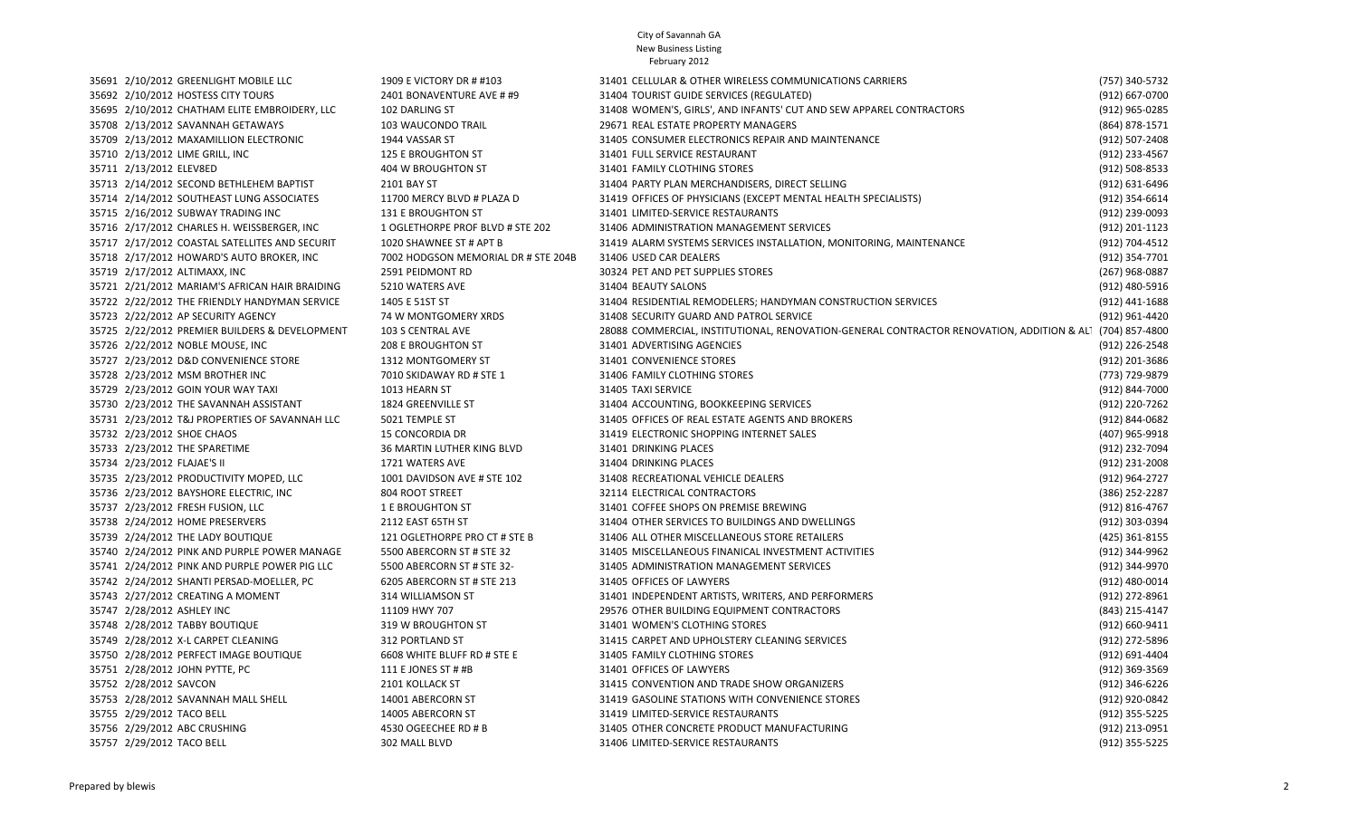City of Savannah GA
New Business Listing
February 2012

| | | | | | | |
|---|---|---|---|---|---|---|
| 35691 | 2/10/2012 | GREENLIGHT MOBILE LLC | 1909 E VICTORY DR # #103 | 31401 | CELLULAR & OTHER WIRELESS COMMUNICATIONS CARRIERS | (757) 340-5732 |
| 35692 | 2/10/2012 | HOSTESS CITY TOURS | 2401 BONAVENTURE AVE # #9 | 31404 | TOURIST GUIDE SERVICES (REGULATED) | (912) 667-0700 |
| 35695 | 2/10/2012 | CHATHAM ELITE EMBROIDERY, LLC | 102 DARLING ST | 31408 | WOMEN'S, GIRLS', AND INFANTS' CUT AND SEW APPAREL CONTRACTORS | (912) 965-0285 |
| 35708 | 2/13/2012 | SAVANNAH GETAWAYS | 103 WAUCONDO TRAIL | 29671 | REAL ESTATE PROPERTY MANAGERS | (864) 878-1571 |
| 35709 | 2/13/2012 | MAXAMILLION ELECTRONIC | 1944 VASSAR ST | 31405 | CONSUMER ELECTRONICS REPAIR AND MAINTENANCE | (912) 507-2408 |
| 35710 | 2/13/2012 | LIME GRILL, INC | 125 E BROUGHTON ST | 31401 | FULL SERVICE RESTAURANT | (912) 233-4567 |
| 35711 | 2/13/2012 | ELEV8ED | 404 W BROUGHTON ST | 31401 | FAMILY CLOTHING STORES | (912) 508-8533 |
| 35713 | 2/14/2012 | SECOND BETHLEHEM BAPTIST | 2101 BAY ST | 31404 | PARTY PLAN MERCHANDISERS, DIRECT SELLING | (912) 631-6496 |
| 35714 | 2/14/2012 | SOUTHEAST LUNG ASSOCIATES | 11700 MERCY BLVD # PLAZA D | 31419 | OFFICES OF PHYSICIANS (EXCEPT MENTAL HEALTH SPECIALISTS) | (912) 354-6614 |
| 35715 | 2/16/2012 | SUBWAY TRADING INC | 131 E BROUGHTON ST | 31401 | LIMITED-SERVICE RESTAURANTS | (912) 239-0093 |
| 35716 | 2/17/2012 | CHARLES H. WEISSBERGER, INC | 1 OGLETHORPE PROF BLVD # STE 202 | 31406 | ADMINISTRATION MANAGEMENT SERVICES | (912) 201-1123 |
| 35717 | 2/17/2012 | COASTAL SATELLITES AND SECURIT | 1020 SHAWNEE ST # APT B | 31419 | ALARM SYSTEMS SERVICES INSTALLATION, MONITORING, MAINTENANCE | (912) 704-4512 |
| 35718 | 2/17/2012 | HOWARD'S AUTO BROKER, INC | 7002 HODGSON MEMORIAL DR # STE 204B | 31406 | USED CAR DEALERS | (912) 354-7701 |
| 35719 | 2/17/2012 | ALTIMAXX, INC | 2591 PEIDMONT RD | 30324 | PET AND PET SUPPLIES STORES | (267) 968-0887 |
| 35721 | 2/21/2012 | MARIAM'S AFRICAN HAIR BRAIDING | 5210 WATERS AVE | 31404 | BEAUTY SALONS | (912) 480-5916 |
| 35722 | 2/22/2012 | THE FRIENDLY HANDYMAN SERVICE | 1405 E 51ST ST | 31404 | RESIDENTIAL REMODELERS; HANDYMAN CONSTRUCTION SERVICES | (912) 441-1688 |
| 35723 | 2/22/2012 | AP SECURITY AGENCY | 74 W MONTGOMERY XRDS | 31408 | SECURITY GUARD AND PATROL SERVICE | (912) 961-4420 |
| 35725 | 2/22/2012 | PREMIER BUILDERS & DEVELOPMENT | 103 S CENTRAL AVE | 28088 | COMMERCIAL, INSTITUTIONAL, RENOVATION-GENERAL CONTRACTOR RENOVATION, ADDITION & AL | (704) 857-4800 |
| 35726 | 2/22/2012 | NOBLE MOUSE, INC | 208 E BROUGHTON ST | 31401 | ADVERTISING AGENCIES | (912) 226-2548 |
| 35727 | 2/23/2012 | D&D CONVENIENCE STORE | 1312 MONTGOMERY ST | 31401 | CONVENIENCE STORES | (912) 201-3686 |
| 35728 | 2/23/2012 | MSM BROTHER INC | 7010 SKIDAWAY RD # STE 1 | 31406 | FAMILY CLOTHING STORES | (773) 729-9879 |
| 35729 | 2/23/2012 | GOIN YOUR WAY TAXI | 1013 HEARN ST | 31405 | TAXI SERVICE | (912) 844-7000 |
| 35730 | 2/23/2012 | THE SAVANNAH ASSISTANT | 1824 GREENVILLE ST | 31404 | ACCOUNTING, BOOKKEEPING SERVICES | (912) 220-7262 |
| 35731 | 2/23/2012 | T&J PROPERTIES OF SAVANNAH LLC | 5021 TEMPLE ST | 31405 | OFFICES OF REAL ESTATE AGENTS AND BROKERS | (912) 844-0682 |
| 35732 | 2/23/2012 | SHOE CHAOS | 15 CONCORDIA DR | 31419 | ELECTRONIC SHOPPING INTERNET SALES | (407) 965-9918 |
| 35733 | 2/23/2012 | THE SPARETIME | 36 MARTIN LUTHER KING BLVD | 31401 | DRINKING PLACES | (912) 232-7094 |
| 35734 | 2/23/2012 | FLAJAE'S II | 1721 WATERS AVE | 31404 | DRINKING PLACES | (912) 231-2008 |
| 35735 | 2/23/2012 | PRODUCTIVITY MOPED, LLC | 1001 DAVIDSON AVE # STE 102 | 31408 | RECREATIONAL VEHICLE DEALERS | (912) 964-2727 |
| 35736 | 2/23/2012 | BAYSHORE ELECTRIC, INC | 804 ROOT STREET | 32114 | ELECTRICAL CONTRACTORS | (386) 252-2287 |
| 35737 | 2/23/2012 | FRESH FUSION, LLC | 1 E BROUGHTON ST | 31401 | COFFEE SHOPS ON PREMISE BREWING | (912) 816-4767 |
| 35738 | 2/24/2012 | HOME PRESERVERS | 2112 EAST 65TH ST | 31404 | OTHER SERVICES TO BUILDINGS AND DWELLINGS | (912) 303-0394 |
| 35739 | 2/24/2012 | THE LADY BOUTIQUE | 121 OGLETHORPE PRO CT # STE B | 31406 | ALL OTHER MISCELLANEOUS STORE RETAILERS | (425) 361-8155 |
| 35740 | 2/24/2012 | PINK AND PURPLE POWER MANAGE | 5500 ABERCORN ST # STE 32 | 31405 | MISCELLANEOUS FINANICAL INVESTMENT ACTIVITIES | (912) 344-9962 |
| 35741 | 2/24/2012 | PINK AND PURPLE POWER PIG LLC | 5500 ABERCORN ST # STE 32- | 31405 | ADMINISTRATION MANAGEMENT SERVICES | (912) 344-9970 |
| 35742 | 2/24/2012 | SHANTI PERSAD-MOELLER, PC | 6205 ABERCORN ST # STE 213 | 31405 | OFFICES OF LAWYERS | (912) 480-0014 |
| 35743 | 2/27/2012 | CREATING A MOMENT | 314 WILLIAMSON ST | 31401 | INDEPENDENT ARTISTS, WRITERS, AND PERFORMERS | (912) 272-8961 |
| 35747 | 2/28/2012 | ASHLEY INC | 11109 HWY 707 | 29576 | OTHER BUILDING EQUIPMENT CONTRACTORS | (843) 215-4147 |
| 35748 | 2/28/2012 | TABBY BOUTIQUE | 319 W BROUGHTON ST | 31401 | WOMEN'S CLOTHING STORES | (912) 660-9411 |
| 35749 | 2/28/2012 | X-L CARPET CLEANING | 312 PORTLAND ST | 31415 | CARPET AND UPHOLSTERY CLEANING SERVICES | (912) 272-5896 |
| 35750 | 2/28/2012 | PERFECT IMAGE BOUTIQUE | 6608 WHITE BLUFF RD # STE E | 31405 | FAMILY CLOTHING STORES | (912) 691-4404 |
| 35751 | 2/28/2012 | JOHN PYTTE, PC | 111 E JONES ST # #B | 31401 | OFFICES OF LAWYERS | (912) 369-3569 |
| 35752 | 2/28/2012 | SAVCON | 2101 KOLLACK ST | 31415 | CONVENTION AND TRADE SHOW ORGANIZERS | (912) 346-6226 |
| 35753 | 2/28/2012 | SAVANNAH MALL SHELL | 14001 ABERCORN ST | 31419 | GASOLINE STATIONS WITH CONVENIENCE STORES | (912) 920-0842 |
| 35755 | 2/29/2012 | TACO BELL | 14005 ABERCORN ST | 31419 | LIMITED-SERVICE RESTAURANTS | (912) 355-5225 |
| 35756 | 2/29/2012 | ABC CRUSHING | 4530 OGEECHEE RD # B | 31405 | OTHER CONCRETE PRODUCT MANUFACTURING | (912) 213-0951 |
| 35757 | 2/29/2012 | TACO BELL | 302 MALL BLVD | 31406 | LIMITED-SERVICE RESTAURANTS | (912) 355-5225 |

Prepared by blewis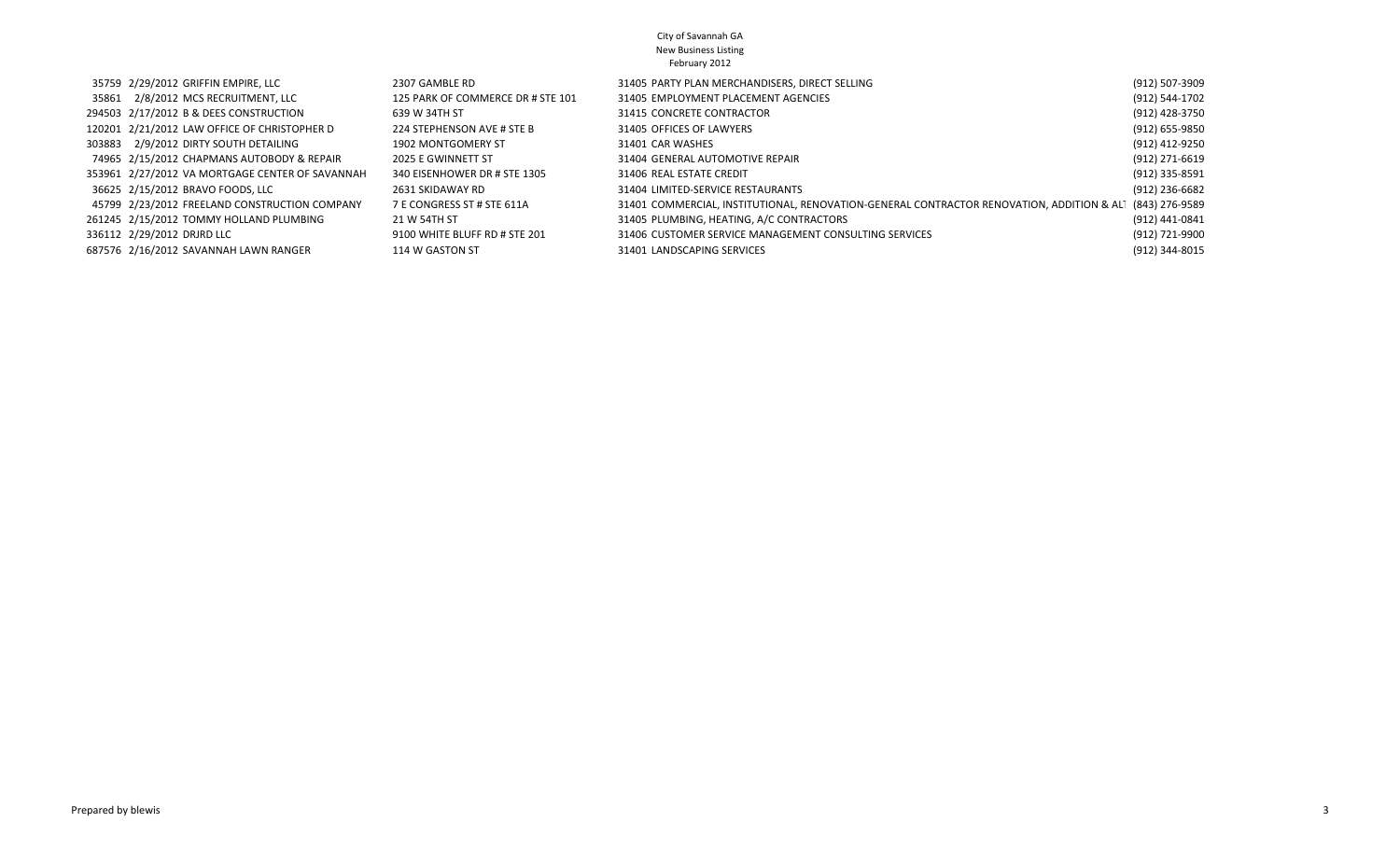City of Savannah GA
New Business Listing
February 2012

| | | | | | | |
|---|---|---|---|---|---|---|
| 35759 | 2/29/2012 | GRIFFIN EMPIRE, LLC | 2307 GAMBLE RD | 31405 | PARTY PLAN MERCHANDISERS, DIRECT SELLING | (912) 507-3909 |
| 35861 | 2/8/2012 | MCS RECRUITMENT, LLC | 125 PARK OF COMMERCE DR # STE 101 | 31405 | EMPLOYMENT PLACEMENT AGENCIES | (912) 544-1702 |
| 294503 | 2/17/2012 | B & DEES CONSTRUCTION | 639 W 34TH ST | 31415 | CONCRETE CONTRACTOR | (912) 428-3750 |
| 120201 | 2/21/2012 | LAW OFFICE OF CHRISTOPHER D | 224 STEPHENSON AVE # STE B | 31405 | OFFICES OF LAWYERS | (912) 655-9850 |
| 303883 | 2/9/2012 | DIRTY SOUTH DETAILING | 1902 MONTGOMERY ST | 31401 | CAR WASHES | (912) 412-9250 |
| 74965 | 2/15/2012 | CHAPMANS AUTOBODY & REPAIR | 2025 E GWINNETT ST | 31404 | GENERAL AUTOMOTIVE REPAIR | (912) 271-6619 |
| 353961 | 2/27/2012 | VA MORTGAGE CENTER OF SAVANNAH | 340 EISENHOWER DR # STE 1305 | 31406 | REAL ESTATE CREDIT | (912) 335-8591 |
| 36625 | 2/15/2012 | BRAVO FOODS, LLC | 2631 SKIDAWAY RD | 31404 | LIMITED-SERVICE RESTAURANTS | (912) 236-6682 |
| 45799 | 2/23/2012 | FREELAND CONSTRUCTION COMPANY | 7 E CONGRESS ST # STE 611A | 31401 | COMMERCIAL, INSTITUTIONAL, RENOVATION-GENERAL CONTRACTOR RENOVATION, ADDITION & ALT | (843) 276-9589 |
| 261245 | 2/15/2012 | TOMMY HOLLAND PLUMBING | 21 W 54TH ST | 31405 | PLUMBING, HEATING, A/C CONTRACTORS | (912) 441-0841 |
| 336112 | 2/29/2012 | DRJRD LLC | 9100 WHITE BLUFF RD # STE 201 | 31406 | CUSTOMER SERVICE MANAGEMENT CONSULTING SERVICES | (912) 721-9900 |
| 687576 | 2/16/2012 | SAVANNAH LAWN RANGER | 114 W GASTON ST | 31401 | LANDSCAPING SERVICES | (912) 344-8015 |

Prepared by blewis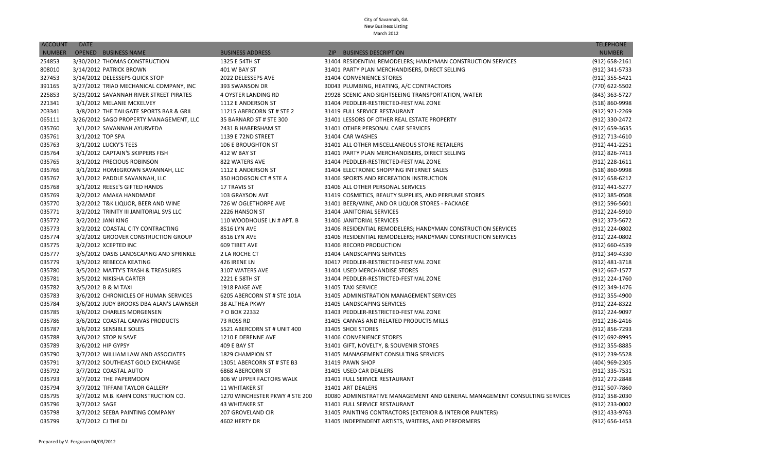City of Savannah, GA
New Business Listing
March 2012

| ACCOUNT NUMBER | DATE OPENED | BUSINESS NAME | BUSINESS ADDRESS | ZIP | BUSINESS DESCRIPTION | TELEPHONE NUMBER |
|---|---|---|---|---|---|---|
| 254853 | 3/30/2012 | THOMAS CONSTRUCTION | 1325 E 54TH ST | 31404 | RESIDENTIAL REMODELERS; HANDYMAN CONSTRUCTION SERVICES | (912) 658-2161 |
| 808010 | 3/14/2012 | PATRICK BROWN | 401 W BAY ST | 31401 | PARTY PLAN MERCHANDISERS, DIRECT SELLING | (912) 341-5733 |
| 327453 | 3/14/2012 | DELESSEPS QUICK STOP | 2022 DELESSEPS AVE | 31404 | CONVENIENCE STORES | (912) 355-5421 |
| 391165 | 3/27/2012 | TRIAD MECHANICAL COMPANY, INC | 393 SWANSON DR | 30043 | PLUMBING, HEATING, A/C CONTRACTORS | (770) 622-5502 |
| 225853 | 3/23/2012 | SAVANNAH RIVER STREET PIRATES | 4 OYSTER LANDING RD | 29928 | SCENIC AND SIGHTSEEING TRANSPORTATION, WATER | (843) 363-5727 |
| 221341 | 3/1/2012 | MELANIE MCKELVEY | 1112 E ANDERSON ST | 31404 | PEDDLER-RESTRICTED-FESTIVAL ZONE | (518) 860-9998 |
| 203341 | 3/8/2012 | THE TAILGATE SPORTS BAR & GRIL | 11215 ABERCORN ST # STE 2 | 31419 | FULL SERVICE RESTAURANT | (912) 921-2269 |
| 065111 | 3/26/2012 | SAGO PROPERTY MANAGEMENT, LLC | 35 BARNARD ST # STE 300 | 31401 | LESSORS OF OTHER REAL ESTATE PROPERTY | (912) 330-2472 |
| 035760 | 3/1/2012 | SAVANNAH AYURVEDA | 2431 B HABERSHAM ST | 31401 | OTHER PERSONAL CARE SERVICES | (912) 659-3635 |
| 035761 | 3/1/2012 | TOP SPA | 1139 E 72ND STREET | 31404 | CAR WASHES | (912) 713-4610 |
| 035763 | 3/1/2012 | LUCKY'S TEES | 106 E BROUGHTON ST | 31401 | ALL OTHER MISCELLANEOUS STORE RETAILERS | (912) 441-2251 |
| 035764 | 3/1/2012 | CAPTAIN'S SKIPPERS FISH | 412 W BAY ST | 31401 | PARTY PLAN MERCHANDISERS, DIRECT SELLING | (912) 826-7413 |
| 035765 | 3/1/2012 | PRECIOUS ROBINSON | 822 WATERS AVE | 31404 | PEDDLER-RESTRICTED-FESTIVAL ZONE | (912) 228-1611 |
| 035766 | 3/1/2012 | HOMEGROWN SAVANNAH, LLC | 1112 E ANDERSON ST | 31404 | ELECTRONIC SHOPPING INTERNET SALES | (518) 860-9998 |
| 035767 | 3/1/2012 | PADDLE SAVANNAH, LLC | 350 HODGSON CT # STE A | 31406 | SPORTS AND RECREATION INSTRUCTION | (912) 658-6212 |
| 035768 | 3/1/2012 | REESE'S GIFTED HANDS | 17 TRAVIS ST | 31406 | ALL OTHER PERSONAL SERVICES | (912) 441-5277 |
| 035769 | 3/2/2012 | AMAKA HANDMADE | 103 GRAYSON AVE | 31419 | COSMETICS, BEAUTY SUPPLIES, AND PERFUME STORES | (912) 385-0508 |
| 035770 | 3/2/2012 | T&K LIQUOR, BEER AND WINE | 726 W OGLETHORPE AVE | 31401 | BEER/WINE, AND OR LIQUOR STORES - PACKAGE | (912) 596-5601 |
| 035771 | 3/2/2012 | TRINITY III JANITORIAL SVS LLC | 2226 HANSON ST | 31404 | JANITORIAL SERVICES | (912) 224-5910 |
| 035772 | 3/2/2012 | JANI KING | 110 WOODHOUSE LN # APT. B | 31406 | JANITORIAL SERVICES | (912) 373-5672 |
| 035773 | 3/2/2012 | COASTAL CITY CONTRACTING | 8516 LYN AVE | 31406 | RESIDENTIAL REMODELERS; HANDYMAN CONSTRUCTION SERVICES | (912) 224-0802 |
| 035774 | 3/2/2012 | GROOVER CONSTRUCTION GROUP | 8516 LYN AVE | 31406 | RESIDENTIAL REMODELERS; HANDYMAN CONSTRUCTION SERVICES | (912) 224-0802 |
| 035775 | 3/2/2012 | XCEPTED INC | 609 TIBET AVE | 31406 | RECORD PRODUCTION | (912) 660-4539 |
| 035777 | 3/5/2012 | OASIS LANDSCAPING AND SPRINKLE | 2 LA ROCHE CT | 31404 | LANDSCAPING SERVICES | (912) 349-4330 |
| 035779 | 3/5/2012 | REBECCA KEATING | 426 IRENE LN | 30417 | PEDDLER-RESTRICTED-FESTIVAL ZONE | (912) 481-3718 |
| 035780 | 3/5/2012 | MATTY'S TRASH & TREASURES | 3107 WATERS AVE | 31404 | USED MERCHANDISE STORES | (912) 667-1577 |
| 035781 | 3/5/2012 | NIKISHA CARTER | 2221 E 58TH ST | 31404 | PEDDLER-RESTRICTED-FESTIVAL ZONE | (912) 224-1760 |
| 035782 | 3/5/2012 | B & M TAXI | 1918 PAIGE AVE | 31405 | TAXI SERVICE | (912) 349-1476 |
| 035783 | 3/6/2012 | CHRONICLES OF HUMAN SERVICES | 6205 ABERCORN ST # STE 101A | 31405 | ADMINISTRATION MANAGEMENT SERVICES | (912) 355-4900 |
| 035784 | 3/6/2012 | JUDY BROOKS DBA ALAN'S LAWNSER | 38 ALTHEA PKWY | 31405 | LANDSCAPING SERVICES | (912) 224-8322 |
| 035785 | 3/6/2012 | CHARLES MORGENSEN | P O BOX 22332 | 31403 | PEDDLER-RESTRICTED-FESTIVAL ZONE | (912) 224-9097 |
| 035786 | 3/6/2012 | COASTAL CANVAS PRODUCTS | 73 ROSS RD | 31405 | CANVAS AND RELATED PRODUCTS MILLS | (912) 236-2416 |
| 035787 | 3/6/2012 | SENSIBLE SOLES | 5521 ABERCORN ST # UNIT 400 | 31405 | SHOE STORES | (912) 856-7293 |
| 035788 | 3/6/2012 | STOP N SAVE | 1210 E DERENNE AVE | 31406 | CONVENIENCE STORES | (912) 692-8995 |
| 035789 | 3/6/2012 | HIP GYPSY | 409 E BAY ST | 31401 | GIFT, NOVELTY, & SOUVENIR STORES | (912) 355-8885 |
| 035790 | 3/7/2012 | WILLIAM LAW AND ASSOCIATES | 1829 CHAMPION ST | 31405 | MANAGEMENT CONSULTING SERVICES | (912) 239-5528 |
| 035791 | 3/7/2012 | SOUTHEAST GOLD EXCHANGE | 13051 ABERCORN ST # STE B3 | 31419 | PAWN SHOP | (404) 969-2305 |
| 035792 | 3/7/2012 | COASTAL AUTO | 6868 ABERCORN ST | 31405 | USED CAR DEALERS | (912) 335-7531 |
| 035793 | 3/7/2012 | THE PAPERMOON | 306 W UPPER FACTORS WALK | 31401 | FULL SERVICE RESTAURANT | (912) 272-2848 |
| 035794 | 3/7/2012 | TIFFANI TAYLOR GALLERY | 11 WHITAKER ST | 31401 | ART DEALERS | (912) 507-7860 |
| 035795 | 3/7/2012 | M.B. KAHN CONSTRUCTION CO. | 1270 WINCHESTER PKWY # STE 200 | 30080 | ADMINISTRATIVE MANAGEMENT AND GENERAL MANAGEMENT CONSULTING SERVICES | (912) 358-2030 |
| 035796 | 3/7/2012 | SAGE | 43 WHITAKER ST | 31401 | FULL SERVICE RESTAURANT | (912) 233-0002 |
| 035798 | 3/7/2012 | SEEBA PAINTING COMPANY | 207 GROVELAND CIR | 31405 | PAINTING CONTRACTORS (EXTERIOR & INTERIOR PAINTERS) | (912) 433-9763 |
| 035799 | 3/7/2012 | CJ THE DJ | 4602 HERTY DR | 31405 | INDEPENDENT ARTISTS, WRITERS, AND PERFORMERS | (912) 656-1453 |

Prepared by V. Ferguson 04/03/2012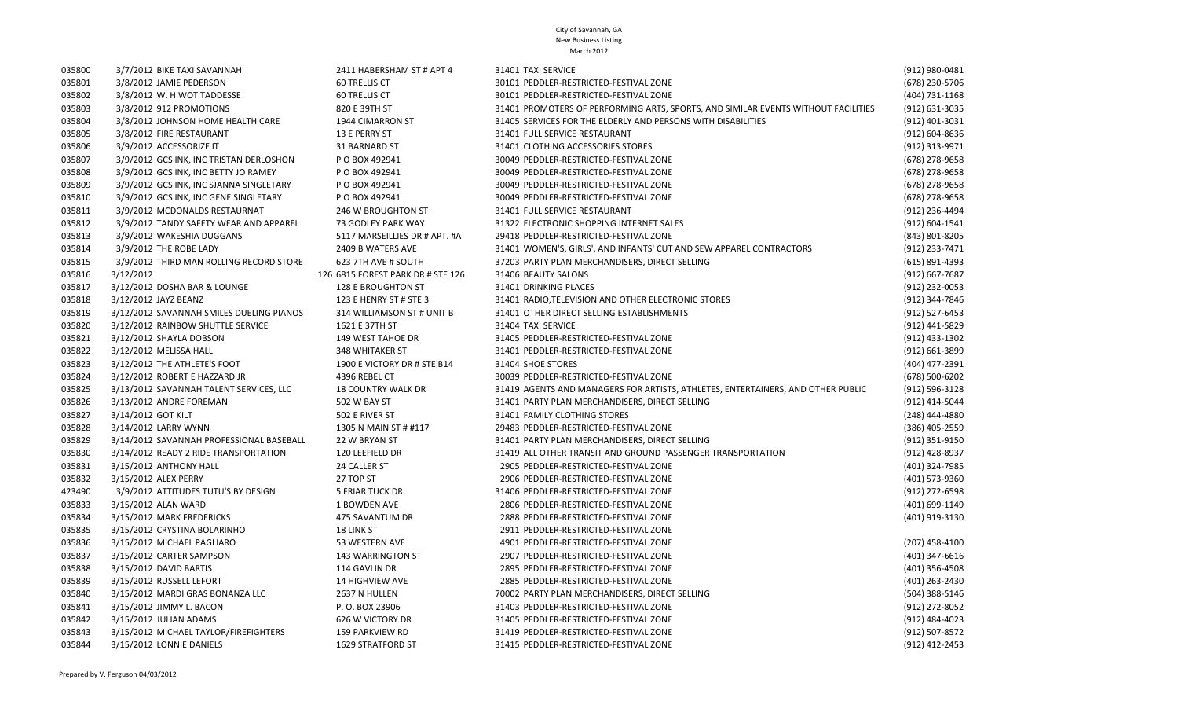City of Savannah, GA
New Business Listing
March 2012

| | | | | | | |
|---|---|---|---|---|---|---|
| 035800 | 3/7/2012 | BIKE TAXI SAVANNAH | 2411 HABERSHAM ST # APT 4 | 31401 | TAXI SERVICE | (912) 980-0481 |
| 035801 | 3/8/2012 | JAMIE PEDERSON | 60 TRELLIS CT | 30101 | PEDDLER-RESTRICTED-FESTIVAL ZONE | (678) 230-5706 |
| 035802 | 3/8/2012 | W. HIWOT TADDESSE | 60 TRELLIS CT | 30101 | PEDDLER-RESTRICTED-FESTIVAL ZONE | (404) 731-1168 |
| 035803 | 3/8/2012 | 912 PROMOTIONS | 820 E 39TH ST | 31401 | PROMOTERS OF PERFORMING ARTS, SPORTS, AND SIMILAR EVENTS WITHOUT FACILITIES | (912) 631-3035 |
| 035804 | 3/8/2012 | JOHNSON HOME HEALTH CARE | 1944 CIMARRON ST | 31405 | SERVICES FOR THE ELDERLY AND PERSONS WITH DISABILITIES | (912) 401-3031 |
| 035805 | 3/8/2012 | FIRE RESTAURANT | 13 E PERRY ST | 31401 | FULL SERVICE RESTAURANT | (912) 604-8636 |
| 035806 | 3/9/2012 | ACCESSORIZE IT | 31 BARNARD ST | 31401 | CLOTHING ACCESSORIES STORES | (912) 313-9971 |
| 035807 | 3/9/2012 | GCS INK, INC TRISTAN DERLOSHON | P O BOX 492941 | 30049 | PEDDLER-RESTRICTED-FESTIVAL ZONE | (678) 278-9658 |
| 035808 | 3/9/2012 | GCS INK, INC BETTY JO RAMEY | P O BOX 492941 | 30049 | PEDDLER-RESTRICTED-FESTIVAL ZONE | (678) 278-9658 |
| 035809 | 3/9/2012 | GCS INK, INC SJANNA SINGLETARY | P O BOX 492941 | 30049 | PEDDLER-RESTRICTED-FESTIVAL ZONE | (678) 278-9658 |
| 035810 | 3/9/2012 | GCS INK, INC GENE SINGLETARY | P O BOX 492941 | 30049 | PEDDLER-RESTRICTED-FESTIVAL ZONE | (678) 278-9658 |
| 035811 | 3/9/2012 | MCDONALDS RESTAURNAT | 246 W BROUGHTON ST | 31401 | FULL SERVICE RESTAURANT | (912) 236-4494 |
| 035812 | 3/9/2012 | TANDY SAFETY WEAR AND APPAREL | 73 GODLEY PARK WAY | 31322 | ELECTRONIC SHOPPING INTERNET SALES | (912) 604-1541 |
| 035813 | 3/9/2012 | WAKESHIA DUGGANS | 5117 MARSEILLIES DR # APT. #A | 29418 | PEDDLER-RESTRICTED-FESTIVAL ZONE | (843) 801-8205 |
| 035814 | 3/9/2012 | THE ROBE LADY | 2409 B WATERS AVE | 31401 | WOMEN'S, GIRLS', AND INFANTS' CUT AND SEW APPAREL CONTRACTORS | (912) 233-7471 |
| 035815 | 3/9/2012 | THIRD MAN ROLLING RECORD STORE | 623 7TH AVE # SOUTH | 37203 | PARTY PLAN MERCHANDISERS, DIRECT SELLING | (615) 891-4393 |
| 035816 | 3/12/2012 | | 126 6815 FOREST PARK DR # STE 126 | 31406 | BEAUTY SALONS | (912) 667-7687 |
| 035817 | 3/12/2012 | DOSHA BAR & LOUNGE | 128 E BROUGHTON ST | 31401 | DRINKING PLACES | (912) 232-0053 |
| 035818 | 3/12/2012 | JAYZ BEANZ | 123 E HENRY ST # STE 3 | 31401 | RADIO,TELEVISION AND OTHER ELECTRONIC STORES | (912) 344-7846 |
| 035819 | 3/12/2012 | SAVANNAH SMILES DUELING PIANOS | 314 WILLIAMSON ST # UNIT B | 31401 | OTHER DIRECT SELLING ESTABLISHMENTS | (912) 527-6453 |
| 035820 | 3/12/2012 | RAINBOW SHUTTLE SERVICE | 1621 E 37TH ST | 31404 | TAXI SERVICE | (912) 441-5829 |
| 035821 | 3/12/2012 | SHAYLA DOBSON | 149 WEST TAHOE DR | 31405 | PEDDLER-RESTRICTED-FESTIVAL ZONE | (912) 433-1302 |
| 035822 | 3/12/2012 | MELISSA HALL | 348 WHITAKER ST | 31401 | PEDDLER-RESTRICTED-FESTIVAL ZONE | (912) 661-3899 |
| 035823 | 3/12/2012 | THE ATHLETE'S FOOT | 1900 E VICTORY DR # STE B14 | 31404 | SHOE STORES | (404) 477-2391 |
| 035824 | 3/12/2012 | ROBERT E HAZZARD JR | 4396 REBEL CT | 30039 | PEDDLER-RESTRICTED-FESTIVAL ZONE | (678) 500-6202 |
| 035825 | 3/13/2012 | SAVANNAH TALENT SERVICES, LLC | 18 COUNTRY WALK DR | 31419 | AGENTS AND MANAGERS FOR ARTISTS, ATHLETES, ENTERTAINERS, AND OTHER PUBLIC | (912) 596-3128 |
| 035826 | 3/13/2012 | ANDRE FOREMAN | 502 W BAY ST | 31401 | PARTY PLAN MERCHANDISERS, DIRECT SELLING | (912) 414-5044 |
| 035827 | 3/14/2012 | GOT KILT | 502 E RIVER ST | 31401 | FAMILY CLOTHING STORES | (248) 444-4880 |
| 035828 | 3/14/2012 | LARRY WYNN | 1305 N MAIN ST # #117 | 29483 | PEDDLER-RESTRICTED-FESTIVAL ZONE | (386) 405-2559 |
| 035829 | 3/14/2012 | SAVANNAH PROFESSIONAL BASEBALL | 22 W BRYAN ST | 31401 | PARTY PLAN MERCHANDISERS, DIRECT SELLING | (912) 351-9150 |
| 035830 | 3/14/2012 | READY 2 RIDE TRANSPORTATION | 120 LEEFIELD DR | 31419 | ALL OTHER TRANSIT AND GROUND PASSENGER TRANSPORTATION | (912) 428-8937 |
| 035831 | 3/15/2012 | ANTHONY HALL | 24 CALLER ST | 2905 | PEDDLER-RESTRICTED-FESTIVAL ZONE | (401) 324-7985 |
| 035832 | 3/15/2012 | ALEX PERRY | 27 TOP ST | 2906 | PEDDLER-RESTRICTED-FESTIVAL ZONE | (401) 573-9360 |
| 423490 | 3/9/2012 | ATTITUDES TUTU'S BY DESIGN | 5 FRIAR TUCK DR | 31406 | PEDDLER-RESTRICTED-FESTIVAL ZONE | (912) 272-6598 |
| 035833 | 3/15/2012 | ALAN WARD | 1 BOWDEN AVE | 2806 | PEDDLER-RESTRICTED-FESTIVAL ZONE | (401) 699-1149 |
| 035834 | 3/15/2012 | MARK FREDERICKS | 475 SAVANTUM DR | 2888 | PEDDLER-RESTRICTED-FESTIVAL ZONE | (401) 919-3130 |
| 035835 | 3/15/2012 | CRYSTINA BOLARINHO | 18 LINK ST | 2911 | PEDDLER-RESTRICTED-FESTIVAL ZONE | |
| 035836 | 3/15/2012 | MICHAEL PAGLIARO | 53 WESTERN AVE | 4901 | PEDDLER-RESTRICTED-FESTIVAL ZONE | (207) 458-4100 |
| 035837 | 3/15/2012 | CARTER SAMPSON | 143 WARRINGTON ST | 2907 | PEDDLER-RESTRICTED-FESTIVAL ZONE | (401) 347-6616 |
| 035838 | 3/15/2012 | DAVID BARTIS | 114 GAVLIN DR | 2895 | PEDDLER-RESTRICTED-FESTIVAL ZONE | (401) 356-4508 |
| 035839 | 3/15/2012 | RUSSELL LEFORT | 14 HIGHVIEW AVE | 2885 | PEDDLER-RESTRICTED-FESTIVAL ZONE | (401) 263-2430 |
| 035840 | 3/15/2012 | MARDI GRAS BONANZA LLC | 2637 N HULLEN | 70002 | PARTY PLAN MERCHANDISERS, DIRECT SELLING | (504) 388-5146 |
| 035841 | 3/15/2012 | JIMMY L. BACON | P. O. BOX 23906 | 31403 | PEDDLER-RESTRICTED-FESTIVAL ZONE | (912) 272-8052 |
| 035842 | 3/15/2012 | JULIAN ADAMS | 626 W VICTORY DR | 31405 | PEDDLER-RESTRICTED-FESTIVAL ZONE | (912) 484-4023 |
| 035843 | 3/15/2012 | MICHAEL TAYLOR/FIREFIGHTERS | 159 PARKVIEW RD | 31419 | PEDDLER-RESTRICTED-FESTIVAL ZONE | (912) 507-8572 |
| 035844 | 3/15/2012 | LONNIE DANIELS | 1629 STRATFORD ST | 31415 | PEDDLER-RESTRICTED-FESTIVAL ZONE | (912) 412-2453 |

Prepared by V. Ferguson 04/03/2012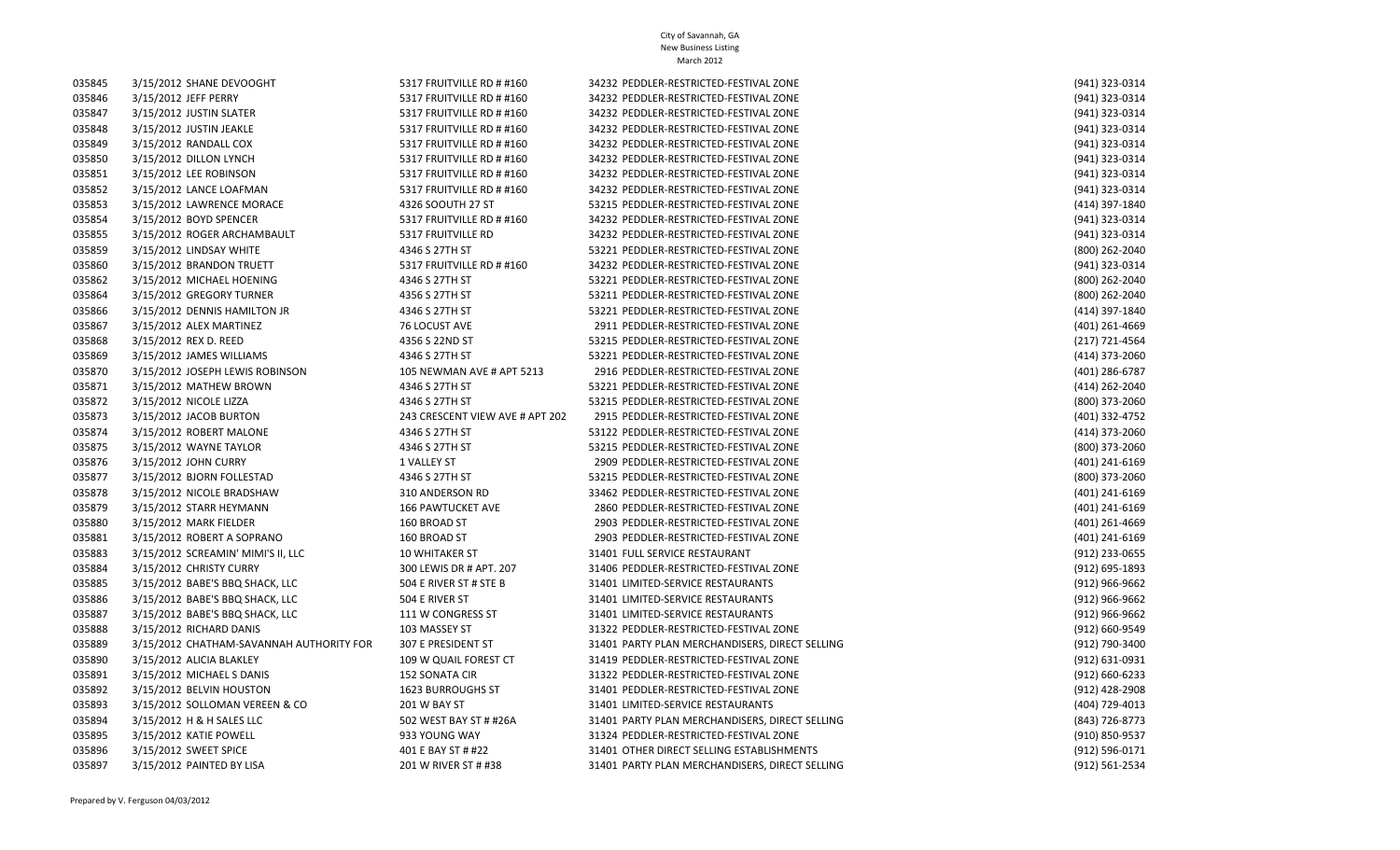City of Savannah, GA
New Business Listing
March 2012

| | | | | | | |
|---|---|---|---|---|---|---|
| 035845 | 3/15/2012 | SHANE DEVOOGHT | 5317 FRUITVILLE RD # #160 | 34232 | PEDDLER-RESTRICTED-FESTIVAL ZONE | (941) 323-0314 |
| 035846 | 3/15/2012 | JEFF PERRY | 5317 FRUITVILLE RD # #160 | 34232 | PEDDLER-RESTRICTED-FESTIVAL ZONE | (941) 323-0314 |
| 035847 | 3/15/2012 | JUSTIN SLATER | 5317 FRUITVILLE RD # #160 | 34232 | PEDDLER-RESTRICTED-FESTIVAL ZONE | (941) 323-0314 |
| 035848 | 3/15/2012 | JUSTIN JEAKLE | 5317 FRUITVILLE RD # #160 | 34232 | PEDDLER-RESTRICTED-FESTIVAL ZONE | (941) 323-0314 |
| 035849 | 3/15/2012 | RANDALL COX | 5317 FRUITVILLE RD # #160 | 34232 | PEDDLER-RESTRICTED-FESTIVAL ZONE | (941) 323-0314 |
| 035850 | 3/15/2012 | DILLON LYNCH | 5317 FRUITVILLE RD # #160 | 34232 | PEDDLER-RESTRICTED-FESTIVAL ZONE | (941) 323-0314 |
| 035851 | 3/15/2012 | LEE ROBINSON | 5317 FRUITVILLE RD # #160 | 34232 | PEDDLER-RESTRICTED-FESTIVAL ZONE | (941) 323-0314 |
| 035852 | 3/15/2012 | LANCE LOAFMAN | 5317 FRUITVILLE RD # #160 | 34232 | PEDDLER-RESTRICTED-FESTIVAL ZONE | (941) 323-0314 |
| 035853 | 3/15/2012 | LAWRENCE MORACE | 4326 SOOUTH 27 ST | 53215 | PEDDLER-RESTRICTED-FESTIVAL ZONE | (414) 397-1840 |
| 035854 | 3/15/2012 | BOYD SPENCER | 5317 FRUITVILLE RD # #160 | 34232 | PEDDLER-RESTRICTED-FESTIVAL ZONE | (941) 323-0314 |
| 035855 | 3/15/2012 | ROGER ARCHAMBAULT | 5317 FRUITVILLE RD | 34232 | PEDDLER-RESTRICTED-FESTIVAL ZONE | (941) 323-0314 |
| 035859 | 3/15/2012 | LINDSAY WHITE | 4346 S 27TH ST | 53221 | PEDDLER-RESTRICTED-FESTIVAL ZONE | (800) 262-2040 |
| 035860 | 3/15/2012 | BRANDON TRUETT | 5317 FRUITVILLE RD # #160 | 34232 | PEDDLER-RESTRICTED-FESTIVAL ZONE | (941) 323-0314 |
| 035862 | 3/15/2012 | MICHAEL HOENING | 4346 S 27TH ST | 53221 | PEDDLER-RESTRICTED-FESTIVAL ZONE | (800) 262-2040 |
| 035864 | 3/15/2012 | GREGORY TURNER | 4356 S 27TH ST | 53211 | PEDDLER-RESTRICTED-FESTIVAL ZONE | (800) 262-2040 |
| 035866 | 3/15/2012 | DENNIS HAMILTON JR | 4346 S 27TH ST | 53221 | PEDDLER-RESTRICTED-FESTIVAL ZONE | (414) 397-1840 |
| 035867 | 3/15/2012 | ALEX MARTINEZ | 76 LOCUST AVE | 2911 | PEDDLER-RESTRICTED-FESTIVAL ZONE | (401) 261-4669 |
| 035868 | 3/15/2012 | REX D. REED | 4356 S 22ND ST | 53215 | PEDDLER-RESTRICTED-FESTIVAL ZONE | (217) 721-4564 |
| 035869 | 3/15/2012 | JAMES WILLIAMS | 4346 S 27TH ST | 53221 | PEDDLER-RESTRICTED-FESTIVAL ZONE | (414) 373-2060 |
| 035870 | 3/15/2012 | JOSEPH LEWIS ROBINSON | 105 NEWMAN AVE # APT 5213 | 2916 | PEDDLER-RESTRICTED-FESTIVAL ZONE | (401) 286-6787 |
| 035871 | 3/15/2012 | MATHEW BROWN | 4346 S 27TH ST | 53221 | PEDDLER-RESTRICTED-FESTIVAL ZONE | (414) 262-2040 |
| 035872 | 3/15/2012 | NICOLE LIZZA | 4346 S 27TH ST | 53215 | PEDDLER-RESTRICTED-FESTIVAL ZONE | (800) 373-2060 |
| 035873 | 3/15/2012 | JACOB BURTON | 243 CRESCENT VIEW AVE # APT 202 | 2915 | PEDDLER-RESTRICTED-FESTIVAL ZONE | (401) 332-4752 |
| 035874 | 3/15/2012 | ROBERT MALONE | 4346 S 27TH ST | 53122 | PEDDLER-RESTRICTED-FESTIVAL ZONE | (414) 373-2060 |
| 035875 | 3/15/2012 | WAYNE TAYLOR | 4346 S 27TH ST | 53215 | PEDDLER-RESTRICTED-FESTIVAL ZONE | (800) 373-2060 |
| 035876 | 3/15/2012 | JOHN CURRY | 1 VALLEY ST | 2909 | PEDDLER-RESTRICTED-FESTIVAL ZONE | (401) 241-6169 |
| 035877 | 3/15/2012 | BJORN FOLLESTAD | 4346 S 27TH ST | 53215 | PEDDLER-RESTRICTED-FESTIVAL ZONE | (800) 373-2060 |
| 035878 | 3/15/2012 | NICOLE BRADSHAW | 310 ANDERSON RD | 33462 | PEDDLER-RESTRICTED-FESTIVAL ZONE | (401) 241-6169 |
| 035879 | 3/15/2012 | STARR HEYMANN | 166 PAWTUCKET AVE | 2860 | PEDDLER-RESTRICTED-FESTIVAL ZONE | (401) 241-6169 |
| 035880 | 3/15/2012 | MARK FIELDER | 160 BROAD ST | 2903 | PEDDLER-RESTRICTED-FESTIVAL ZONE | (401) 261-4669 |
| 035881 | 3/15/2012 | ROBERT A SOPRANO | 160 BROAD ST | 2903 | PEDDLER-RESTRICTED-FESTIVAL ZONE | (401) 241-6169 |
| 035883 | 3/15/2012 | SCREAMIN' MIMI'S II, LLC | 10 WHITAKER ST | 31401 | FULL SERVICE RESTAURANT | (912) 233-0655 |
| 035884 | 3/15/2012 | CHRISTY CURRY | 300 LEWIS DR # APT. 207 | 31406 | PEDDLER-RESTRICTED-FESTIVAL ZONE | (912) 695-1893 |
| 035885 | 3/15/2012 | BABE'S BBQ SHACK, LLC | 504 E RIVER ST # STE B | 31401 | LIMITED-SERVICE RESTAURANTS | (912) 966-9662 |
| 035886 | 3/15/2012 | BABE'S BBQ SHACK, LLC | 504 E RIVER ST | 31401 | LIMITED-SERVICE RESTAURANTS | (912) 966-9662 |
| 035887 | 3/15/2012 | BABE'S BBQ SHACK, LLC | 111 W CONGRESS ST | 31401 | LIMITED-SERVICE RESTAURANTS | (912) 966-9662 |
| 035888 | 3/15/2012 | RICHARD DANIS | 103 MASSEY ST | 31322 | PEDDLER-RESTRICTED-FESTIVAL ZONE | (912) 660-9549 |
| 035889 | 3/15/2012 | CHATHAM-SAVANNAH AUTHORITY FOR | 307 E PRESIDENT ST | 31401 | PARTY PLAN MERCHANDISERS, DIRECT SELLING | (912) 790-3400 |
| 035890 | 3/15/2012 | ALICIA BLAKLEY | 109 W QUAIL FOREST CT | 31419 | PEDDLER-RESTRICTED-FESTIVAL ZONE | (912) 631-0931 |
| 035891 | 3/15/2012 | MICHAEL S DANIS | 152 SONATA CIR | 31322 | PEDDLER-RESTRICTED-FESTIVAL ZONE | (912) 660-6233 |
| 035892 | 3/15/2012 | BELVIN HOUSTON | 1623 BURROUGHS ST | 31401 | PEDDLER-RESTRICTED-FESTIVAL ZONE | (912) 428-2908 |
| 035893 | 3/15/2012 | SOLLOMAN VEREEN & CO | 201 W BAY ST | 31401 | LIMITED-SERVICE RESTAURANTS | (404) 729-4013 |
| 035894 | 3/15/2012 | H & H SALES LLC | 502 WEST BAY ST # #26A | 31401 | PARTY PLAN MERCHANDISERS, DIRECT SELLING | (843) 726-8773 |
| 035895 | 3/15/2012 | KATIE POWELL | 933 YOUNG WAY | 31324 | PEDDLER-RESTRICTED-FESTIVAL ZONE | (910) 850-9537 |
| 035896 | 3/15/2012 | SWEET SPICE | 401 E BAY ST # #22 | 31401 | OTHER DIRECT SELLING ESTABLISHMENTS | (912) 596-0171 |
| 035897 | 3/15/2012 | PAINTED BY LISA | 201 W RIVER ST # #38 | 31401 | PARTY PLAN MERCHANDISERS, DIRECT SELLING | (912) 561-2534 |

Prepared by V. Ferguson 04/03/2012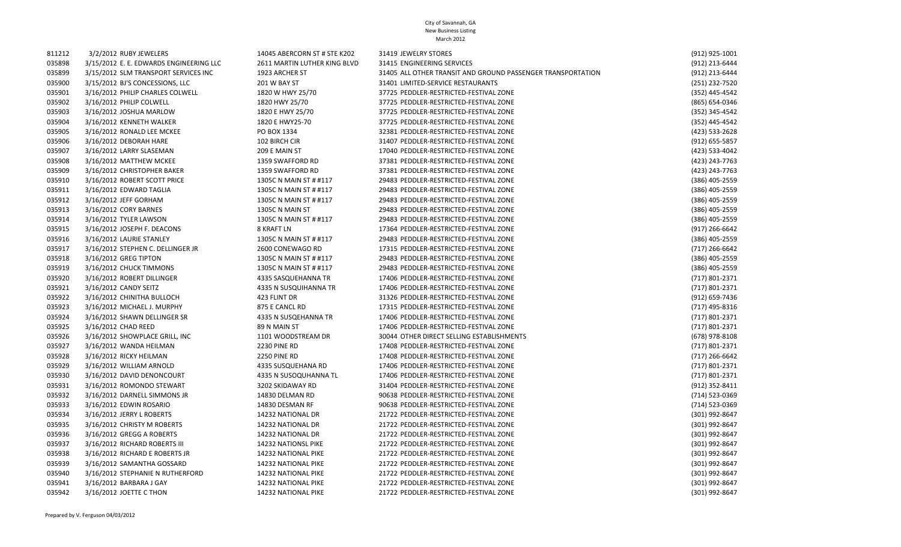City of Savannah, GA
New Business Listing
March 2012

| | | | | | |
|---|---|---|---|---|---|
| 811212 | 3/2/2012 RUBY JEWELERS | 14045 ABERCORN ST # STE K202 | 31419 | JEWELRY STORES | (912) 925-1001 |
| 035898 | 3/15/2012 E. E. EDWARDS ENGINEERING LLC | 2611 MARTIN LUTHER KING BLVD | 31415 | ENGINEERING SERVICES | (912) 213-6444 |
| 035899 | 3/15/2012 SLM TRANSPORT SERVICES INC | 1923 ARCHER ST | 31405 | ALL OTHER TRANSIT AND GROUND PASSENGER TRANSPORTATION | (912) 213-6444 |
| 035900 | 3/15/2012 BJ'S CONCESSIONS, LLC | 201 W BAY ST | 31401 | LIMITED-SERVICE RESTAURANTS | (251) 232-7520 |
| 035901 | 3/16/2012 PHILIP CHARLES COLWELL | 1820 W HWY 25/70 | 37725 | PEDDLER-RESTRICTED-FESTIVAL ZONE | (352) 445-4542 |
| 035902 | 3/16/2012 PHILIP COLWELL | 1820 HWY 25/70 | 37725 | PEDDLER-RESTRICTED-FESTIVAL ZONE | (865) 654-0346 |
| 035903 | 3/16/2012 JOSHUA MARLOW | 1820 E HWY 25/70 | 37725 | PEDDLER-RESTRICTED-FESTIVAL ZONE | (352) 345-4542 |
| 035904 | 3/16/2012 KENNETH WALKER | 1820 E HWY25-70 | 37725 | PEDDLER-RESTRICTED-FESTIVAL ZONE | (352) 445-4542 |
| 035905 | 3/16/2012 RONALD LEE MCKEE | PO BOX 1334 | 32381 | PEDDLER-RESTRICTED-FESTIVAL ZONE | (423) 533-2628 |
| 035906 | 3/16/2012 DEBORAH HARE | 102 BIRCH CIR | 31407 | PEDDLER-RESTRICTED-FESTIVAL ZONE | (912) 655-5857 |
| 035907 | 3/16/2012 LARRY SLASEMAN | 209 E MAIN ST | 17040 | PEDDLER-RESTRICTED-FESTIVAL ZONE | (423) 533-4042 |
| 035908 | 3/16/2012 MATTHEW MCKEE | 1359 SWAFFORD RD | 37381 | PEDDLER-RESTRICTED-FESTIVAL ZONE | (423) 243-7763 |
| 035909 | 3/16/2012 CHRISTOPHER BAKER | 1359 SWAFFORD RD | 37381 | PEDDLER-RESTRICTED-FESTIVAL ZONE | (423) 243-7763 |
| 035910 | 3/16/2012 ROBERT SCOTT PRICE | 1305C N MAIN ST # #117 | 29483 | PEDDLER-RESTRICTED-FESTIVAL ZONE | (386) 405-2559 |
| 035911 | 3/16/2012 EDWARD TAGLIA | 1305C N MAIN ST # #117 | 29483 | PEDDLER-RESTRICTED-FESTIVAL ZONE | (386) 405-2559 |
| 035912 | 3/16/2012 JEFF GORHAM | 1305C N MAIN ST # #117 | 29483 | PEDDLER-RESTRICTED-FESTIVAL ZONE | (386) 405-2559 |
| 035913 | 3/16/2012 CORY BARNES | 1305C N MAIN ST | 29483 | PEDDLER-RESTRICTED-FESTIVAL ZONE | (386) 405-2559 |
| 035914 | 3/16/2012 TYLER LAWSON | 1305C N MAIN ST # #117 | 29483 | PEDDLER-RESTRICTED-FESTIVAL ZONE | (386) 405-2559 |
| 035915 | 3/16/2012 JOSEPH F. DEACONS | 8 KRAFT LN | 17364 | PEDDLER-RESTRICTED-FESTIVAL ZONE | (917) 266-6642 |
| 035916 | 3/16/2012 LAURIE STANLEY | 1305C N MAIN ST # #117 | 29483 | PEDDLER-RESTRICTED-FESTIVAL ZONE | (386) 405-2559 |
| 035917 | 3/16/2012 STEPHEN C. DELLINGER JR | 2600 CONEWAGO RD | 17315 | PEDDLER-RESTRICTED-FESTIVAL ZONE | (717) 266-6642 |
| 035918 | 3/16/2012 GREG TIPTON | 1305C N MAIN ST # #117 | 29483 | PEDDLER-RESTRICTED-FESTIVAL ZONE | (386) 405-2559 |
| 035919 | 3/16/2012 CHUCK TIMMONS | 1305C N MAIN ST # #117 | 29483 | PEDDLER-RESTRICTED-FESTIVAL ZONE | (386) 405-2559 |
| 035920 | 3/16/2012 ROBERT DILLINGER | 4335 SASQUEHANNA TR | 17406 | PEDDLER-RESTRICTED-FESTIVAL ZONE | (717) 801-2371 |
| 035921 | 3/16/2012 CANDY SEITZ | 4335 N SUSQUIHANNA TR | 17406 | PEDDLER-RESTRICTED-FESTIVAL ZONE | (717) 801-2371 |
| 035922 | 3/16/2012 CHINITHA BULLOCH | 423 FLINT DR | 31326 | PEDDLER-RESTRICTED-FESTIVAL ZONE | (912) 659-7436 |
| 035923 | 3/16/2012 MICHAEL J. MURPHY | 875 E CANCL RD | 17315 | PEDDLER-RESTRICTED-FESTIVAL ZONE | (717) 495-8316 |
| 035924 | 3/16/2012 SHAWN DELLINGER SR | 4335 N SUSQEHANNA TR | 17406 | PEDDLER-RESTRICTED-FESTIVAL ZONE | (717) 801-2371 |
| 035925 | 3/16/2012 CHAD REED | 89 N MAIN ST | 17406 | PEDDLER-RESTRICTED-FESTIVAL ZONE | (717) 801-2371 |
| 035926 | 3/16/2012 SHOWPLACE GRILL, INC | 1101 WOODSTREAM DR | 30044 | OTHER DIRECT SELLING ESTABLISHMENTS | (678) 978-8108 |
| 035927 | 3/16/2012 WANDA HEILMAN | 2230 PINE RD | 17408 | PEDDLER-RESTRICTED-FESTIVAL ZONE | (717) 801-2371 |
| 035928 | 3/16/2012 RICKY HEILMAN | 2250 PINE RD | 17408 | PEDDLER-RESTRICTED-FESTIVAL ZONE | (717) 266-6642 |
| 035929 | 3/16/2012 WILLIAM ARNOLD | 4335 SUSQUEHANA RD | 17406 | PEDDLER-RESTRICTED-FESTIVAL ZONE | (717) 801-2371 |
| 035930 | 3/16/2012 DAVID DENONCOURT | 4335 N SUSOQUHANNA TL | 17406 | PEDDLER-RESTRICTED-FESTIVAL ZONE | (717) 801-2371 |
| 035931 | 3/16/2012 ROMONDO STEWART | 3202 SKIDAWAY RD | 31404 | PEDDLER-RESTRICTED-FESTIVAL ZONE | (912) 352-8411 |
| 035932 | 3/16/2012 DARNELL SIMMONS JR | 14830 DELMAN RD | 90638 | PEDDLER-RESTRICTED-FESTIVAL ZONE | (714) 523-0369 |
| 035933 | 3/16/2012 EDWIN ROSARIO | 14830 DESMAN RF | 90638 | PEDDLER-RESTRICTED-FESTIVAL ZONE | (714) 523-0369 |
| 035934 | 3/16/2012 JERRY L ROBERTS | 14232 NATIONAL DR | 21722 | PEDDLER-RESTRICTED-FESTIVAL ZONE | (301) 992-8647 |
| 035935 | 3/16/2012 CHRISTY M ROBERTS | 14232 NATIONAL DR | 21722 | PEDDLER-RESTRICTED-FESTIVAL ZONE | (301) 992-8647 |
| 035936 | 3/16/2012 GREGG A ROBERTS | 14232 NATIONAL DR | 21722 | PEDDLER-RESTRICTED-FESTIVAL ZONE | (301) 992-8647 |
| 035937 | 3/16/2012 RICHARD ROBERTS III | 14232 NATIONSL PIKE | 21722 | PEDDLER-RESTRICTED-FESTIVAL ZONE | (301) 992-8647 |
| 035938 | 3/16/2012 RICHARD E ROBERTS JR | 14232 NATIONAL PIKE | 21722 | PEDDLER-RESTRICTED-FESTIVAL ZONE | (301) 992-8647 |
| 035939 | 3/16/2012 SAMANTHA GOSSARD | 14232 NATIONAL PIKE | 21722 | PEDDLER-RESTRICTED-FESTIVAL ZONE | (301) 992-8647 |
| 035940 | 3/16/2012 STEPHANIE N RUTHERFORD | 14232 NATIONAL PIKE | 21722 | PEDDLER-RESTRICTED-FESTIVAL ZONE | (301) 992-8647 |
| 035941 | 3/16/2012 BARBARA J GAY | 14232 NATIONAL PIKE | 21722 | PEDDLER-RESTRICTED-FESTIVAL ZONE | (301) 992-8647 |
| 035942 | 3/16/2012 JOETTE C THON | 14232 NATIONAL PIKE | 21722 | PEDDLER-RESTRICTED-FESTIVAL ZONE | (301) 992-8647 |

Prepared by V. Ferguson 04/03/2012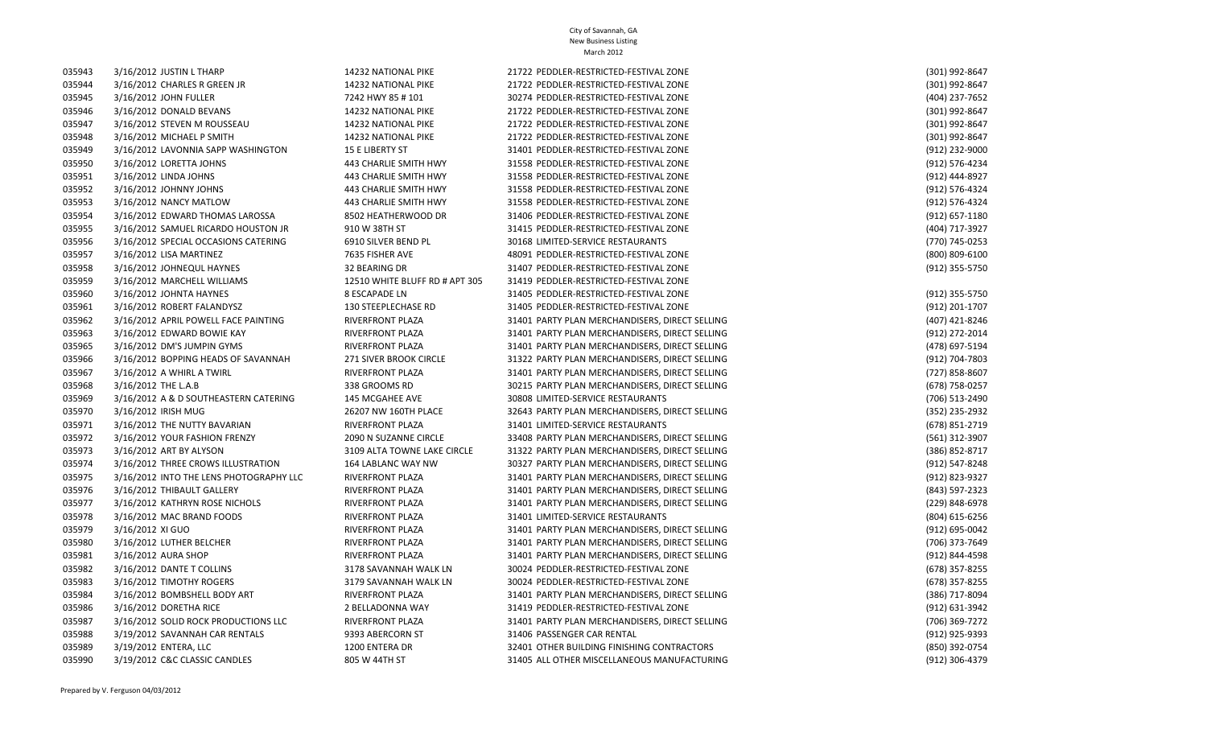City of Savannah, GA
New Business Listing
March 2012

| | | | | | | |
|---|---|---|---|---|---|---|
| 035943 | 3/16/2012 | JUSTIN L THARP | 14232 NATIONAL PIKE | 21722 | PEDDLER-RESTRICTED-FESTIVAL ZONE | (301) 992-8647 |
| 035944 | 3/16/2012 | CHARLES R GREEN JR | 14232 NATIONAL PIKE | 21722 | PEDDLER-RESTRICTED-FESTIVAL ZONE | (301) 992-8647 |
| 035945 | 3/16/2012 | JOHN FULLER | 7242 HWY 85 # 101 | 30274 | PEDDLER-RESTRICTED-FESTIVAL ZONE | (404) 237-7652 |
| 035946 | 3/16/2012 | DONALD BEVANS | 14232 NATIONAL PIKE | 21722 | PEDDLER-RESTRICTED-FESTIVAL ZONE | (301) 992-8647 |
| 035947 | 3/16/2012 | STEVEN M ROUSSEAU | 14232 NATIONAL PIKE | 21722 | PEDDLER-RESTRICTED-FESTIVAL ZONE | (301) 992-8647 |
| 035948 | 3/16/2012 | MICHAEL P SMITH | 14232 NATIONAL PIKE | 21722 | PEDDLER-RESTRICTED-FESTIVAL ZONE | (301) 992-8647 |
| 035949 | 3/16/2012 | LAVONNIA SAPP WASHINGTON | 15 E LIBERTY ST | 31401 | PEDDLER-RESTRICTED-FESTIVAL ZONE | (912) 232-9000 |
| 035950 | 3/16/2012 | LORETTA JOHNS | 443 CHARLIE SMITH HWY | 31558 | PEDDLER-RESTRICTED-FESTIVAL ZONE | (912) 576-4234 |
| 035951 | 3/16/2012 | LINDA JOHNS | 443 CHARLIE SMITH HWY | 31558 | PEDDLER-RESTRICTED-FESTIVAL ZONE | (912) 444-8927 |
| 035952 | 3/16/2012 | JOHNNY JOHNS | 443 CHARLIE SMITH HWY | 31558 | PEDDLER-RESTRICTED-FESTIVAL ZONE | (912) 576-4324 |
| 035953 | 3/16/2012 | NANCY MATLOW | 443 CHARLIE SMITH HWY | 31558 | PEDDLER-RESTRICTED-FESTIVAL ZONE | (912) 576-4324 |
| 035954 | 3/16/2012 | EDWARD THOMAS LAROSSA | 8502 HEATHERWOOD DR | 31406 | PEDDLER-RESTRICTED-FESTIVAL ZONE | (912) 657-1180 |
| 035955 | 3/16/2012 | SAMUEL RICARDO HOUSTON JR | 910 W 38TH ST | 31415 | PEDDLER-RESTRICTED-FESTIVAL ZONE | (404) 717-3927 |
| 035956 | 3/16/2012 | SPECIAL OCCASIONS CATERING | 6910 SILVER BEND PL | 30168 | LIMITED-SERVICE RESTAURANTS | (770) 745-0253 |
| 035957 | 3/16/2012 | LISA MARTINEZ | 7635 FISHER AVE | 48091 | PEDDLER-RESTRICTED-FESTIVAL ZONE | (800) 809-6100 |
| 035958 | 3/16/2012 | JOHNEQUL HAYNES | 32 BEARING DR | 31407 | PEDDLER-RESTRICTED-FESTIVAL ZONE | (912) 355-5750 |
| 035959 | 3/16/2012 | MARCHELL WILLIAMS | 12510 WHITE BLUFF RD # APT 305 | 31419 | PEDDLER-RESTRICTED-FESTIVAL ZONE | |
| 035960 | 3/16/2012 | JOHNTA HAYNES | 8 ESCAPADE LN | 31405 | PEDDLER-RESTRICTED-FESTIVAL ZONE | (912) 355-5750 |
| 035961 | 3/16/2012 | ROBERT FALANDYSZ | 130 STEEPLECHASE RD | 31405 | PEDDLER-RESTRICTED-FESTIVAL ZONE | (912) 201-1707 |
| 035962 | 3/16/2012 | APRIL POWELL FACE PAINTING | RIVERFRONT PLAZA | 31401 | PARTY PLAN MERCHANDISERS, DIRECT SELLING | (407) 421-8246 |
| 035963 | 3/16/2012 | EDWARD BOWIE KAY | RIVERFRONT PLAZA | 31401 | PARTY PLAN MERCHANDISERS, DIRECT SELLING | (912) 272-2014 |
| 035965 | 3/16/2012 | DM'S JUMPIN GYMS | RIVERFRONT PLAZA | 31401 | PARTY PLAN MERCHANDISERS, DIRECT SELLING | (478) 697-5194 |
| 035966 | 3/16/2012 | BOPPING HEADS OF SAVANNAH | 271 SIVER BROOK CIRCLE | 31322 | PARTY PLAN MERCHANDISERS, DIRECT SELLING | (912) 704-7803 |
| 035967 | 3/16/2012 | A WHIRL A TWIRL | RIVERFRONT PLAZA | 31401 | PARTY PLAN MERCHANDISERS, DIRECT SELLING | (727) 858-8607 |
| 035968 | 3/16/2012 | THE L.A.B | 338 GROOMS RD | 30215 | PARTY PLAN MERCHANDISERS, DIRECT SELLING | (678) 758-0257 |
| 035969 | 3/16/2012 | A & D SOUTHEASTERN CATERING | 145 MCGAHEE AVE | 30808 | LIMITED-SERVICE RESTAURANTS | (706) 513-2490 |
| 035970 | 3/16/2012 | IRISH MUG | 26207 NW 160TH PLACE | 32643 | PARTY PLAN MERCHANDISERS, DIRECT SELLING | (352) 235-2932 |
| 035971 | 3/16/2012 | THE NUTTY BAVARIAN | RIVERFRONT PLAZA | 31401 | LIMITED-SERVICE RESTAURANTS | (678) 851-2719 |
| 035972 | 3/16/2012 | YOUR FASHION FRENZY | 2090 N SUZANNE CIRCLE | 33408 | PARTY PLAN MERCHANDISERS, DIRECT SELLING | (561) 312-3907 |
| 035973 | 3/16/2012 | ART BY ALYSON | 3109 ALTA TOWNE LAKE CIRCLE | 31322 | PARTY PLAN MERCHANDISERS, DIRECT SELLING | (386) 852-8717 |
| 035974 | 3/16/2012 | THREE CROWS ILLUSTRATION | 164 LABLANC WAY NW | 30327 | PARTY PLAN MERCHANDISERS, DIRECT SELLING | (912) 547-8248 |
| 035975 | 3/16/2012 | INTO THE LENS PHOTOGRAPHY LLC | RIVERFRONT PLAZA | 31401 | PARTY PLAN MERCHANDISERS, DIRECT SELLING | (912) 823-9327 |
| 035976 | 3/16/2012 | THIBAULT GALLERY | RIVERFRONT PLAZA | 31401 | PARTY PLAN MERCHANDISERS, DIRECT SELLING | (843) 597-2323 |
| 035977 | 3/16/2012 | KATHRYN ROSE NICHOLS | RIVERFRONT PLAZA | 31401 | PARTY PLAN MERCHANDISERS, DIRECT SELLING | (229) 848-6978 |
| 035978 | 3/16/2012 | MAC BRAND FOODS | RIVERFRONT PLAZA | 31401 | LIMITED-SERVICE RESTAURANTS | (804) 615-6256 |
| 035979 | 3/16/2012 | XI GUO | RIVERFRONT PLAZA | 31401 | PARTY PLAN MERCHANDISERS, DIRECT SELLING | (912) 695-0042 |
| 035980 | 3/16/2012 | LUTHER BELCHER | RIVERFRONT PLAZA | 31401 | PARTY PLAN MERCHANDISERS, DIRECT SELLING | (706) 373-7649 |
| 035981 | 3/16/2012 | AURA SHOP | RIVERFRONT PLAZA | 31401 | PARTY PLAN MERCHANDISERS, DIRECT SELLING | (912) 844-4598 |
| 035982 | 3/16/2012 | DANTE T COLLINS | 3178 SAVANNAH WALK LN | 30024 | PEDDLER-RESTRICTED-FESTIVAL ZONE | (678) 357-8255 |
| 035983 | 3/16/2012 | TIMOTHY ROGERS | 3179 SAVANNAH WALK LN | 30024 | PEDDLER-RESTRICTED-FESTIVAL ZONE | (678) 357-8255 |
| 035984 | 3/16/2012 | BOMBSHELL BODY ART | RIVERFRONT PLAZA | 31401 | PARTY PLAN MERCHANDISERS, DIRECT SELLING | (386) 717-8094 |
| 035986 | 3/16/2012 | DORETHA RICE | 2 BELLADONNA WAY | 31419 | PEDDLER-RESTRICTED-FESTIVAL ZONE | (912) 631-3942 |
| 035987 | 3/16/2012 | SOLID ROCK PRODUCTIONS LLC | RIVERFRONT PLAZA | 31401 | PARTY PLAN MERCHANDISERS, DIRECT SELLING | (706) 369-7272 |
| 035988 | 3/19/2012 | SAVANNAH CAR RENTALS | 9393 ABERCORN ST | 31406 | PASSENGER CAR RENTAL | (912) 925-9393 |
| 035989 | 3/19/2012 | ENTERA, LLC | 1200 ENTERA DR | 32401 | OTHER BUILDING FINISHING CONTRACTORS | (850) 392-0754 |
| 035990 | 3/19/2012 | C&C CLASSIC CANDLES | 805 W 44TH ST | 31405 | ALL OTHER MISCELLANEOUS MANUFACTURING | (912) 306-4379 |

Prepared by V. Ferguson 04/03/2012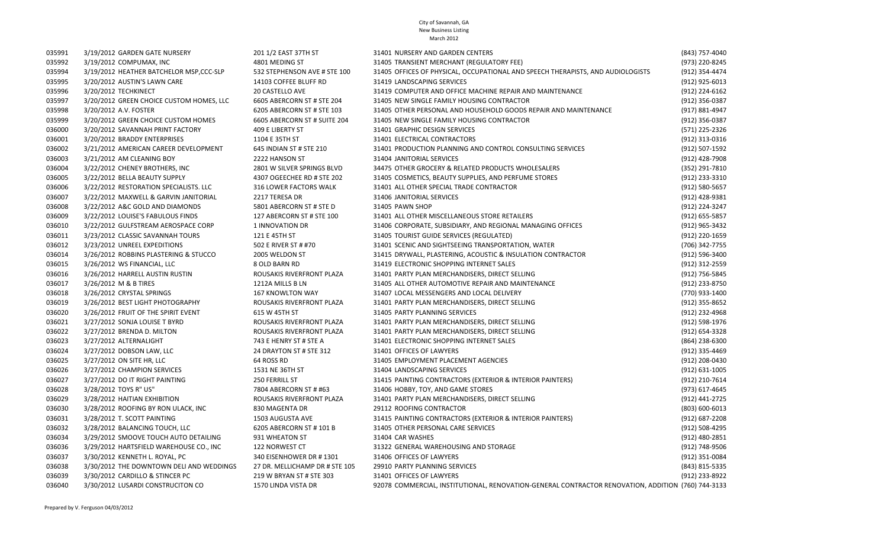City of Savannah, GA
New Business Listing
March 2012

| | | | | | | |
|---|---|---|---|---|---|---|
| 035991 | 3/19/2012 | GARDEN GATE NURSERY | 201 1/2 EAST 37TH ST | 31401 | NURSERY AND GARDEN CENTERS | (843) 757-4040 |
| 035992 | 3/19/2012 | COMPUMAX, INC | 4801 MEDING ST | 31405 | TRANSIENT MERCHANT (REGULATORY FEE) | (973) 220-8245 |
| 035994 | 3/19/2012 | HEATHER BATCHELOR MSP,CCC-SLP | 532 STEPHENSON AVE # STE 100 | 31405 | OFFICES OF PHYSICAL, OCCUPATIONAL AND SPEECH THERAPISTS, AND AUDIOLOGISTS | (912) 354-4474 |
| 035995 | 3/20/2012 | AUSTIN'S LAWN CARE | 14103 COFFEE BLUFF RD | 31419 | LANDSCAPING SERVICES | (912) 925-6013 |
| 035996 | 3/20/2012 | TECHKINECT | 20 CASTELLO AVE | 31419 | COMPUTER AND OFFICE MACHINE REPAIR AND MAINTENANCE | (912) 224-6162 |
| 035997 | 3/20/2012 | GREEN CHOICE CUSTOM HOMES, LLC | 6605 ABERCORN ST # STE 204 | 31405 | NEW SINGLE FAMILY HOUSING CONTRACTOR | (912) 356-0387 |
| 035998 | 3/20/2012 | A.V. FOSTER | 6205 ABERCORN ST # STE 103 | 31405 | OTHER PERSONAL AND HOUSEHOLD GOODS REPAIR AND MAINTENANCE | (917) 881-4947 |
| 035999 | 3/20/2012 | GREEN CHOICE CUSTOM HOMES | 6605 ABERCORN ST # SUITE 204 | 31405 | NEW SINGLE FAMILY HOUSING CONTRACTOR | (912) 356-0387 |
| 036000 | 3/20/2012 | SAVANNAH PRINT FACTORY | 409 E LIBERTY ST | 31401 | GRAPHIC DESIGN SERVICES | (571) 225-2326 |
| 036001 | 3/20/2012 | BRADDY ENTERPRISES | 1104 E 35TH ST | 31401 | ELECTRICAL CONTRACTORS | (912) 313-0316 |
| 036002 | 3/21/2012 | AMERICAN CAREER DEVELOPMENT | 645 INDIAN ST # STE 210 | 31401 | PRODUCTION PLANNING AND CONTROL CONSULTING SERVICES | (912) 507-1592 |
| 036003 | 3/21/2012 | AM CLEANING BOY | 2222 HANSON ST | 31404 | JANITORIAL SERVICES | (912) 428-7908 |
| 036004 | 3/22/2012 | CHENEY BROTHERS, INC | 2801 W SILVER SPRINGS BLVD | 34475 | OTHER GROCERY & RELATED PRODUCTS WHOLESALERS | (352) 291-7810 |
| 036005 | 3/22/2012 | BELLA BEAUTY SUPPLY | 4307 OGEECHEE RD # STE 202 | 31405 | COSMETICS, BEAUTY SUPPLIES, AND PERFUME STORES | (912) 233-3310 |
| 036006 | 3/22/2012 | RESTORATION SPECIALISTS. LLC | 316 LOWER FACTORS WALK | 31401 | ALL OTHER SPECIAL TRADE CONTRACTOR | (912) 580-5657 |
| 036007 | 3/22/2012 | MAXWELL & GARVIN JANITORIAL | 2217 TERESA DR | 31406 | JANITORIAL SERVICES | (912) 428-9381 |
| 036008 | 3/22/2012 | A&C GOLD AND DIAMONDS | 5801 ABERCORN ST # STE D | 31405 | PAWN SHOP | (912) 224-3247 |
| 036009 | 3/22/2012 | LOUISE'S FABULOUS FINDS | 127 ABERCORN ST # STE 100 | 31401 | ALL OTHER MISCELLANEOUS STORE RETAILERS | (912) 655-5857 |
| 036010 | 3/22/2012 | GULFSTREAM AEROSPACE CORP | 1 INNOVATION DR | 31406 | CORPORATE, SUBSIDIARY, AND REGIONAL MANAGING OFFICES | (912) 965-3432 |
| 036011 | 3/23/2012 | CLASSIC SAVANNAH TOURS | 121 E 45TH ST | 31405 | TOURIST GUIDE SERVICES (REGULATED) | (912) 220-1659 |
| 036012 | 3/23/2012 | UNREEL EXPEDITIONS | 502 E RIVER ST # #70 | 31401 | SCENIC AND SIGHTSEEING TRANSPORTATION, WATER | (706) 342-7755 |
| 036014 | 3/26/2012 | ROBBINS PLASTERING & STUCCO | 2005 WELDON ST | 31415 | DRYWALL, PLASTERING, ACOUSTIC & INSULATION CONTRACTOR | (912) 596-3400 |
| 036015 | 3/26/2012 | WS FINANCIAL, LLC | 8 OLD BARN RD | 31419 | ELECTRONIC SHOPPING INTERNET SALES | (912) 312-2559 |
| 036016 | 3/26/2012 | HARRELL AUSTIN RUSTIN | ROUSAKIS RIVERFRONT PLAZA | 31401 | PARTY PLAN MERCHANDISERS, DIRECT SELLING | (912) 756-5845 |
| 036017 | 3/26/2012 | M & B TIRES | 1212A MILLS B LN | 31405 | ALL OTHER AUTOMOTIVE REPAIR AND MAINTENANCE | (912) 233-8750 |
| 036018 | 3/26/2012 | CRYSTAL SPRINGS | 167 KNOWLTON WAY | 31407 | LOCAL MESSENGERS AND LOCAL DELIVERY | (770) 933-1400 |
| 036019 | 3/26/2012 | BEST LIGHT PHOTOGRAPHY | ROUSAKIS RIVERFRONT PLAZA | 31401 | PARTY PLAN MERCHANDISERS, DIRECT SELLING | (912) 355-8652 |
| 036020 | 3/26/2012 | FRUIT OF THE SPIRIT EVENT | 615 W 45TH ST | 31405 | PARTY PLANNING SERVICES | (912) 232-4968 |
| 036021 | 3/27/2012 | SONJA LOUISE T BYRD | ROUSAKIS RIVERFRONT PLAZA | 31401 | PARTY PLAN MERCHANDISERS, DIRECT SELLING | (912) 598-1976 |
| 036022 | 3/27/2012 | BRENDA D. MILTON | ROUSAKIS RIVERFRONT PLAZA | 31401 | PARTY PLAN MERCHANDISERS, DIRECT SELLING | (912) 654-3328 |
| 036023 | 3/27/2012 | ALTERNALIGHT | 743 E HENRY ST # STE A | 31401 | ELECTRONIC SHOPPING INTERNET SALES | (864) 238-6300 |
| 036024 | 3/27/2012 | DOBSON LAW, LLC | 24 DRAYTON ST # STE 312 | 31401 | OFFICES OF LAWYERS | (912) 335-4469 |
| 036025 | 3/27/2012 | ON SITE HR, LLC | 64 ROSS RD | 31405 | EMPLOYMENT PLACEMENT AGENCIES | (912) 208-0430 |
| 036026 | 3/27/2012 | CHAMPION SERVICES | 1531 NE 36TH ST | 31404 | LANDSCAPING SERVICES | (912) 631-1005 |
| 036027 | 3/27/2012 | DO IT RIGHT PAINTING | 250 FERRILL ST | 31415 | PAINTING CONTRACTORS (EXTERIOR & INTERIOR PAINTERS) | (912) 210-7614 |
| 036028 | 3/28/2012 | TOYS R" US" | 7804 ABERCORN ST # #63 | 31406 | HOBBY, TOY, AND GAME STORES | (973) 617-4645 |
| 036029 | 3/28/2012 | HAITIAN EXHIBITION | ROUSAKIS RIVERFRONT PLAZA | 31401 | PARTY PLAN MERCHANDISERS, DIRECT SELLING | (912) 441-2725 |
| 036030 | 3/28/2012 | ROOFING BY RON ULACK, INC | 830 MAGENTA DR | 29112 | ROOFING CONTRACTOR | (803) 600-6013 |
| 036031 | 3/28/2012 | T. SCOTT PAINTING | 1503 AUGUSTA AVE | 31415 | PAINTING CONTRACTORS (EXTERIOR & INTERIOR PAINTERS) | (912) 687-2208 |
| 036032 | 3/28/2012 | BALANCING TOUCH, LLC | 6205 ABERCORN ST # 101 B | 31405 | OTHER PERSONAL CARE SERVICES | (912) 508-4295 |
| 036034 | 3/29/2012 | SMOOVE TOUCH AUTO DETAILING | 931 WHEATON ST | 31404 | CAR WASHES | (912) 480-2851 |
| 036036 | 3/29/2012 | HARTSFIELD WAREHOUSE CO., INC | 122 NORWEST CT | 31322 | GENERAL WAREHOUSING AND STORAGE | (912) 748-9506 |
| 036037 | 3/30/2012 | KENNETH L. ROYAL, PC | 340 EISENHOWER DR # 1301 | 31406 | OFFICES OF LAWYERS | (912) 351-0084 |
| 036038 | 3/30/2012 | THE DOWNTOWN DELI AND WEDDINGS | 27 DR. MELLICHAMP DR # STE 105 | 29910 | PARTY PLANNING SERVICES | (843) 815-5335 |
| 036039 | 3/30/2012 | CARDILLO & STINCER PC | 219 W BRYAN ST # STE 303 | 31401 | OFFICES OF LAWYERS | (912) 233-8922 |
| 036040 | 3/30/2012 | LUSARDI CONSTRUCITON CO | 1570 LINDA VISTA DR | 92078 | COMMERCIAL, INSTITUTIONAL, RENOVATION-GENERAL CONTRACTOR RENOVATION, ADDITION | (760) 744-3133 |

Prepared by V. Ferguson 04/03/2012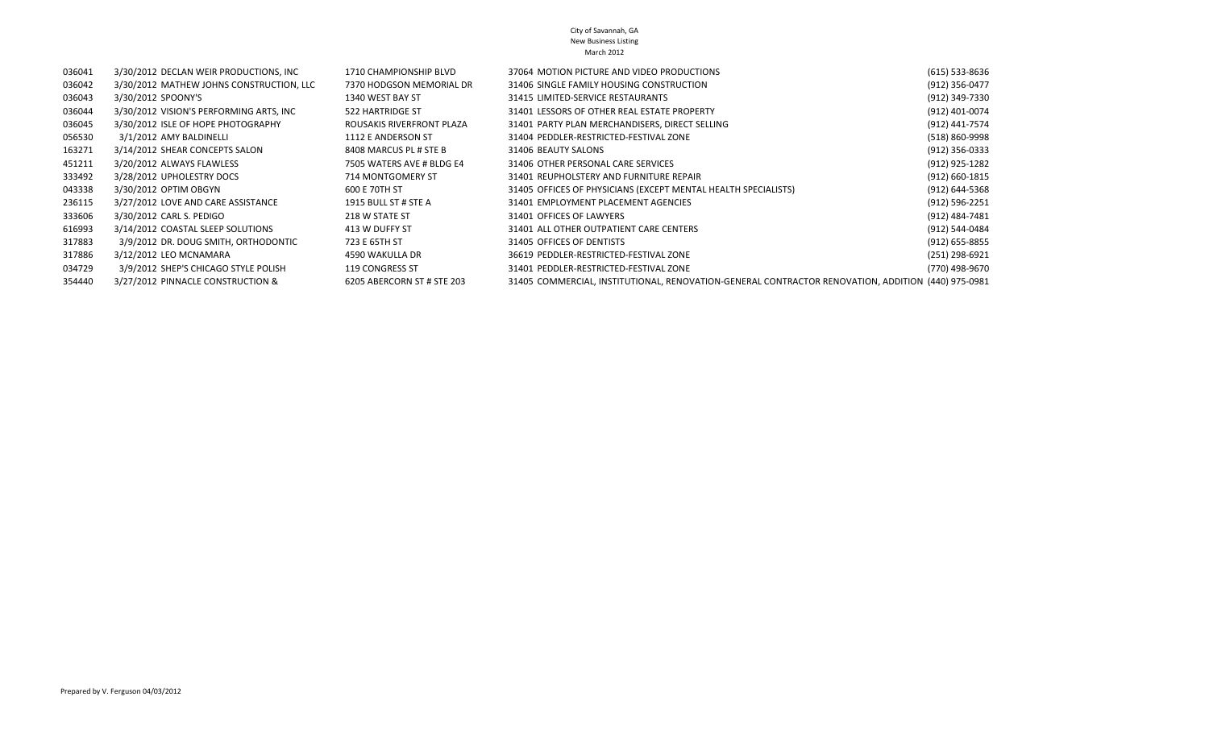City of Savannah, GA
New Business Listing
March 2012

| | | | | | | |
|---|---|---|---|---|---|---|
| 036041 | 3/30/2012 | DECLAN WEIR PRODUCTIONS, INC | 1710 CHAMPIONSHIP BLVD | 37064 | MOTION PICTURE AND VIDEO PRODUCTIONS | (615) 533-8636 |
| 036042 | 3/30/2012 | MATHEW JOHNS CONSTRUCTION, LLC | 7370 HODGSON MEMORIAL DR | 31406 | SINGLE FAMILY HOUSING CONSTRUCTION | (912) 356-0477 |
| 036043 | 3/30/2012 | SPOONY'S | 1340 WEST BAY ST | 31415 | LIMITED-SERVICE RESTAURANTS | (912) 349-7330 |
| 036044 | 3/30/2012 | VISION'S PERFORMING ARTS, INC | 522 HARTRIDGE ST | 31401 | LESSORS OF OTHER REAL ESTATE PROPERTY | (912) 401-0074 |
| 036045 | 3/30/2012 | ISLE OF HOPE PHOTOGRAPHY | ROUSAKIS RIVERFRONT PLAZA | 31401 | PARTY PLAN MERCHANDISERS, DIRECT SELLING | (912) 441-7574 |
| 056530 | 3/1/2012 | AMY BALDINELLI | 1112 E ANDERSON ST | 31404 | PEDDLER-RESTRICTED-FESTIVAL ZONE | (518) 860-9998 |
| 163271 | 3/14/2012 | SHEAR CONCEPTS SALON | 8408 MARCUS PL # STE B | 31406 | BEAUTY SALONS | (912) 356-0333 |
| 451211 | 3/20/2012 | ALWAYS FLAWLESS | 7505 WATERS AVE # BLDG E4 | 31406 | OTHER PERSONAL CARE SERVICES | (912) 925-1282 |
| 333492 | 3/28/2012 | UPHOLESTRY DOCS | 714 MONTGOMERY ST | 31401 | REUPHOLSTERY AND FURNITURE REPAIR | (912) 660-1815 |
| 043338 | 3/30/2012 | OPTIM OBGYN | 600 E 70TH ST | 31405 | OFFICES OF PHYSICIANS (EXCEPT MENTAL HEALTH SPECIALISTS) | (912) 644-5368 |
| 236115 | 3/27/2012 | LOVE AND CARE ASSISTANCE | 1915 BULL ST # STE A | 31401 | EMPLOYMENT PLACEMENT AGENCIES | (912) 596-2251 |
| 333606 | 3/30/2012 | CARL S. PEDIGO | 218 W STATE ST | 31401 | OFFICES OF LAWYERS | (912) 484-7481 |
| 616993 | 3/14/2012 | COASTAL SLEEP SOLUTIONS | 413 W DUFFY ST | 31401 | ALL OTHER OUTPATIENT CARE CENTERS | (912) 544-0484 |
| 317883 | 3/9/2012 | DR. DOUG SMITH, ORTHODONTIC | 723 E 65TH ST | 31405 | OFFICES OF DENTISTS | (912) 655-8855 |
| 317886 | 3/12/2012 | LEO MCNAMARA | 4590 WAKULLA DR | 36619 | PEDDLER-RESTRICTED-FESTIVAL ZONE | (251) 298-6921 |
| 034729 | 3/9/2012 | SHEP'S CHICAGO STYLE POLISH | 119 CONGRESS ST | 31401 | PEDDLER-RESTRICTED-FESTIVAL ZONE | (770) 498-9670 |
| 354440 | 3/27/2012 | PINNACLE CONSTRUCTION & | 6205 ABERCORN ST # STE 203 | 31405 | COMMERCIAL, INSTITUTIONAL, RENOVATION-GENERAL CONTRACTOR RENOVATION, ADDITION | (440) 975-0981 |

Prepared by V. Ferguson 04/03/2012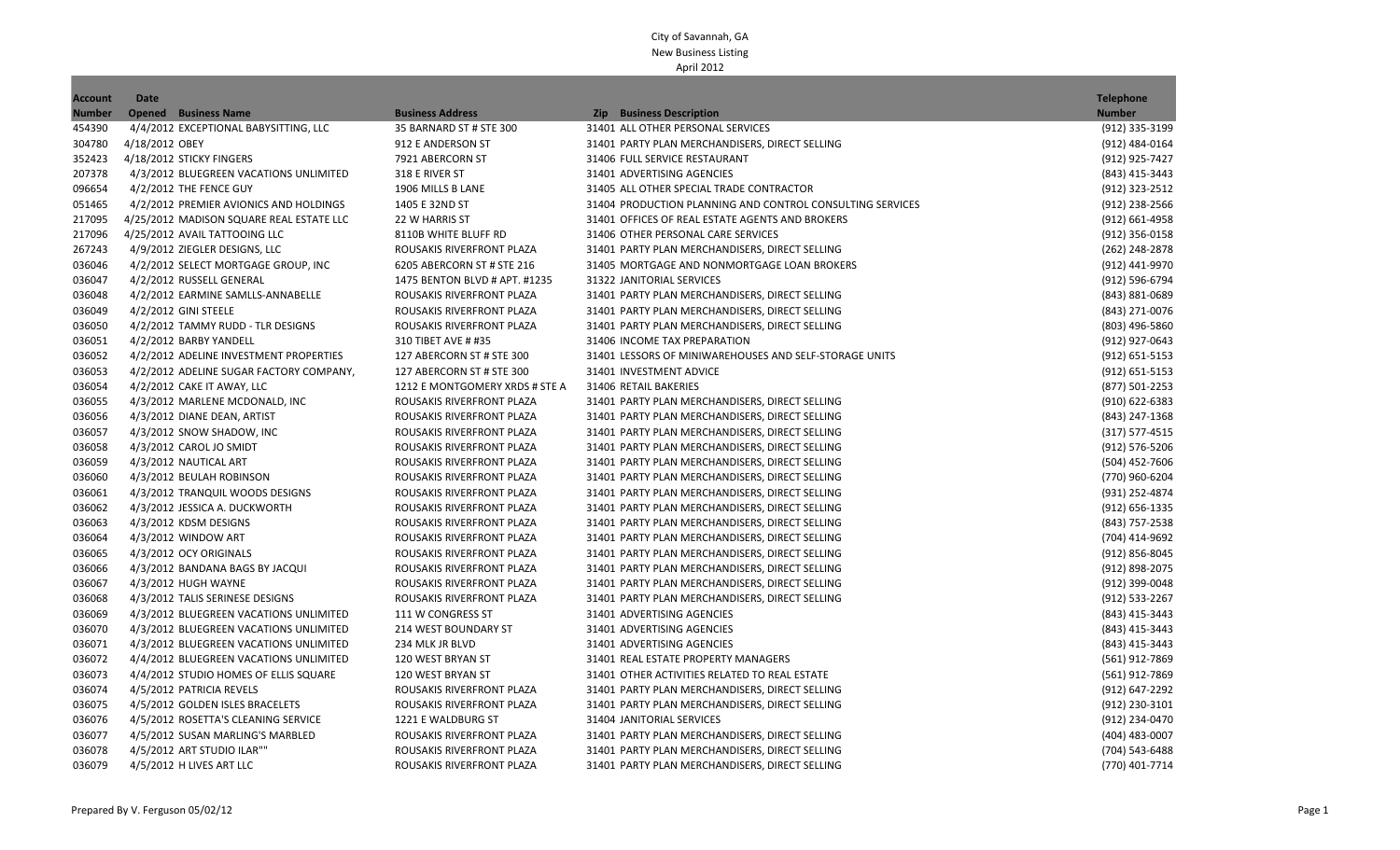City of Savannah, GA
New Business Listing
April 2012

| Account Number | Date Opened | Business Name | Business Address | Zip | Business Description | Telephone Number |
|---|---|---|---|---|---|---|
| 454390 | 4/4/2012 | EXCEPTIONAL BABYSITTING, LLC | 35 BARNARD ST # STE 300 | 31401 | ALL OTHER PERSONAL SERVICES | (912) 335-3199 |
| 304780 | 4/18/2012 | OBEY | 912 E ANDERSON ST | 31401 | PARTY PLAN MERCHANDISERS, DIRECT SELLING | (912) 484-0164 |
| 352423 | 4/18/2012 | STICKY FINGERS | 7921 ABERCORN ST | 31406 | FULL SERVICE RESTAURANT | (912) 925-7427 |
| 207378 | 4/3/2012 | BLUEGREEN VACATIONS UNLIMITED | 318 E RIVER ST | 31401 | ADVERTISING AGENCIES | (843) 415-3443 |
| 096654 | 4/2/2012 | THE FENCE GUY | 1906 MILLS B LANE | 31405 | ALL OTHER SPECIAL TRADE CONTRACTOR | (912) 323-2512 |
| 051465 | 4/2/2012 | PREMIER AVIONICS AND HOLDINGS | 1405 E 32ND ST | 31404 | PRODUCTION PLANNING AND CONTROL CONSULTING SERVICES | (912) 238-2566 |
| 217095 | 4/25/2012 | MADISON SQUARE REAL ESTATE LLC | 22 W HARRIS ST | 31401 | OFFICES OF REAL ESTATE AGENTS AND BROKERS | (912) 661-4958 |
| 217096 | 4/25/2012 | AVAIL TATTOOING LLC | 8110B WHITE BLUFF RD | 31406 | OTHER PERSONAL CARE SERVICES | (912) 356-0158 |
| 267243 | 4/9/2012 | ZIEGLER DESIGNS, LLC | ROUSAKIS RIVERFRONT PLAZA | 31401 | PARTY PLAN MERCHANDISERS, DIRECT SELLING | (262) 248-2878 |
| 036046 | 4/2/2012 | SELECT MORTGAGE GROUP, INC | 6205 ABERCORN ST # STE 216 | 31405 | MORTGAGE AND NONMORTGAGE LOAN BROKERS | (912) 441-9970 |
| 036047 | 4/2/2012 | RUSSELL GENERAL | 1475 BENTON BLVD # APT. #1235 | 31322 | JANITORIAL SERVICES | (912) 596-6794 |
| 036048 | 4/2/2012 | EARMINE SAMLLS-ANNABELLE | ROUSAKIS RIVERFRONT PLAZA | 31401 | PARTY PLAN MERCHANDISERS, DIRECT SELLING | (843) 881-0689 |
| 036049 | 4/2/2012 | GINI STEELE | ROUSAKIS RIVERFRONT PLAZA | 31401 | PARTY PLAN MERCHANDISERS, DIRECT SELLING | (843) 271-0076 |
| 036050 | 4/2/2012 | TAMMY RUDD - TLR DESIGNS | ROUSAKIS RIVERFRONT PLAZA | 31401 | PARTY PLAN MERCHANDISERS, DIRECT SELLING | (803) 496-5860 |
| 036051 | 4/2/2012 | BARBY YANDELL | 310 TIBET AVE # #35 | 31406 | INCOME TAX PREPARATION | (912) 927-0643 |
| 036052 | 4/2/2012 | ADELINE INVESTMENT PROPERTIES | 127 ABERCORN ST # STE 300 | 31401 | LESSORS OF MINIWAREHOUSES AND SELF-STORAGE UNITS | (912) 651-5153 |
| 036053 | 4/2/2012 | ADELINE SUGAR FACTORY COMPANY, | 127 ABERCORN ST # STE 300 | 31401 | INVESTMENT ADVICE | (912) 651-5153 |
| 036054 | 4/2/2012 | CAKE IT AWAY, LLC | 1212 E MONTGOMERY XRDS # STE A | 31406 | RETAIL BAKERIES | (877) 501-2253 |
| 036055 | 4/3/2012 | MARLENE MCDONALD, INC | ROUSAKIS RIVERFRONT PLAZA | 31401 | PARTY PLAN MERCHANDISERS, DIRECT SELLING | (910) 622-6383 |
| 036056 | 4/3/2012 | DIANE DEAN, ARTIST | ROUSAKIS RIVERFRONT PLAZA | 31401 | PARTY PLAN MERCHANDISERS, DIRECT SELLING | (843) 247-1368 |
| 036057 | 4/3/2012 | SNOW SHADOW, INC | ROUSAKIS RIVERFRONT PLAZA | 31401 | PARTY PLAN MERCHANDISERS, DIRECT SELLING | (317) 577-4515 |
| 036058 | 4/3/2012 | CAROL JO SMIDT | ROUSAKIS RIVERFRONT PLAZA | 31401 | PARTY PLAN MERCHANDISERS, DIRECT SELLING | (912) 576-5206 |
| 036059 | 4/3/2012 | NAUTICAL ART | ROUSAKIS RIVERFRONT PLAZA | 31401 | PARTY PLAN MERCHANDISERS, DIRECT SELLING | (504) 452-7606 |
| 036060 | 4/3/2012 | BEULAH ROBINSON | ROUSAKIS RIVERFRONT PLAZA | 31401 | PARTY PLAN MERCHANDISERS, DIRECT SELLING | (770) 960-6204 |
| 036061 | 4/3/2012 | TRANQUIL WOODS DESIGNS | ROUSAKIS RIVERFRONT PLAZA | 31401 | PARTY PLAN MERCHANDISERS, DIRECT SELLING | (931) 252-4874 |
| 036062 | 4/3/2012 | JESSICA A. DUCKWORTH | ROUSAKIS RIVERFRONT PLAZA | 31401 | PARTY PLAN MERCHANDISERS, DIRECT SELLING | (912) 656-1335 |
| 036063 | 4/3/2012 | KDSM DESIGNS | ROUSAKIS RIVERFRONT PLAZA | 31401 | PARTY PLAN MERCHANDISERS, DIRECT SELLING | (843) 757-2538 |
| 036064 | 4/3/2012 | WINDOW ART | ROUSAKIS RIVERFRONT PLAZA | 31401 | PARTY PLAN MERCHANDISERS, DIRECT SELLING | (704) 414-9692 |
| 036065 | 4/3/2012 | OCY ORIGINALS | ROUSAKIS RIVERFRONT PLAZA | 31401 | PARTY PLAN MERCHANDISERS, DIRECT SELLING | (912) 856-8045 |
| 036066 | 4/3/2012 | BANDANA BAGS BY JACQUI | ROUSAKIS RIVERFRONT PLAZA | 31401 | PARTY PLAN MERCHANDISERS, DIRECT SELLING | (912) 898-2075 |
| 036067 | 4/3/2012 | HUGH WAYNE | ROUSAKIS RIVERFRONT PLAZA | 31401 | PARTY PLAN MERCHANDISERS, DIRECT SELLING | (912) 399-0048 |
| 036068 | 4/3/2012 | TALIS SERINESE DESIGNS | ROUSAKIS RIVERFRONT PLAZA | 31401 | PARTY PLAN MERCHANDISERS, DIRECT SELLING | (912) 533-2267 |
| 036069 | 4/3/2012 | BLUEGREEN VACATIONS UNLIMITED | 111 W CONGRESS ST | 31401 | ADVERTISING AGENCIES | (843) 415-3443 |
| 036070 | 4/3/2012 | BLUEGREEN VACATIONS UNLIMITED | 214 WEST BOUNDARY ST | 31401 | ADVERTISING AGENCIES | (843) 415-3443 |
| 036071 | 4/3/2012 | BLUEGREEN VACATIONS UNLIMITED | 234 MLK JR BLVD | 31401 | ADVERTISING AGENCIES | (843) 415-3443 |
| 036072 | 4/4/2012 | BLUEGREEN VACATIONS UNLIMITED | 120 WEST BRYAN ST | 31401 | REAL ESTATE PROPERTY MANAGERS | (561) 912-7869 |
| 036073 | 4/4/2012 | STUDIO HOMES OF ELLIS SQUARE | 120 WEST BRYAN ST | 31401 | OTHER ACTIVITIES RELATED TO REAL ESTATE | (561) 912-7869 |
| 036074 | 4/5/2012 | PATRICIA REVELS | ROUSAKIS RIVERFRONT PLAZA | 31401 | PARTY PLAN MERCHANDISERS, DIRECT SELLING | (912) 647-2292 |
| 036075 | 4/5/2012 | GOLDEN ISLES BRACELETS | ROUSAKIS RIVERFRONT PLAZA | 31401 | PARTY PLAN MERCHANDISERS, DIRECT SELLING | (912) 230-3101 |
| 036076 | 4/5/2012 | ROSETTA'S CLEANING SERVICE | 1221 E WALDBURG ST | 31404 | JANITORIAL SERVICES | (912) 234-0470 |
| 036077 | 4/5/2012 | SUSAN MARLING'S MARBLED | ROUSAKIS RIVERFRONT PLAZA | 31401 | PARTY PLAN MERCHANDISERS, DIRECT SELLING | (404) 483-0007 |
| 036078 | 4/5/2012 | ART STUDIO ILAR"" | ROUSAKIS RIVERFRONT PLAZA | 31401 | PARTY PLAN MERCHANDISERS, DIRECT SELLING | (704) 543-6488 |
| 036079 | 4/5/2012 | H LIVES ART LLC | ROUSAKIS RIVERFRONT PLAZA | 31401 | PARTY PLAN MERCHANDISERS, DIRECT SELLING | (770) 401-7714 |

Prepared By V. Ferguson 05/02/12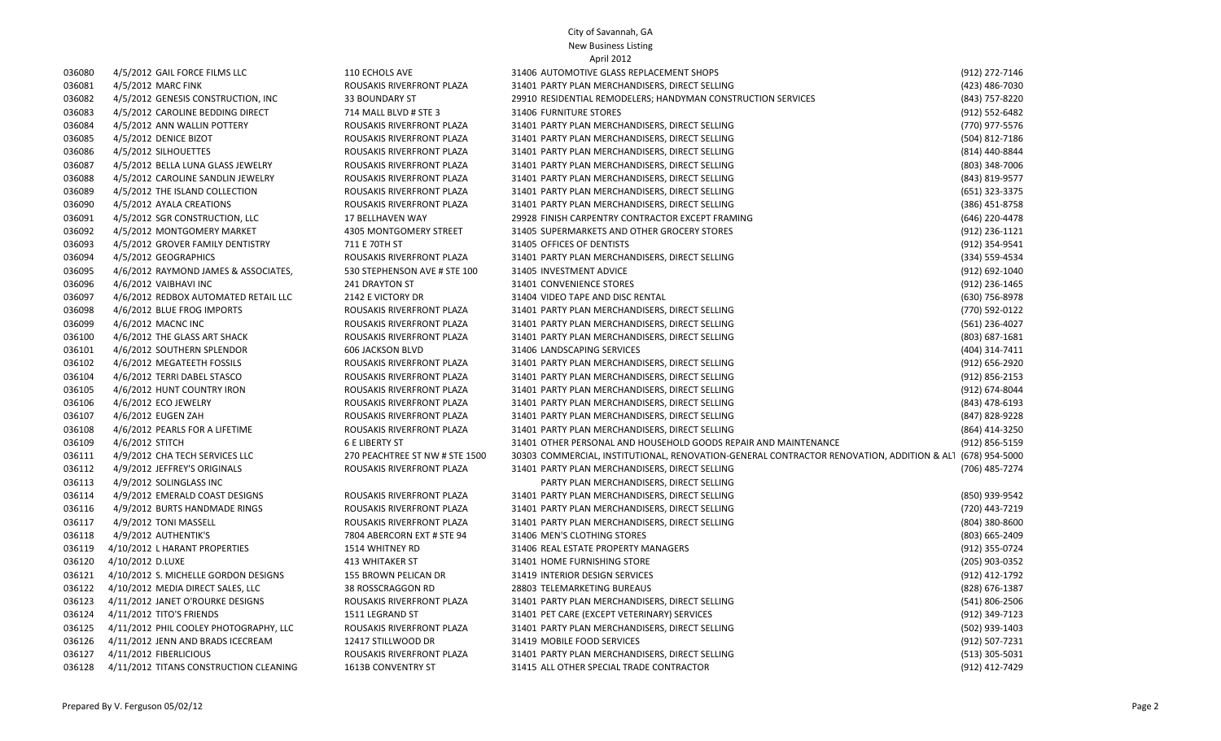City of Savannah, GA
New Business Listing
April 2012

| | | | | | | |
|---|---|---|---|---|---|---|
| 036080 | 4/5/2012 | GAIL FORCE FILMS LLC | 110 ECHOLS AVE | 31406 | AUTOMOTIVE GLASS REPLACEMENT SHOPS | (912) 272-7146 |
| 036081 | 4/5/2012 | MARC FINK | ROUSAKIS RIVERFRONT PLAZA | 31401 | PARTY PLAN MERCHANDISERS, DIRECT SELLING | (423) 486-7030 |
| 036082 | 4/5/2012 | GENESIS CONSTRUCTION, INC | 33 BOUNDARY ST | 29910 | RESIDENTIAL REMODELERS; HANDYMAN CONSTRUCTION SERVICES | (843) 757-8220 |
| 036083 | 4/5/2012 | CAROLINE BEDDING DIRECT | 714 MALL BLVD # STE 3 | 31406 | FURNITURE STORES | (912) 552-6482 |
| 036084 | 4/5/2012 | ANN WALLIN POTTERY | ROUSAKIS RIVERFRONT PLAZA | 31401 | PARTY PLAN MERCHANDISERS, DIRECT SELLING | (770) 977-5576 |
| 036085 | 4/5/2012 | DENICE BIZOT | ROUSAKIS RIVERFRONT PLAZA | 31401 | PARTY PLAN MERCHANDISERS, DIRECT SELLING | (504) 812-7186 |
| 036086 | 4/5/2012 | SILHOUETTES | ROUSAKIS RIVERFRONT PLAZA | 31401 | PARTY PLAN MERCHANDISERS, DIRECT SELLING | (814) 440-8844 |
| 036087 | 4/5/2012 | BELLA LUNA GLASS JEWELRY | ROUSAKIS RIVERFRONT PLAZA | 31401 | PARTY PLAN MERCHANDISERS, DIRECT SELLING | (803) 348-7006 |
| 036088 | 4/5/2012 | CAROLINE SANDLIN JEWELRY | ROUSAKIS RIVERFRONT PLAZA | 31401 | PARTY PLAN MERCHANDISERS, DIRECT SELLING | (843) 819-9577 |
| 036089 | 4/5/2012 | THE ISLAND COLLECTION | ROUSAKIS RIVERFRONT PLAZA | 31401 | PARTY PLAN MERCHANDISERS, DIRECT SELLING | (651) 323-3375 |
| 036090 | 4/5/2012 | AYALA CREATIONS | ROUSAKIS RIVERFRONT PLAZA | 31401 | PARTY PLAN MERCHANDISERS, DIRECT SELLING | (386) 451-8758 |
| 036091 | 4/5/2012 | SGR CONSTRUCTION, LLC | 17 BELLHAVEN WAY | 29928 | FINISH CARPENTRY CONTRACTOR EXCEPT FRAMING | (646) 220-4478 |
| 036092 | 4/5/2012 | MONTGOMERY MARKET | 4305 MONTGOMERY STREET | 31405 | SUPERMARKETS AND OTHER GROCERY STORES | (912) 236-1121 |
| 036093 | 4/5/2012 | GROVER FAMILY DENTISTRY | 711 E 70TH ST | 31405 | OFFICES OF DENTISTS | (912) 354-9541 |
| 036094 | 4/5/2012 | GEOGRAPHICS | ROUSAKIS RIVERFRONT PLAZA | 31401 | PARTY PLAN MERCHANDISERS, DIRECT SELLING | (334) 559-4534 |
| 036095 | 4/6/2012 | RAYMOND JAMES & ASSOCIATES, | 530 STEPHENSON AVE # STE 100 | 31405 | INVESTMENT ADVICE | (912) 692-1040 |
| 036096 | 4/6/2012 | VAIBHAVI INC | 241 DRAYTON ST | 31401 | CONVENIENCE STORES | (912) 236-1465 |
| 036097 | 4/6/2012 | REDBOX AUTOMATED RETAIL LLC | 2142 E VICTORY DR | 31404 | VIDEO TAPE AND DISC RENTAL | (630) 756-8978 |
| 036098 | 4/6/2012 | BLUE FROG IMPORTS | ROUSAKIS RIVERFRONT PLAZA | 31401 | PARTY PLAN MERCHANDISERS, DIRECT SELLING | (770) 592-0122 |
| 036099 | 4/6/2012 | MACNC INC | ROUSAKIS RIVERFRONT PLAZA | 31401 | PARTY PLAN MERCHANDISERS, DIRECT SELLING | (561) 236-4027 |
| 036100 | 4/6/2012 | THE GLASS ART SHACK | ROUSAKIS RIVERFRONT PLAZA | 31401 | PARTY PLAN MERCHANDISERS, DIRECT SELLING | (803) 687-1681 |
| 036101 | 4/6/2012 | SOUTHERN SPLENDOR | 606 JACKSON BLVD | 31406 | LANDSCAPING SERVICES | (404) 314-7411 |
| 036102 | 4/6/2012 | MEGATEETH FOSSILS | ROUSAKIS RIVERFRONT PLAZA | 31401 | PARTY PLAN MERCHANDISERS, DIRECT SELLING | (912) 656-2920 |
| 036104 | 4/6/2012 | TERRI DABEL STASCO | ROUSAKIS RIVERFRONT PLAZA | 31401 | PARTY PLAN MERCHANDISERS, DIRECT SELLING | (912) 856-2153 |
| 036105 | 4/6/2012 | HUNT COUNTRY IRON | ROUSAKIS RIVERFRONT PLAZA | 31401 | PARTY PLAN MERCHANDISERS, DIRECT SELLING | (912) 674-8044 |
| 036106 | 4/6/2012 | ECO JEWELRY | ROUSAKIS RIVERFRONT PLAZA | 31401 | PARTY PLAN MERCHANDISERS, DIRECT SELLING | (843) 478-6193 |
| 036107 | 4/6/2012 | EUGEN ZAH | ROUSAKIS RIVERFRONT PLAZA | 31401 | PARTY PLAN MERCHANDISERS, DIRECT SELLING | (847) 828-9228 |
| 036108 | 4/6/2012 | PEARLS FOR A LIFETIME | ROUSAKIS RIVERFRONT PLAZA | 31401 | PARTY PLAN MERCHANDISERS, DIRECT SELLING | (864) 414-3250 |
| 036109 | 4/6/2012 | STITCH | 6 E LIBERTY ST | 31401 | OTHER PERSONAL AND HOUSEHOLD GOODS REPAIR AND MAINTENANCE | (912) 856-5159 |
| 036111 | 4/9/2012 | CHA TECH SERVICES LLC | 270 PEACHTREE ST NW # STE 1500 | 30303 | COMMERCIAL, INSTITUTIONAL, RENOVATION-GENERAL CONTRACTOR RENOVATION, ADDITION & ALT | (678) 954-5000 |
| 036112 | 4/9/2012 | JEFFREY'S ORIGINALS | ROUSAKIS RIVERFRONT PLAZA | 31401 | PARTY PLAN MERCHANDISERS, DIRECT SELLING | (706) 485-7274 |
| 036113 | 4/9/2012 | SOLINGLASS INC | | | PARTY PLAN MERCHANDISERS, DIRECT SELLING | |
| 036114 | 4/9/2012 | EMERALD COAST DESIGNS | ROUSAKIS RIVERFRONT PLAZA | 31401 | PARTY PLAN MERCHANDISERS, DIRECT SELLING | (850) 939-9542 |
| 036116 | 4/9/2012 | BURTS HANDMADE RINGS | ROUSAKIS RIVERFRONT PLAZA | 31401 | PARTY PLAN MERCHANDISERS, DIRECT SELLING | (720) 443-7219 |
| 036117 | 4/9/2012 | TONI MASSELL | ROUSAKIS RIVERFRONT PLAZA | 31401 | PARTY PLAN MERCHANDISERS, DIRECT SELLING | (804) 380-8600 |
| 036118 | 4/9/2012 | AUTHENTIK'S | 7804 ABERCORN EXT # STE 94 | 31406 | MEN'S CLOTHING STORES | (803) 665-2409 |
| 036119 | 4/10/2012 | L HARANT PROPERTIES | 1514 WHITNEY RD | 31406 | REAL ESTATE PROPERTY MANAGERS | (912) 355-0724 |
| 036120 | 4/10/2012 | D.LUXE | 413 WHITAKER ST | 31401 | HOME FURNISHING STORE | (205) 903-0352 |
| 036121 | 4/10/2012 | S. MICHELLE GORDON DESIGNS | 155 BROWN PELICAN DR | 31419 | INTERIOR DESIGN SERVICES | (912) 412-1792 |
| 036122 | 4/10/2012 | MEDIA DIRECT SALES, LLC | 38 ROSSCRAGGON RD | 28803 | TELEMARKETING BUREAUS | (828) 676-1387 |
| 036123 | 4/11/2012 | JANET O'ROURKE DESIGNS | ROUSAKIS RIVERFRONT PLAZA | 31401 | PARTY PLAN MERCHANDISERS, DIRECT SELLING | (541) 806-2506 |
| 036124 | 4/11/2012 | TITO'S FRIENDS | 1511 LEGRAND ST | 31401 | PET CARE (EXCEPT VETERINARY) SERVICES | (912) 349-7123 |
| 036125 | 4/11/2012 | PHIL COOLEY PHOTOGRAPHY, LLC | ROUSAKIS RIVERFRONT PLAZA | 31401 | PARTY PLAN MERCHANDISERS, DIRECT SELLING | (502) 939-1403 |
| 036126 | 4/11/2012 | JENN AND BRADS ICECREAM | 12417 STILLWOOD DR | 31419 | MOBILE FOOD SERVICES | (912) 507-7231 |
| 036127 | 4/11/2012 | FIBERLICIOUS | ROUSAKIS RIVERFRONT PLAZA | 31401 | PARTY PLAN MERCHANDISERS, DIRECT SELLING | (513) 305-5031 |
| 036128 | 4/11/2012 | TITANS CONSTRUCTION CLEANING | 1613B CONVENTRY ST | 31415 | ALL OTHER SPECIAL TRADE CONTRACTOR | (912) 412-7429 |

Prepared By V. Ferguson 05/02/12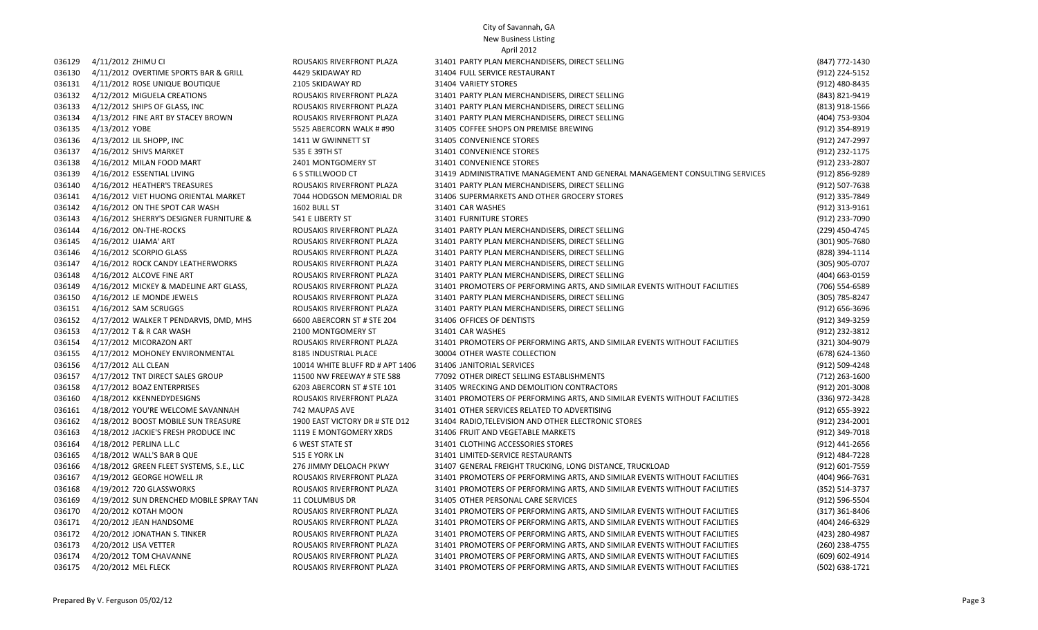City of Savannah, GA
New Business Listing
April 2012

| | | | | | | |
|---|---|---|---|---|---|---|
| 036129 | 4/11/2012 | ZHIMU CI | ROUSAKIS RIVERFRONT PLAZA | 31401 | PARTY PLAN MERCHANDISERS, DIRECT SELLING | (847) 772-1430 |
| 036130 | 4/11/2012 | OVERTIME SPORTS BAR & GRILL | 4429 SKIDAWAY RD | 31404 | FULL SERVICE RESTAURANT | (912) 224-5152 |
| 036131 | 4/11/2012 | ROSE UNIQUE BOUTIQUE | 2105 SKIDAWAY RD | 31404 | VARIETY STORES | (912) 480-8435 |
| 036132 | 4/12/2012 | MIGUELA CREATIONS | ROUSAKIS RIVERFRONT PLAZA | 31401 | PARTY PLAN MERCHANDISERS, DIRECT SELLING | (843) 821-9419 |
| 036133 | 4/12/2012 | SHIPS OF GLASS, INC | ROUSAKIS RIVERFRONT PLAZA | 31401 | PARTY PLAN MERCHANDISERS, DIRECT SELLING | (813) 918-1566 |
| 036134 | 4/13/2012 | FINE ART BY STACEY BROWN | ROUSAKIS RIVERFRONT PLAZA | 31401 | PARTY PLAN MERCHANDISERS, DIRECT SELLING | (404) 753-9304 |
| 036135 | 4/13/2012 | YOBE | 5525 ABERCORN WALK # #90 | 31405 | COFFEE SHOPS ON PREMISE BREWING | (912) 354-8919 |
| 036136 | 4/13/2012 | LIL SHOPP, INC | 1411 W GWINNETT ST | 31405 | CONVENIENCE STORES | (912) 247-2997 |
| 036137 | 4/16/2012 | SHIVS MARKET | 535 E 39TH ST | 31401 | CONVENIENCE STORES | (912) 232-1175 |
| 036138 | 4/16/2012 | MILAN FOOD MART | 2401 MONTGOMERY ST | 31401 | CONVENIENCE STORES | (912) 233-2807 |
| 036139 | 4/16/2012 | ESSENTIAL LIVING | 6 S STILLWOOD CT | 31419 | ADMINISTRATIVE MANAGEMENT AND GENERAL MANAGEMENT CONSULTING SERVICES | (912) 856-9289 |
| 036140 | 4/16/2012 | HEATHER'S TREASURES | ROUSAKIS RIVERFRONT PLAZA | 31401 | PARTY PLAN MERCHANDISERS, DIRECT SELLING | (912) 507-7638 |
| 036141 | 4/16/2012 | VIET HUONG ORIENTAL MARKET | 7044 HODGSON MEMORIAL DR | 31406 | SUPERMARKETS AND OTHER GROCERY STORES | (912) 335-7849 |
| 036142 | 4/16/2012 | ON THE SPOT CAR WASH | 1602 BULL ST | 31401 | CAR WASHES | (912) 313-9161 |
| 036143 | 4/16/2012 | SHERRY'S DESIGNER FURNITURE & | 541 E LIBERTY ST | 31401 | FURNITURE STORES | (912) 233-7090 |
| 036144 | 4/16/2012 | ON-THE-ROCKS | ROUSAKIS RIVERFRONT PLAZA | 31401 | PARTY PLAN MERCHANDISERS, DIRECT SELLING | (229) 450-4745 |
| 036145 | 4/16/2012 | UJAMA' ART | ROUSAKIS RIVERFRONT PLAZA | 31401 | PARTY PLAN MERCHANDISERS, DIRECT SELLING | (301) 905-7680 |
| 036146 | 4/16/2012 | SCORPIO GLASS | ROUSAKIS RIVERFRONT PLAZA | 31401 | PARTY PLAN MERCHANDISERS, DIRECT SELLING | (828) 394-1114 |
| 036147 | 4/16/2012 | ROCK CANDY LEATHERWORKS | ROUSAKIS RIVERFRONT PLAZA | 31401 | PARTY PLAN MERCHANDISERS, DIRECT SELLING | (305) 905-0707 |
| 036148 | 4/16/2012 | ALCOVE FINE ART | ROUSAKIS RIVERFRONT PLAZA | 31401 | PARTY PLAN MERCHANDISERS, DIRECT SELLING | (404) 663-0159 |
| 036149 | 4/16/2012 | MICKEY & MADELINE ART GLASS, | ROUSAKIS RIVERFRONT PLAZA | 31401 | PROMOTERS OF PERFORMING ARTS, AND SIMILAR EVENTS WITHOUT FACILITIES | (706) 554-6589 |
| 036150 | 4/16/2012 | LE MONDE JEWELS | ROUSAKIS RIVERFRONT PLAZA | 31401 | PARTY PLAN MERCHANDISERS, DIRECT SELLING | (305) 785-8247 |
| 036151 | 4/16/2012 | SAM SCRUGGS | ROUSAKIS RIVERFRONT PLAZA | 31401 | PARTY PLAN MERCHANDISERS, DIRECT SELLING | (912) 656-3696 |
| 036152 | 4/17/2012 | WALKER T PENDARVIS, DMD, MHS | 6600 ABERCORN ST # STE 204 | 31406 | OFFICES OF DENTISTS | (912) 349-3259 |
| 036153 | 4/17/2012 | T & R CAR WASH | 2100 MONTGOMERY ST | 31401 | CAR WASHES | (912) 232-3812 |
| 036154 | 4/17/2012 | MICORAZON ART | ROUSAKIS RIVERFRONT PLAZA | 31401 | PROMOTERS OF PERFORMING ARTS, AND SIMILAR EVENTS WITHOUT FACILITIES | (321) 304-9079 |
| 036155 | 4/17/2012 | MOHONEY ENVIRONMENTAL | 8185 INDUSTRIAL PLACE | 30004 | OTHER WASTE COLLECTION | (678) 624-1360 |
| 036156 | 4/17/2012 | ALL CLEAN | 10014 WHITE BLUFF RD # APT 1406 | 31406 | JANITORIAL SERVICES | (912) 509-4248 |
| 036157 | 4/17/2012 | TNT DIRECT SALES GROUP | 11500 NW FREEWAY # STE 588 | 77092 | OTHER DIRECT SELLING ESTABLISHMENTS | (712) 263-1600 |
| 036158 | 4/17/2012 | BOAZ ENTERPRISES | 6203 ABERCORN ST # STE 101 | 31405 | WRECKING AND DEMOLITION CONTRACTORS | (912) 201-3008 |
| 036160 | 4/18/2012 | KKENNEDYDESIGNS | ROUSAKIS RIVERFRONT PLAZA | 31401 | PROMOTERS OF PERFORMING ARTS, AND SIMILAR EVENTS WITHOUT FACILITIES | (336) 972-3428 |
| 036161 | 4/18/2012 | YOU'RE WELCOME SAVANNAH | 742 MAUPAS AVE | 31401 | OTHER SERVICES RELATED TO ADVERTISING | (912) 655-3922 |
| 036162 | 4/18/2012 | BOOST MOBILE SUN TREASURE | 1900 EAST VICTORY DR # STE D12 | 31404 | RADIO,TELEVISION AND OTHER ELECTRONIC STORES | (912) 234-2001 |
| 036163 | 4/18/2012 | JACKIE'S FRESH PRODUCE INC | 1119 E MONTGOMERY XRDS | 31406 | FRUIT AND VEGETABLE MARKETS | (912) 349-7018 |
| 036164 | 4/18/2012 | PERLINA L.L.C | 6 WEST STATE ST | 31401 | CLOTHING ACCESSORIES STORES | (912) 441-2656 |
| 036165 | 4/18/2012 | WALL'S BAR B QUE | 515 E YORK LN | 31401 | LIMITED-SERVICE RESTAURANTS | (912) 484-7228 |
| 036166 | 4/18/2012 | GREEN FLEET SYSTEMS, S.E., LLC | 276 JIMMY DELOACH PKWY | 31407 | GENERAL FREIGHT TRUCKING, LONG DISTANCE, TRUCKLOAD | (912) 601-7559 |
| 036167 | 4/19/2012 | GEORGE HOWELL JR | ROUSAKIS RIVERFRONT PLAZA | 31401 | PROMOTERS OF PERFORMING ARTS, AND SIMILAR EVENTS WITHOUT FACILITIES | (404) 966-7631 |
| 036168 | 4/19/2012 | 720 GLASSWORKS | ROUSAKIS RIVERFRONT PLAZA | 31401 | PROMOTERS OF PERFORMING ARTS, AND SIMILAR EVENTS WITHOUT FACILITIES | (352) 514-3737 |
| 036169 | 4/19/2012 | SUN DRENCHED MOBILE SPRAY TAN | 11 COLUMBUS DR | 31405 | OTHER PERSONAL CARE SERVICES | (912) 596-5504 |
| 036170 | 4/20/2012 | KOTAH MOON | ROUSAKIS RIVERFRONT PLAZA | 31401 | PROMOTERS OF PERFORMING ARTS, AND SIMILAR EVENTS WITHOUT FACILITIES | (317) 361-8406 |
| 036171 | 4/20/2012 | JEAN HANDSOME | ROUSAKIS RIVERFRONT PLAZA | 31401 | PROMOTERS OF PERFORMING ARTS, AND SIMILAR EVENTS WITHOUT FACILITIES | (404) 246-6329 |
| 036172 | 4/20/2012 | JONATHAN S. TINKER | ROUSAKIS RIVERFRONT PLAZA | 31401 | PROMOTERS OF PERFORMING ARTS, AND SIMILAR EVENTS WITHOUT FACILITIES | (423) 280-4987 |
| 036173 | 4/20/2012 | LISA VETTER | ROUSAKIS RIVERFRONT PLAZA | 31401 | PROMOTERS OF PERFORMING ARTS, AND SIMILAR EVENTS WITHOUT FACILITIES | (260) 238-4755 |
| 036174 | 4/20/2012 | TOM CHAVANNE | ROUSAKIS RIVERFRONT PLAZA | 31401 | PROMOTERS OF PERFORMING ARTS, AND SIMILAR EVENTS WITHOUT FACILITIES | (609) 602-4914 |
| 036175 | 4/20/2012 | MEL FLECK | ROUSAKIS RIVERFRONT PLAZA | 31401 | PROMOTERS OF PERFORMING ARTS, AND SIMILAR EVENTS WITHOUT FACILITIES | (502) 638-1721 |

Prepared By V. Ferguson 05/02/12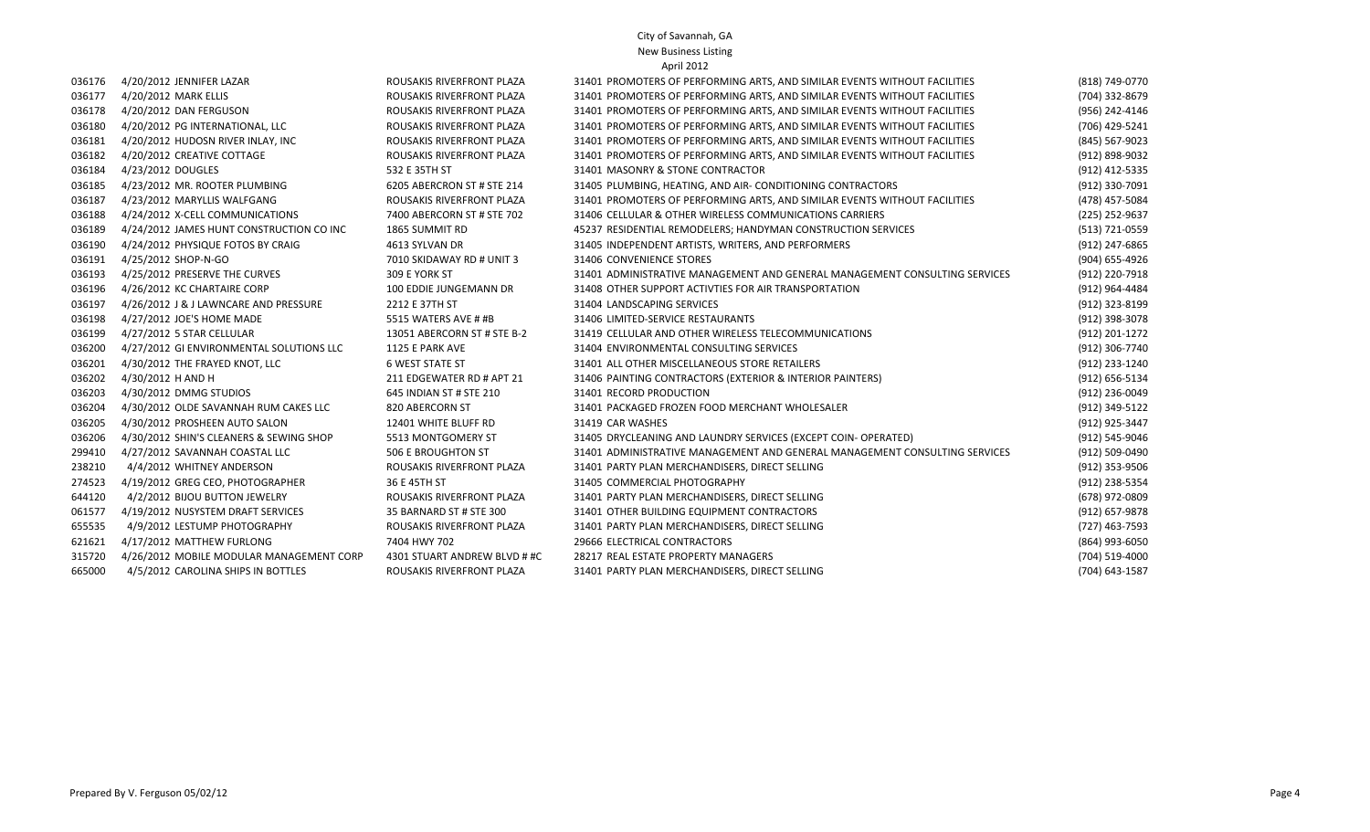City of Savannah, GA
New Business Listing
April 2012

| | | | | | | |
|---|---|---|---|---|---|---|
| 036176 | 4/20/2012 | JENNIFER LAZAR | ROUSAKIS RIVERFRONT PLAZA | 31401 | PROMOTERS OF PERFORMING ARTS, AND SIMILAR EVENTS WITHOUT FACILITIES | (818) 749-0770 |
| 036177 | 4/20/2012 | MARK ELLIS | ROUSAKIS RIVERFRONT PLAZA | 31401 | PROMOTERS OF PERFORMING ARTS, AND SIMILAR EVENTS WITHOUT FACILITIES | (704) 332-8679 |
| 036178 | 4/20/2012 | DAN FERGUSON | ROUSAKIS RIVERFRONT PLAZA | 31401 | PROMOTERS OF PERFORMING ARTS, AND SIMILAR EVENTS WITHOUT FACILITIES | (956) 242-4146 |
| 036180 | 4/20/2012 | PG INTERNATIONAL, LLC | ROUSAKIS RIVERFRONT PLAZA | 31401 | PROMOTERS OF PERFORMING ARTS, AND SIMILAR EVENTS WITHOUT FACILITIES | (706) 429-5241 |
| 036181 | 4/20/2012 | HUDOSN RIVER INLAY, INC | ROUSAKIS RIVERFRONT PLAZA | 31401 | PROMOTERS OF PERFORMING ARTS, AND SIMILAR EVENTS WITHOUT FACILITIES | (845) 567-9023 |
| 036182 | 4/20/2012 | CREATIVE COTTAGE | ROUSAKIS RIVERFRONT PLAZA | 31401 | PROMOTERS OF PERFORMING ARTS, AND SIMILAR EVENTS WITHOUT FACILITIES | (912) 898-9032 |
| 036184 | 4/23/2012 | DOUGLES | 532 E 35TH ST | 31401 | MASONRY & STONE CONTRACTOR | (912) 412-5335 |
| 036185 | 4/23/2012 | MR. ROOTER PLUMBING | 6205 ABERCRON ST # STE 214 | 31405 | PLUMBING, HEATING, AND AIR- CONDITIONING CONTRACTORS | (912) 330-7091 |
| 036187 | 4/23/2012 | MARYLLIS WALFGANG | ROUSAKIS RIVERFRONT PLAZA | 31401 | PROMOTERS OF PERFORMING ARTS, AND SIMILAR EVENTS WITHOUT FACILITIES | (478) 457-5084 |
| 036188 | 4/24/2012 | X-CELL COMMUNICATIONS | 7400 ABERCORN ST # STE 702 | 31406 | CELLULAR & OTHER WIRELESS COMMUNICATIONS CARRIERS | (225) 252-9637 |
| 036189 | 4/24/2012 | JAMES HUNT CONSTRUCTION CO INC | 1865 SUMMIT RD | 45237 | RESIDENTIAL REMODELERS; HANDYMAN CONSTRUCTION SERVICES | (513) 721-0559 |
| 036190 | 4/24/2012 | PHYSIQUE FOTOS BY CRAIG | 4613 SYLVAN DR | 31405 | INDEPENDENT ARTISTS, WRITERS, AND PERFORMERS | (912) 247-6865 |
| 036191 | 4/25/2012 | SHOP-N-GO | 7010 SKIDAWAY RD # UNIT 3 | 31406 | CONVENIENCE STORES | (904) 655-4926 |
| 036193 | 4/25/2012 | PRESERVE THE CURVES | 309 E YORK ST | 31401 | ADMINISTRATIVE MANAGEMENT AND GENERAL MANAGEMENT CONSULTING SERVICES | (912) 220-7918 |
| 036196 | 4/26/2012 | KC CHARTAIRE CORP | 100 EDDIE JUNGEMANN DR | 31408 | OTHER SUPPORT ACTIVTIES FOR AIR TRANSPORTATION | (912) 964-4484 |
| 036197 | 4/26/2012 | J & J LAWNCARE AND PRESSURE | 2212 E 37TH ST | 31404 | LANDSCAPING SERVICES | (912) 323-8199 |
| 036198 | 4/27/2012 | JOE'S HOME MADE | 5515 WATERS AVE # #B | 31406 | LIMITED-SERVICE RESTAURANTS | (912) 398-3078 |
| 036199 | 4/27/2012 | 5 STAR CELLULAR | 13051 ABERCORN ST # STE B-2 | 31419 | CELLULAR AND OTHER WIRELESS TELECOMMUNICATIONS | (912) 201-1272 |
| 036200 | 4/27/2012 | GI ENVIRONMENTAL SOLUTIONS LLC | 1125 E PARK AVE | 31404 | ENVIRONMENTAL CONSULTING SERVICES | (912) 306-7740 |
| 036201 | 4/30/2012 | THE FRAYED KNOT, LLC | 6 WEST STATE ST | 31401 | ALL OTHER MISCELLANEOUS STORE RETAILERS | (912) 233-1240 |
| 036202 | 4/30/2012 | H AND H | 211 EDGEWATER RD # APT 21 | 31406 | PAINTING CONTRACTORS (EXTERIOR & INTERIOR PAINTERS) | (912) 656-5134 |
| 036203 | 4/30/2012 | DMMG STUDIOS | 645 INDIAN ST # STE 210 | 31401 | RECORD PRODUCTION | (912) 236-0049 |
| 036204 | 4/30/2012 | OLDE SAVANNAH RUM CAKES LLC | 820 ABERCORN ST | 31401 | PACKAGED FROZEN FOOD MERCHANT WHOLESALER | (912) 349-5122 |
| 036205 | 4/30/2012 | PROSHEEN AUTO SALON | 12401 WHITE BLUFF RD | 31419 | CAR WASHES | (912) 925-3447 |
| 036206 | 4/30/2012 | SHIN'S CLEANERS & SEWING SHOP | 5513 MONTGOMERY ST | 31405 | DRYCLEANING AND LAUNDRY SERVICES (EXCEPT COIN- OPERATED) | (912) 545-9046 |
| 299410 | 4/27/2012 | SAVANNAH COASTAL LLC | 506 E BROUGHTON ST | 31401 | ADMINISTRATIVE MANAGEMENT AND GENERAL MANAGEMENT CONSULTING SERVICES | (912) 509-0490 |
| 238210 | 4/4/2012 | WHITNEY ANDERSON | ROUSAKIS RIVERFRONT PLAZA | 31401 | PARTY PLAN MERCHANDISERS, DIRECT SELLING | (912) 353-9506 |
| 274523 | 4/19/2012 | GREG CEO, PHOTOGRAPHER | 36 E 45TH ST | 31405 | COMMERCIAL PHOTOGRAPHY | (912) 238-5354 |
| 644120 | 4/2/2012 | BIJOU BUTTON JEWELRY | ROUSAKIS RIVERFRONT PLAZA | 31401 | PARTY PLAN MERCHANDISERS, DIRECT SELLING | (678) 972-0809 |
| 061577 | 4/19/2012 | NUSYSTEM DRAFT SERVICES | 35 BARNARD ST # STE 300 | 31401 | OTHER BUILDING EQUIPMENT CONTRACTORS | (912) 657-9878 |
| 655535 | 4/9/2012 | LESTUMP PHOTOGRAPHY | ROUSAKIS RIVERFRONT PLAZA | 31401 | PARTY PLAN MERCHANDISERS, DIRECT SELLING | (727) 463-7593 |
| 621621 | 4/17/2012 | MATTHEW FURLONG | 7404 HWY 702 | 29666 | ELECTRICAL CONTRACTORS | (864) 993-6050 |
| 315720 | 4/26/2012 | MOBILE MODULAR MANAGEMENT CORP | 4301 STUART ANDREW BLVD # #C | 28217 | REAL ESTATE PROPERTY MANAGERS | (704) 519-4000 |
| 665000 | 4/5/2012 | CAROLINA SHIPS IN BOTTLES | ROUSAKIS RIVERFRONT PLAZA | 31401 | PARTY PLAN MERCHANDISERS, DIRECT SELLING | (704) 643-1587 |

Prepared By V. Ferguson 05/02/12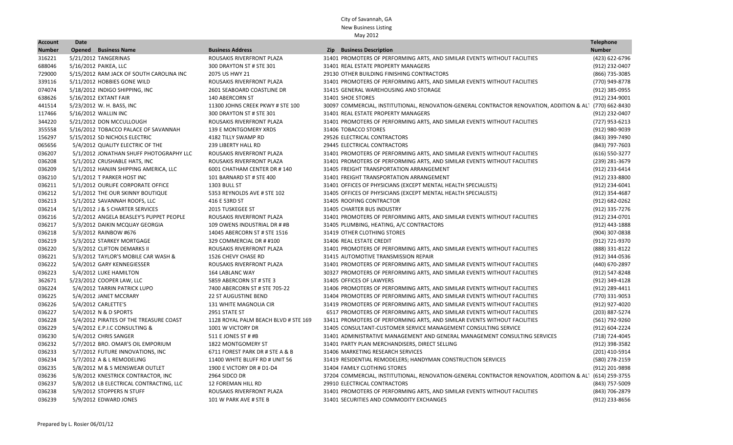City of Savannah, GA
New Business Listing
May 2012

| Account Number | Date Opened | Business Name | Business Address | Zip | Business Description | Telephone Number |
|---|---|---|---|---|---|---|
| 316221 | 5/21/2012 | TANGERINAS | ROUSAKIS RIVERFRONT PLAZA | 31401 | PROMOTERS OF PERFORMING ARTS, AND SIMILAR EVENTS WITHOUT FACILITIES | (423) 622-6796 |
| 688046 | 5/16/2012 | PAIKEA, LLC | 300 DRAYTON ST # STE 301 | 31401 | REAL ESTATE PROPERTY MANAGERS | (912) 232-0407 |
| 729000 | 5/15/2012 | RAM JACK OF SOUTH CAROLINA INC | 2075 US HWY 21 | 29130 | OTHER BUILDING FINISHING CONTRACTORS | (866) 735-3085 |
| 339116 | 5/11/2012 | HOBBIES GONE WILD | ROUSAKIS RIVERFRONT PLAZA | 31401 | PROMOTERS OF PERFORMING ARTS, AND SIMILAR EVENTS WITHOUT FACILITIES | (770) 949-8778 |
| 074074 | 5/18/2012 | INDIGO SHIPPING, INC | 2601 SEABOARD COASTLINE DR | 31415 | GENERAL WAREHOUSING AND STORAGE | (912) 385-0955 |
| 638626 | 5/16/2012 | EXTANT FAIR | 140 ABERCORN ST | 31401 | SHOE STORES | (912) 234-9001 |
| 441514 | 5/23/2012 | W. H. BASS, INC | 11300 JOHNS CREEK PKWY # STE 100 | 30097 | COMMERCIAL, INSTITUTIONAL, RENOVATION-GENERAL CONTRACTOR RENOVATION, ADDITION & ALT | (770) 662-8430 |
| 117466 | 5/16/2012 | WALLIN INC | 300 DRAYTON ST # STE 301 | 31401 | REAL ESTATE PROPERTY MANAGERS | (912) 232-0407 |
| 344220 | 5/21/2012 | DON MCCULLOUGH | ROUSAKIS RIVERFRONT PLAZA | 31401 | PROMOTERS OF PERFORMING ARTS, AND SIMILAR EVENTS WITHOUT FACILITIES | (727) 953-6213 |
| 355558 | 5/16/2012 | TOBACCO PALACE OF SAVANNAH | 139 E MONTGOMERY XRDS | 31406 | TOBACCO STORES | (912) 980-9039 |
| 156297 | 5/15/2012 | SD NICHOLS ELECTRIC | 4182 TILLY SWAMP RD | 29526 | ELECTRICAL CONTRACTORS | (843) 399-7490 |
| 065656 | 5/4/2012 | QUALITY ELECTRIC OF THE | 239 LIBERTY HALL RD | 29445 | ELECTRICAL CONTRACTORS | (843) 797-7603 |
| 036207 | 5/1/2012 | JONATHAN SHUFF PHOTOGRAPHY LLC | ROUSAKIS RIVERFRONT PLAZA | 31401 | PROMOTERS OF PERFORMING ARTS, AND SIMILAR EVENTS WITHOUT FACILITIES | (616) 550-3277 |
| 036208 | 5/1/2012 | CRUSHABLE HATS, INC | ROUSAKIS RIVERFRONT PLAZA | 31401 | PROMOTERS OF PERFORMING ARTS, AND SIMILAR EVENTS WITHOUT FACILITIES | (239) 281-3679 |
| 036209 | 5/1/2012 | HANJIN SHIPPING AMERICA, LLC | 6001 CHATHAM CENTER DR # 140 | 31405 | FREIGHT TRANSPORTATION ARRANGEMENT | (912) 233-6414 |
| 036210 | 5/1/2012 | T PARKER HOST INC | 101 BARNARD ST # STE 400 | 31401 | FREIGHT TRANSPORTATION ARRANGEMENT | (912) 233-8800 |
| 036211 | 5/1/2012 | OURLIFE CORPORATE OFFICE | 1303 BULL ST | 31401 | OFFICES OF PHYSICIANS (EXCEPT MENTAL HEALTH SPECIALISTS) | (912) 234-6041 |
| 036212 | 5/1/2012 | THE OUR SKINNY BOUTIQUE | 5353 REYNOLDS AVE # STE 102 | 31405 | OFFICES OF PHYSICIANS (EXCEPT MENTAL HEALTH SPECIALISTS) | (912) 354-4687 |
| 036213 | 5/1/2012 | SAVANNAH ROOFS, LLC | 416 E 53RD ST | 31405 | ROOFING CONTRACTOR | (912) 682-0262 |
| 036214 | 5/1/2012 | J & S CHARTER SERVICES | 2015 TUSKEGEE ST | 31405 | CHARTER BUS INDUSTRY | (912) 335-7276 |
| 036216 | 5/2/2012 | ANGELA BEASLEY'S PUPPET PEOPLE | ROUSAKIS RIVERFRONT PLAZA | 31401 | PROMOTERS OF PERFORMING ARTS, AND SIMILAR EVENTS WITHOUT FACILITIES | (912) 234-0701 |
| 036217 | 5/3/2012 | DAIKIN MCQUAY GEORGIA | 109 OWENS INDUSTRIAL DR # #B | 31405 | PLUMBING, HEATING, A/C CONTRACTORS | (912) 443-1888 |
| 036218 | 5/3/2012 | RAINBOW #676 | 14045 ABERCORN ST # STE 1516 | 31419 | OTHER CLOTHING STORES | (904) 307-0838 |
| 036219 | 5/3/2012 | STARKEY MORTGAGE | 329 COMMERCIAL DR # #100 | 31406 | REAL ESTATE CREDIT | (912) 721-9370 |
| 036220 | 5/3/2012 | CLIFTON DEMARKS II | ROUSAKIS RIVERFRONT PLAZA | 31401 | PROMOTERS OF PERFORMING ARTS, AND SIMILAR EVENTS WITHOUT FACILITIES | (888) 331-8122 |
| 036221 | 5/3/2012 | TAYLOR'S MOBILE CAR WASH & | 1526 CHEVY CHASE RD | 31415 | AUTOMOTIVE TRANSMISSION REPAIR | (912) 344-0536 |
| 036222 | 5/4/2012 | GARY KENNEGIESSER | ROUSAKIS RIVERFRONT PLAZA | 31401 | PROMOTERS OF PERFORMING ARTS, AND SIMILAR EVENTS WITHOUT FACILITIES | (440) 670-2897 |
| 036223 | 5/4/2012 | LUKE HAMILTON | 164 LABLANC WAY | 30327 | PROMOTERS OF PERFORMING ARTS, AND SIMILAR EVENTS WITHOUT FACILITIES | (912) 547-8248 |
| 362671 | 5/23/2012 | COOPER LAW, LLC | 5859 ABERCORN ST # STE 3 | 31405 | OFFICES OF LAWYERS | (912) 349-4128 |
| 036224 | 5/4/2012 | TARRIN PATRICK LUPO | 7400 ABERCORN ST # STE 705-22 | 31406 | PROMOTERS OF PERFORMING ARTS, AND SIMILAR EVENTS WITHOUT FACILITIES | (912) 289-4411 |
| 036225 | 5/4/2012 | JANET MCCRARY | 22 ST AUGUSTINE BEND | 31404 | PROMOTERS OF PERFORMING ARTS, AND SIMILAR EVENTS WITHOUT FACILITIES | (770) 331-9053 |
| 036226 | 5/4/2012 | CARLETTE'S | 131 WHITE MAGNOLIA CIR | 31419 | PROMOTERS OF PERFORMING ARTS, AND SIMILAR EVENTS WITHOUT FACILITIES | (912) 927-4020 |
| 036227 | 5/4/2012 | N & D SPORTS | 2951 STATE ST | 6517 | PROMOTERS OF PERFORMING ARTS, AND SIMILAR EVENTS WITHOUT FACILITIES | (203) 887-5274 |
| 036228 | 5/4/2012 | PIRATES OF THE TREASURE COAST | 1128 ROYAL PALM BEACH BLVD # STE 169 | 33411 | PROMOTERS OF PERFORMING ARTS, AND SIMILAR EVENTS WITHOUT FACILITIES | (561) 792-9260 |
| 036229 | 5/4/2012 | E.P.I.C CONSULTING & | 1001 W VICTORY DR | 31405 | CONSULTANT-CUSTOMER SERVICE MANAGEMENT CONSULTING SERVICE | (912) 604-2224 |
| 036230 | 5/4/2012 | CHRIS SANGER | 511 E JONES ST # #B | 31401 | ADMINISTRATIVE MANAGEMENT AND GENERAL MANAGEMENT CONSULTING SERVICES | (718) 724-4045 |
| 036232 | 5/7/2012 | BRO. OMAR'S OIL EMPORIUM | 1822 MONTGOMERY ST | 31401 | PARTY PLAN MERCHANDISERS, DIRECT SELLING | (912) 398-3582 |
| 036233 | 5/7/2012 | FUTURE INNOVATIONS, INC | 6711 FOREST PARK DR # STE A & B | 31406 | MARKETING RESEARCH SERVICES | (201) 410-5914 |
| 036234 | 5/7/2012 | A & L REMODELING | 11400 WHITE BLUFF RD # UNIT 56 | 31419 | RESIDENTIAL REMODELERS; HANDYMAN CONSTRUCTION SERVICES | (580) 278-2159 |
| 036235 | 5/8/2012 | M & S MENSWEAR OUTLET | 1900 E VICTORY DR # D1-D4 | 31404 | FAMILY CLOTHING STORES | (912) 201-9898 |
| 036236 | 5/8/2012 | KNESTRICK CONTRACTOR, INC | 2964 SIDCO DR | 37204 | COMMERCIAL, INSTITUTIONAL, RENOVATION-GENERAL CONTRACTOR RENOVATION, ADDITION & ALT | (614) 259-3755 |
| 036237 | 5/8/2012 | LB ELECTRICAL CONTRACTING, LLC | 12 FOREMAN HILL RD | 29910 | ELECTRICAL CONTRACTORS | (843) 757-5009 |
| 036238 | 5/9/2012 | STOPPERS N STUFF | ROUSAKIS RIVERFRONT PLAZA | 31401 | PROMOTERS OF PERFORMING ARTS, AND SIMILAR EVENTS WITHOUT FACILITIES | (843) 706-2879 |
| 036239 | 5/9/2012 | EDWARD JONES | 101 W PARK AVE # STE B | 31401 | SECURITIES AND COMMODITY EXCHANGES | (912) 233-8656 |

Prepared by L. Rosier 06/01/12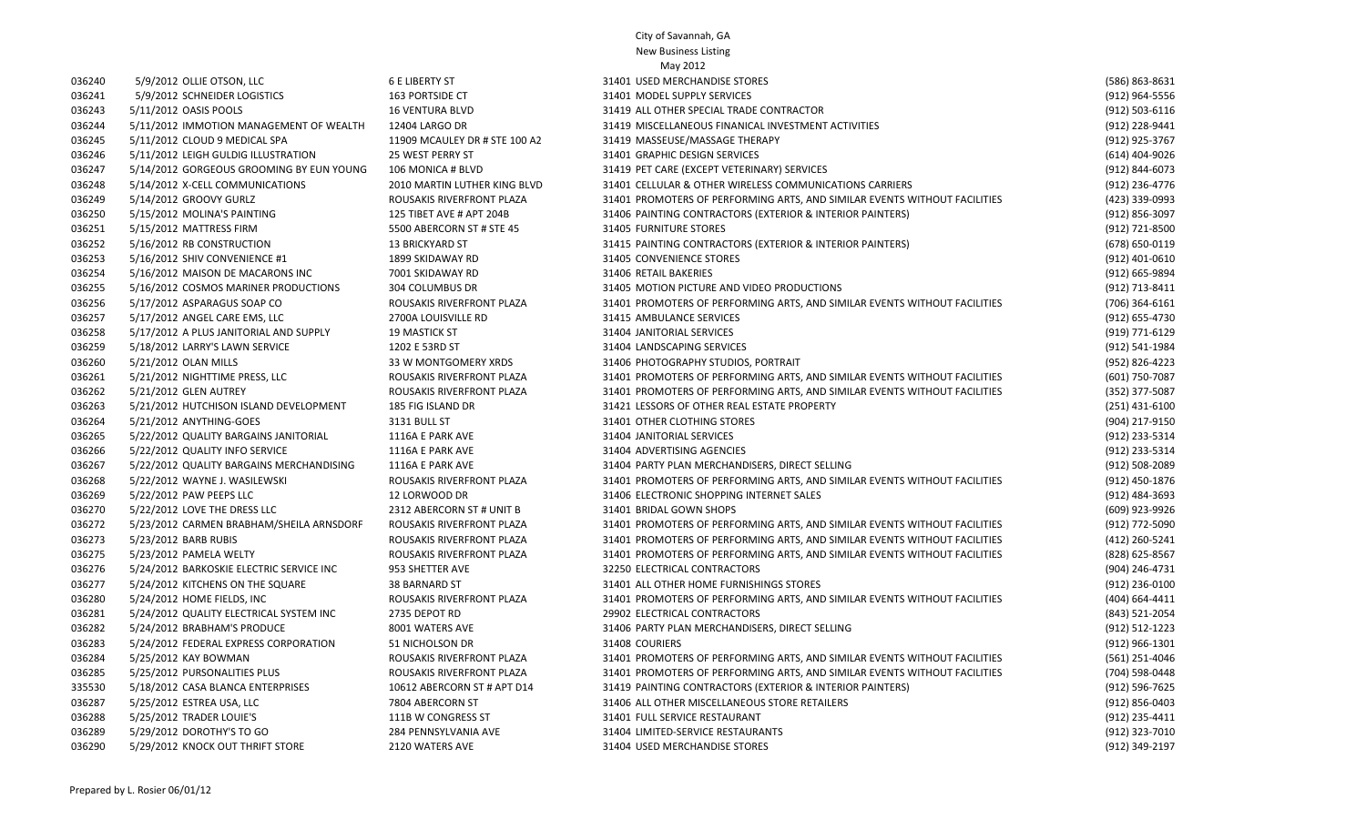City of Savannah, GA
New Business Listing
May 2012

| | | | | | | |
|---|---|---|---|---|---|---|
| 036240 | 5/9/2012 | OLLIE OTSON, LLC | 6 E LIBERTY ST | 31401 | USED MERCHANDISE STORES | (586) 863-8631 |
| 036241 | 5/9/2012 | SCHNEIDER LOGISTICS | 163 PORTSIDE CT | 31401 | MODEL SUPPLY SERVICES | (912) 964-5556 |
| 036243 | 5/11/2012 | OASIS POOLS | 16 VENTURA BLVD | 31419 | ALL OTHER SPECIAL TRADE CONTRACTOR | (912) 503-6116 |
| 036244 | 5/11/2012 | IMMOTION MANAGEMENT OF WEALTH | 12404 LARGO DR | 31419 | MISCELLANEOUS FINANICAL INVESTMENT ACTIVITIES | (912) 228-9441 |
| 036245 | 5/11/2012 | CLOUD 9 MEDICAL SPA | 11909 MCAULEY DR # STE 100 A2 | 31419 | MASSEUSE/MASSAGE THERAPY | (912) 925-3767 |
| 036246 | 5/11/2012 | LEIGH GULDIG ILLUSTRATION | 25 WEST PERRY ST | 31401 | GRAPHIC DESIGN SERVICES | (614) 404-9026 |
| 036247 | 5/14/2012 | GORGEOUS GROOMING BY EUN YOUNG | 106 MONICA # BLVD | 31419 | PET CARE (EXCEPT VETERINARY) SERVICES | (912) 844-6073 |
| 036248 | 5/14/2012 | X-CELL COMMUNICATIONS | 2010 MARTIN LUTHER KING BLVD | 31401 | CELLULAR & OTHER WIRELESS COMMUNICATIONS CARRIERS | (912) 236-4776 |
| 036249 | 5/14/2012 | GROOVY GURLZ | ROUSAKIS RIVERFRONT PLAZA | 31401 | PROMOTERS OF PERFORMING ARTS, AND SIMILAR EVENTS WITHOUT FACILITIES | (423) 339-0993 |
| 036250 | 5/15/2012 | MOLINA'S PAINTING | 125 TIBET AVE # APT 204B | 31406 | PAINTING CONTRACTORS (EXTERIOR & INTERIOR PAINTERS) | (912) 856-3097 |
| 036251 | 5/15/2012 | MATTRESS FIRM | 5500 ABERCORN ST # STE 45 | 31405 | FURNITURE STORES | (912) 721-8500 |
| 036252 | 5/16/2012 | RB CONSTRUCTION | 13 BRICKYARD ST | 31415 | PAINTING CONTRACTORS (EXTERIOR & INTERIOR PAINTERS) | (678) 650-0119 |
| 036253 | 5/16/2012 | SHIV CONVENIENCE #1 | 1899 SKIDAWAY RD | 31405 | CONVENIENCE STORES | (912) 401-0610 |
| 036254 | 5/16/2012 | MAISON DE MACARONS INC | 7001 SKIDAWAY RD | 31406 | RETAIL BAKERIES | (912) 665-9894 |
| 036255 | 5/16/2012 | COSMOS MARINER PRODUCTIONS | 304 COLUMBUS DR | 31405 | MOTION PICTURE AND VIDEO PRODUCTIONS | (912) 713-8411 |
| 036256 | 5/17/2012 | ASPARAGUS SOAP CO | ROUSAKIS RIVERFRONT PLAZA | 31401 | PROMOTERS OF PERFORMING ARTS, AND SIMILAR EVENTS WITHOUT FACILITIES | (706) 364-6161 |
| 036257 | 5/17/2012 | ANGEL CARE EMS, LLC | 2700A LOUISVILLE RD | 31415 | AMBULANCE SERVICES | (912) 655-4730 |
| 036258 | 5/17/2012 | A PLUS JANITORIAL AND SUPPLY | 19 MASTICK ST | 31404 | JANITORIAL SERVICES | (919) 771-6129 |
| 036259 | 5/18/2012 | LARRY'S LAWN SERVICE | 1202 E 53RD ST | 31404 | LANDSCAPING SERVICES | (912) 541-1984 |
| 036260 | 5/21/2012 | OLAN MILLS | 33 W MONTGOMERY XRDS | 31406 | PHOTOGRAPHY STUDIOS, PORTRAIT | (952) 826-4223 |
| 036261 | 5/21/2012 | NIGHTTIME PRESS, LLC | ROUSAKIS RIVERFRONT PLAZA | 31401 | PROMOTERS OF PERFORMING ARTS, AND SIMILAR EVENTS WITHOUT FACILITIES | (601) 750-7087 |
| 036262 | 5/21/2012 | GLEN AUTREY | ROUSAKIS RIVERFRONT PLAZA | 31401 | PROMOTERS OF PERFORMING ARTS, AND SIMILAR EVENTS WITHOUT FACILITIES | (352) 377-5087 |
| 036263 | 5/21/2012 | HUTCHISON ISLAND DEVELOPMENT | 185 FIG ISLAND DR | 31421 | LESSORS OF OTHER REAL ESTATE PROPERTY | (251) 431-6100 |
| 036264 | 5/21/2012 | ANYTHING-GOES | 3131 BULL ST | 31401 | OTHER CLOTHING STORES | (904) 217-9150 |
| 036265 | 5/22/2012 | QUALITY BARGAINS JANITORIAL | 1116A E PARK AVE | 31404 | JANITORIAL SERVICES | (912) 233-5314 |
| 036266 | 5/22/2012 | QUALITY INFO SERVICE | 1116A E PARK AVE | 31404 | ADVERTISING AGENCIES | (912) 233-5314 |
| 036267 | 5/22/2012 | QUALITY BARGAINS MERCHANDISING | 1116A E PARK AVE | 31404 | PARTY PLAN MERCHANDISERS, DIRECT SELLING | (912) 508-2089 |
| 036268 | 5/22/2012 | WAYNE J. WASILEWSKI | ROUSAKIS RIVERFRONT PLAZA | 31401 | PROMOTERS OF PERFORMING ARTS, AND SIMILAR EVENTS WITHOUT FACILITIES | (912) 450-1876 |
| 036269 | 5/22/2012 | PAW PEEPS LLC | 12 LORWOOD DR | 31406 | ELECTRONIC SHOPPING INTERNET SALES | (912) 484-3693 |
| 036270 | 5/22/2012 | LOVE THE DRESS LLC | 2312 ABERCORN ST # UNIT B | 31401 | BRIDAL GOWN SHOPS | (609) 923-9926 |
| 036272 | 5/23/2012 | CARMEN BRABHAM/SHEILA ARNSDORF | ROUSAKIS RIVERFRONT PLAZA | 31401 | PROMOTERS OF PERFORMING ARTS, AND SIMILAR EVENTS WITHOUT FACILITIES | (912) 772-5090 |
| 036273 | 5/23/2012 | BARB RUBIS | ROUSAKIS RIVERFRONT PLAZA | 31401 | PROMOTERS OF PERFORMING ARTS, AND SIMILAR EVENTS WITHOUT FACILITIES | (412) 260-5241 |
| 036275 | 5/23/2012 | PAMELA WELTY | ROUSAKIS RIVERFRONT PLAZA | 31401 | PROMOTERS OF PERFORMING ARTS, AND SIMILAR EVENTS WITHOUT FACILITIES | (828) 625-8567 |
| 036276 | 5/24/2012 | BARKOSKIE ELECTRIC SERVICE INC | 953 SHETTER AVE | 32250 | ELECTRICAL CONTRACTORS | (904) 246-4731 |
| 036277 | 5/24/2012 | KITCHENS ON THE SQUARE | 38 BARNARD ST | 31401 | ALL OTHER HOME FURNISHINGS STORES | (912) 236-0100 |
| 036280 | 5/24/2012 | HOME FIELDS, INC | ROUSAKIS RIVERFRONT PLAZA | 31401 | PROMOTERS OF PERFORMING ARTS, AND SIMILAR EVENTS WITHOUT FACILITIES | (404) 664-4411 |
| 036281 | 5/24/2012 | QUALITY ELECTRICAL SYSTEM INC | 2735 DEPOT RD | 29902 | ELECTRICAL CONTRACTORS | (843) 521-2054 |
| 036282 | 5/24/2012 | BRABHAM'S PRODUCE | 8001 WATERS AVE | 31406 | PARTY PLAN MERCHANDISERS, DIRECT SELLING | (912) 512-1223 |
| 036283 | 5/24/2012 | FEDERAL EXPRESS CORPORATION | 51 NICHOLSON DR | 31408 | COURIERS | (912) 966-1301 |
| 036284 | 5/25/2012 | KAY BOWMAN | ROUSAKIS RIVERFRONT PLAZA | 31401 | PROMOTERS OF PERFORMING ARTS, AND SIMILAR EVENTS WITHOUT FACILITIES | (561) 251-4046 |
| 036285 | 5/25/2012 | PURSONALITIES PLUS | ROUSAKIS RIVERFRONT PLAZA | 31401 | PROMOTERS OF PERFORMING ARTS, AND SIMILAR EVENTS WITHOUT FACILITIES | (704) 598-0448 |
| 335530 | 5/18/2012 | CASA BLANCA ENTERPRISES | 10612 ABERCORN ST # APT D14 | 31419 | PAINTING CONTRACTORS (EXTERIOR & INTERIOR PAINTERS) | (912) 596-7625 |
| 036287 | 5/25/2012 | ESTREA USA, LLC | 7804 ABERCORN ST | 31406 | ALL OTHER MISCELLANEOUS STORE RETAILERS | (912) 856-0403 |
| 036288 | 5/25/2012 | TRADER LOUIE'S | 111B W CONGRESS ST | 31401 | FULL SERVICE RESTAURANT | (912) 235-4411 |
| 036289 | 5/29/2012 | DOROTHY'S TO GO | 284 PENNSYLVANIA AVE | 31404 | LIMITED-SERVICE RESTAURANTS | (912) 323-7010 |
| 036290 | 5/29/2012 | KNOCK OUT THRIFT STORE | 2120 WATERS AVE | 31404 | USED MERCHANDISE STORES | (912) 349-2197 |

Prepared by L. Rosier 06/01/12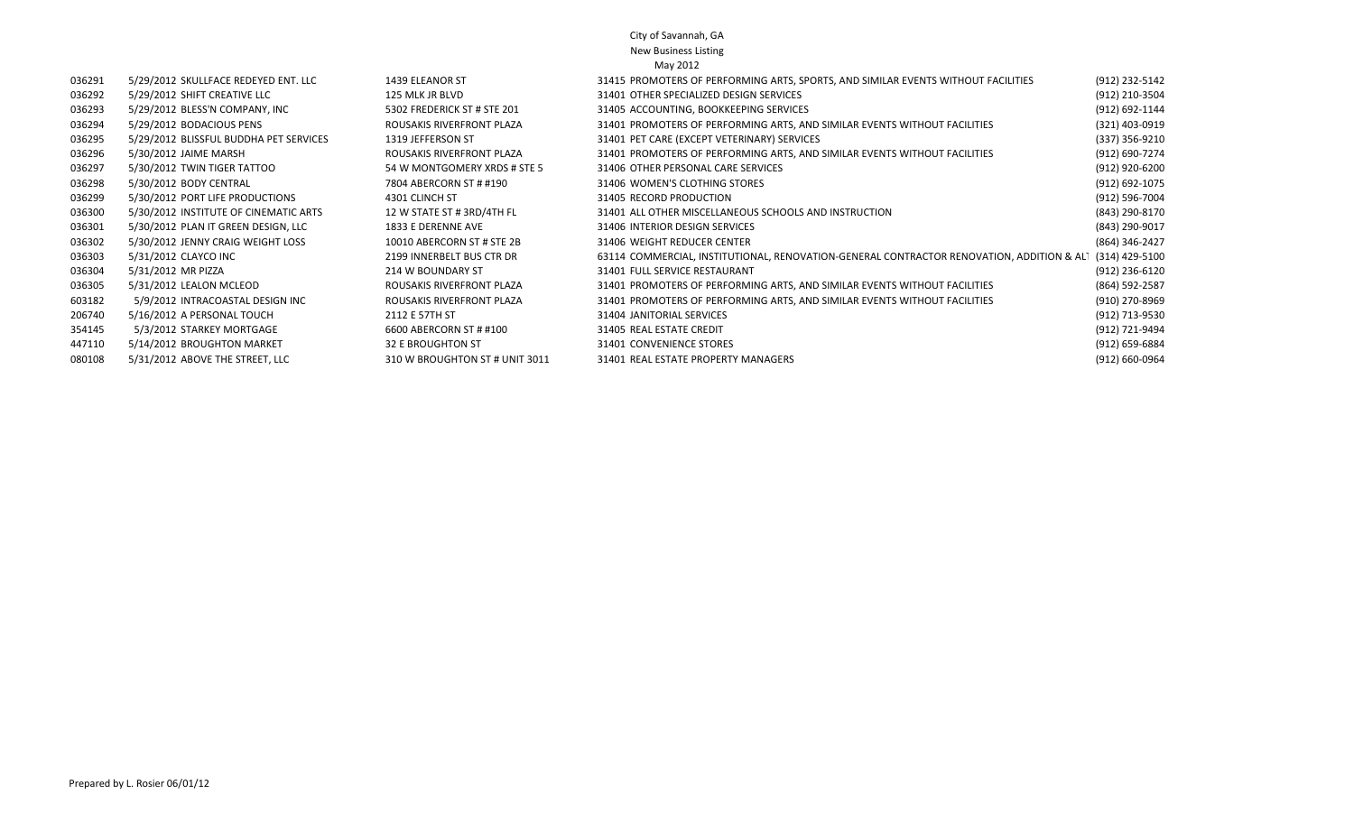City of Savannah, GA
New Business Listing
May 2012

| | | | | | | |
|---|---|---|---|---|---|---|
| 036291 | 5/29/2012 | SKULLFACE REDEYED ENT. LLC | 1439 ELEANOR ST | 31415 | PROMOTERS OF PERFORMING ARTS, SPORTS, AND SIMILAR EVENTS WITHOUT FACILITIES | (912) 232-5142 |
| 036292 | 5/29/2012 | SHIFT CREATIVE LLC | 125 MLK JR BLVD | 31401 | OTHER SPECIALIZED DESIGN SERVICES | (912) 210-3504 |
| 036293 | 5/29/2012 | BLESS'N COMPANY, INC | 5302 FREDERICK ST # STE 201 | 31405 | ACCOUNTING, BOOKKEEPING SERVICES | (912) 692-1144 |
| 036294 | 5/29/2012 | BODACIOUS PENS | ROUSAKIS RIVERFRONT PLAZA | 31401 | PROMOTERS OF PERFORMING ARTS, AND SIMILAR EVENTS WITHOUT FACILITIES | (321) 403-0919 |
| 036295 | 5/29/2012 | BLISSFUL BUDDHA PET SERVICES | 1319 JEFFERSON ST | 31401 | PET CARE (EXCEPT VETERINARY) SERVICES | (337) 356-9210 |
| 036296 | 5/30/2012 | JAIME MARSH | ROUSAKIS RIVERFRONT PLAZA | 31401 | PROMOTERS OF PERFORMING ARTS, AND SIMILAR EVENTS WITHOUT FACILITIES | (912) 690-7274 |
| 036297 | 5/30/2012 | TWIN TIGER TATTOO | 54 W MONTGOMERY XRDS # STE 5 | 31406 | OTHER PERSONAL CARE SERVICES | (912) 920-6200 |
| 036298 | 5/30/2012 | BODY CENTRAL | 7804 ABERCORN ST # #190 | 31406 | WOMEN'S CLOTHING STORES | (912) 692-1075 |
| 036299 | 5/30/2012 | PORT LIFE PRODUCTIONS | 4301 CLINCH ST | 31405 | RECORD PRODUCTION | (912) 596-7004 |
| 036300 | 5/30/2012 | INSTITUTE OF CINEMATIC ARTS | 12 W STATE ST # 3RD/4TH FL | 31401 | ALL OTHER MISCELLANEOUS SCHOOLS AND INSTRUCTION | (843) 290-8170 |
| 036301 | 5/30/2012 | PLAN IT GREEN DESIGN, LLC | 1833 E DERENNE AVE | 31406 | INTERIOR DESIGN SERVICES | (843) 290-9017 |
| 036302 | 5/30/2012 | JENNY CRAIG WEIGHT LOSS | 10010 ABERCORN ST # STE 2B | 31406 | WEIGHT REDUCER CENTER | (864) 346-2427 |
| 036303 | 5/31/2012 | CLAYCO INC | 2199 INNERBELT BUS CTR DR | 63114 | COMMERCIAL, INSTITUTIONAL, RENOVATION-GENERAL CONTRACTOR RENOVATION, ADDITION & ALT | (314) 429-5100 |
| 036304 | 5/31/2012 | MR PIZZA | 214 W BOUNDARY ST | 31401 | FULL SERVICE RESTAURANT | (912) 236-6120 |
| 036305 | 5/31/2012 | LEALON MCLEOD | ROUSAKIS RIVERFRONT PLAZA | 31401 | PROMOTERS OF PERFORMING ARTS, AND SIMILAR EVENTS WITHOUT FACILITIES | (864) 592-2587 |
| 603182 | 5/9/2012 | INTRACOASTAL DESIGN INC | ROUSAKIS RIVERFRONT PLAZA | 31401 | PROMOTERS OF PERFORMING ARTS, AND SIMILAR EVENTS WITHOUT FACILITIES | (910) 270-8969 |
| 206740 | 5/16/2012 | A PERSONAL TOUCH | 2112 E 57TH ST | 31404 | JANITORIAL SERVICES | (912) 713-9530 |
| 354145 | 5/3/2012 | STARKEY MORTGAGE | 6600 ABERCORN ST # #100 | 31405 | REAL ESTATE CREDIT | (912) 721-9494 |
| 447110 | 5/14/2012 | BROUGHTON MARKET | 32 E BROUGHTON ST | 31401 | CONVENIENCE STORES | (912) 659-6884 |
| 080108 | 5/31/2012 | ABOVE THE STREET, LLC | 310 W BROUGHTON ST # UNIT 3011 | 31401 | REAL ESTATE PROPERTY MANAGERS | (912) 660-0964 |

Prepared by L. Rosier 06/01/12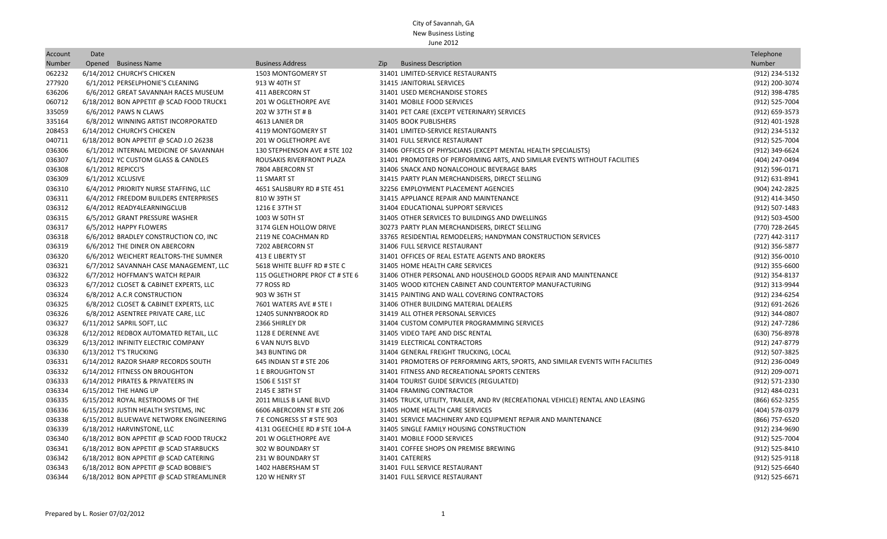City of Savannah, GA
New Business Listing
June 2012

| Account Number | Date Opened | Business Name | Business Address | Zip | Business Description | Telephone Number |
|---|---|---|---|---|---|---|
| 062232 | 6/14/2012 | CHURCH'S CHICKEN | 1503 MONTGOMERY ST | 31401 | LIMITED-SERVICE RESTAURANTS | (912) 234-5132 |
| 277920 | 6/1/2012 | PERSELPHONIE'S CLEANING | 913 W 40TH ST | 31415 | JANITORIAL SERVICES | (912) 200-3074 |
| 636206 | 6/6/2012 | GREAT SAVANNAH RACES MUSEUM | 411 ABERCORN ST | 31401 | USED MERCHANDISE STORES | (912) 398-4785 |
| 060712 | 6/18/2012 | BON APPETIT @ SCAD FOOD TRUCK1 | 201 W OGLETHORPE AVE | 31401 | MOBILE FOOD SERVICES | (912) 525-7004 |
| 335059 | 6/6/2012 | PAWS N CLAWS | 202 W 37TH ST # B | 31401 | PET CARE (EXCEPT VETERINARY) SERVICES | (912) 659-3573 |
| 335164 | 6/8/2012 | WINNING ARTIST INCORPORATED | 4613 LANIER DR | 31405 | BOOK PUBLISHERS | (912) 401-1928 |
| 208453 | 6/14/2012 | CHURCH'S CHICKEN | 4119 MONTGOMERY ST | 31401 | LIMITED-SERVICE RESTAURANTS | (912) 234-5132 |
| 040711 | 6/18/2012 | BON APPETIT @ SCAD J.O 26238 | 201 W OGLETHORPE AVE | 31401 | FULL SERVICE RESTAURANT | (912) 525-7004 |
| 036306 | 6/1/2012 | INTERNAL MEDICINE OF SAVANNAH | 130 STEPHENSON AVE # STE 102 | 31406 | OFFICES OF PHYSICIANS (EXCEPT MENTAL HEALTH SPECIALISTS) | (912) 349-6624 |
| 036307 | 6/1/2012 | YC CUSTOM GLASS & CANDLES | ROUSAKIS RIVERFRONT PLAZA | 31401 | PROMOTERS OF PERFORMING ARTS, AND SIMILAR EVENTS WITHOUT FACILITIES | (404) 247-0494 |
| 036308 | 6/1/2012 | REPICCI'S | 7804 ABERCORN ST | 31406 | SNACK AND NONALCOHOLIC BEVERAGE BARS | (912) 596-0171 |
| 036309 | 6/1/2012 | XCLUSIVE | 11 SMART ST | 31415 | PARTY PLAN MERCHANDISERS, DIRECT SELLING | (912) 631-8941 |
| 036310 | 6/4/2012 | PRIORITY NURSE STAFFING, LLC | 4651 SALISBURY RD # STE 451 | 32256 | EMPLOYMENT PLACEMENT AGENCIES | (904) 242-2825 |
| 036311 | 6/4/2012 | FREEDOM BUILDERS ENTERPRISES | 810 W 39TH ST | 31415 | APPLIANCE REPAIR AND MAINTENANCE | (912) 414-3450 |
| 036312 | 6/4/2012 | READY4LEARNINGCLUB | 1216 E 37TH ST | 31404 | EDUCATIONAL SUPPORT SERVICES | (912) 507-1483 |
| 036315 | 6/5/2012 | GRANT PRESSURE WASHER | 1003 W 50TH ST | 31405 | OTHER SERVICES TO BUILDINGS AND DWELLINGS | (912) 503-4500 |
| 036317 | 6/5/2012 | HAPPY FLOWERS | 3174 GLEN HOLLOW DRIVE | 30273 | PARTY PLAN MERCHANDISERS, DIRECT SELLING | (770) 728-2645 |
| 036318 | 6/6/2012 | BRADLEY CONSTRUCTION CO, INC | 2119 NE COACHMAN RD | 33765 | RESIDENTIAL REMODELERS; HANDYMAN CONSTRUCTION SERVICES | (727) 442-3117 |
| 036319 | 6/6/2012 | THE DINER ON ABERCORN | 7202 ABERCORN ST | 31406 | FULL SERVICE RESTAURANT | (912) 356-5877 |
| 036320 | 6/6/2012 | WEICHERT REALTORS-THE SUMNER | 413 E LIBERTY ST | 31401 | OFFICES OF REAL ESTATE AGENTS AND BROKERS | (912) 356-0010 |
| 036321 | 6/7/2012 | SAVANNAH CASE MANAGEMENT, LLC | 5618 WHITE BLUFF RD # STE C | 31405 | HOME HEALTH CARE SERVICES | (912) 355-6600 |
| 036322 | 6/7/2012 | HOFFMAN'S WATCH REPAIR | 115 OGLETHORPE PROF CT # STE 6 | 31406 | OTHER PERSONAL AND HOUSEHOLD GOODS REPAIR AND MAINTENANCE | (912) 354-8137 |
| 036323 | 6/7/2012 | CLOSET & CABINET EXPERTS, LLC | 77 ROSS RD | 31405 | WOOD KITCHEN CABINET AND COUNTERTOP MANUFACTURING | (912) 313-9944 |
| 036324 | 6/8/2012 | A.C.R CONSTRUCTION | 903 W 36TH ST | 31415 | PAINTING AND WALL COVERING CONTRACTORS | (912) 234-6254 |
| 036325 | 6/8/2012 | CLOSET & CABINET EXPERTS, LLC | 7601 WATERS AVE # STE I | 31406 | OTHER BUILDING MATERIAL DEALERS | (912) 691-2626 |
| 036326 | 6/8/2012 | ASENTREE PRIVATE CARE, LLC | 12405 SUNNYBROOK RD | 31419 | ALL OTHER PERSONAL SERVICES | (912) 344-0807 |
| 036327 | 6/11/2012 | SAPRIL SOFT, LLC | 2366 SHIRLEY DR | 31404 | CUSTOM COMPUTER PROGRAMMING SERVICES | (912) 247-7286 |
| 036328 | 6/12/2012 | REDBOX AUTOMATED RETAIL, LLC | 1128 E DERENNE AVE | 31405 | VIDEO TAPE AND DISC RENTAL | (630) 756-8978 |
| 036329 | 6/13/2012 | INFINITY ELECTRIC COMPANY | 6 VAN NUYS BLVD | 31419 | ELECTRICAL CONTRACTORS | (912) 247-8779 |
| 036330 | 6/13/2012 | T'S TRUCKING | 343 BUNTING DR | 31404 | GENERAL FREIGHT TRUCKING, LOCAL | (912) 507-3825 |
| 036331 | 6/14/2012 | RAZOR SHARP RECORDS SOUTH | 645 INDIAN ST # STE 206 | 31401 | PROMOTERS OF PERFORMING ARTS, SPORTS, AND SIMILAR EVENTS WITH FACILITIES | (912) 236-0049 |
| 036332 | 6/14/2012 | FITNESS ON BROUGHTON | 1 E BROUGHTON ST | 31401 | FITNESS AND RECREATIONAL SPORTS CENTERS | (912) 209-0071 |
| 036333 | 6/14/2012 | PIRATES & PRIVATEERS IN | 1506 E 51ST ST | 31404 | TOURIST GUIDE SERVICES (REGULATED) | (912) 571-2330 |
| 036334 | 6/15/2012 | THE HANG UP | 2145 E 38TH ST | 31404 | FRAMING CONTRACTOR | (912) 484-0231 |
| 036335 | 6/15/2012 | ROYAL RESTROOMS OF THE | 2011 MILLS B LANE BLVD | 31405 | TRUCK, UTILITY, TRAILER, AND RV (RECREATIONAL VEHICLE) RENTAL AND LEASING | (866) 652-3255 |
| 036336 | 6/15/2012 | JUSTIN HEALTH SYSTEMS, INC | 6606 ABERCORN ST # STE 206 | 31405 | HOME HEALTH CARE SERVICES | (404) 578-0379 |
| 036338 | 6/15/2012 | BLUEWAVE NETWORK ENGINEERING | 7 E CONGRESS ST # STE 903 | 31401 | SERVICE MACHINERY AND EQUIPMENT REPAIR AND MAINTENANCE | (866) 757-6520 |
| 036339 | 6/18/2012 | HARVINSTONE, LLC | 4131 OGEECHEE RD # STE 104-A | 31405 | SINGLE FAMILY HOUSING CONSTRUCTION | (912) 234-9690 |
| 036340 | 6/18/2012 | BON APPETIT @ SCAD FOOD TRUCK2 | 201 W OGLETHORPE AVE | 31401 | MOBILE FOOD SERVICES | (912) 525-7004 |
| 036341 | 6/18/2012 | BON APPETIT @ SCAD STARBUCKS | 302 W BOUNDARY ST | 31401 | COFFEE SHOPS ON PREMISE BREWING | (912) 525-8410 |
| 036342 | 6/18/2012 | BON APPETIT @ SCAD CATERING | 231 W BOUNDARY ST | 31401 | CATERERS | (912) 525-9118 |
| 036343 | 6/18/2012 | BON APPETIT @ SCAD BOBBIE'S | 1402 HABERSHAM ST | 31401 | FULL SERVICE RESTAURANT | (912) 525-6640 |
| 036344 | 6/18/2012 | BON APPETIT @ SCAD STREAMLINER | 120 W HENRY ST | 31401 | FULL SERVICE RESTAURANT | (912) 525-6671 |

Prepared by L. Rosier 07/02/2012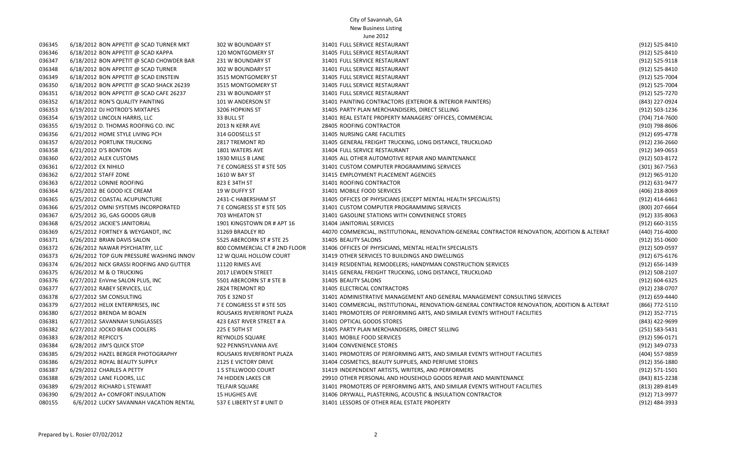# City of Savannah, GA

## New Business Listing

### June 2012

| | | | | | |
|---|---|---|---|---|---|
| 036345 | 6/18/2012 | BON APPETIT @ SCAD TURNER MKT | 302 W BOUNDARY ST | 31401 FULL SERVICE RESTAURANT | (912) 525-8410 |
| 036346 | 6/18/2012 | BON APPETIT @ SCAD KAPPA | 120 MONTGOMERY ST | 31405 FULL SERVICE RESTAURANT | (912) 525-8410 |
| 036347 | 6/18/2012 | BON APPETIT @ SCAD CHOWDER BAR | 231 W BOUNDARY ST | 31401 FULL SERVICE RESTAURANT | (912) 525-9118 |
| 036348 | 6/18/2012 | BON APPETIT @ SCAD TURNER | 302 W BOUNDARY ST | 31401 FULL SERVICE RESTAURANT | (912) 525-8410 |
| 036349 | 6/18/2012 | BON APPETIT @ SCAD EINSTEIN | 3515 MONTGOMERY ST | 31405 FULL SERVICE RESTAURANT | (912) 525-7004 |
| 036350 | 6/18/2012 | BON APPETIT @ SCAD SHACK 26239 | 3515 MONTGOMERY ST | 31405 FULL SERVICE RESTAURANT | (912) 525-7004 |
| 036351 | 6/18/2012 | BON APPETIT @ SCAD CAFE 26237 | 231 W BOUNDARY ST | 31401 FULL SERVICE RESTAURANT | (912) 525-7270 |
| 036352 | 6/18/2012 | RON'S QUALITY PAINTING | 101 W ANDERSON ST | 31401 PAINTING CONTRACTORS (EXTERIOR & INTERIOR PAINTERS) | (843) 227-0924 |
| 036353 | 6/19/2012 | DJ HOTROD'S MIXTAPES | 3206 HOPKINS ST | 31405 PARTY PLAN MERCHANDISERS, DIRECT SELLING | (912) 503-1236 |
| 036354 | 6/19/2012 | LINCOLN HARRIS, LLC | 33 BULL ST | 31401 REAL ESTATE PROPERTY MANAGERS' OFFICES, COMMERCIAL | (704) 714-7600 |
| 036355 | 6/19/2012 | D. THOMAS ROOFING CO. INC | 2013 N KERR AVE | 28405 ROOFING CONTRACTOR | (910) 798-8606 |
| 036356 | 6/21/2012 | HOME STYLE LIVING PCH | 314 GODSELLS ST | 31405 NURSING CARE FACILITIES | (912) 695-4778 |
| 036357 | 6/20/2012 | PORTLINK TRUCKING | 2817 TREMONT RD | 31405 GENERAL FREIGHT TRUCKING, LONG DISTANCE, TRUCKLOAD | (912) 236-2660 |
| 036358 | 6/21/2012 | D'S BONTON | 1801 WATERS AVE | 31404 FULL SERVICE RESTAURANT | (912) 349-0653 |
| 036360 | 6/22/2012 | ALEX CUSTOMS | 1930 MILLS B LANE | 31405 ALL OTHER AUTOMOTIVE REPAIR AND MAINTENANCE | (912) 503-8172 |
| 036361 | 6/22/2012 | EX NIHILO | 7 E CONGRESS ST # STE 505 | 31401 CUSTOM COMPUTER PROGRAMMING SERVICES | (301) 367-7563 |
| 036362 | 6/22/2012 | STAFF ZONE | 1610 W BAY ST | 31415 EMPLOYMENT PLACEMENT AGENCIES | (912) 965-9120 |
| 036363 | 6/22/2012 | LONNIE ROOFING | 823 E 34TH ST | 31401 ROOFING CONTRACTOR | (912) 631-9477 |
| 036364 | 6/25/2012 | BE GOOD ICE CREAM | 19 W DUFFY ST | 31401 MOBILE FOOD SERVICES | (406) 218-8069 |
| 036365 | 6/25/2012 | COASTAL ACUPUNCTURE | 2431-C HABERSHAM ST | 31405 OFFICES OF PHYSICIANS (EXCEPT MENTAL HEALTH SPECIALISTS) | (912) 414-6461 |
| 036366 | 6/25/2012 | OMNI SYSTEMS INCORPORATED | 7 E CONGRESS ST # STE 505 | 31401 CUSTOM COMPUTER PROGRAMMING SERVICES | (800) 207-6664 |
| 036367 | 6/25/2012 | 3G, GAS GOODS GRUB | 703 WHEATON ST | 31401 GASOLINE STATIONS WITH CONVENIENCE STORES | (912) 335-8063 |
| 036368 | 6/25/2012 | JACKIE'S JANITORIAL | 1901 KINGSTOWN DR # APT 16 | 31404 JANITORIAL SERVICES | (912) 660-3155 |
| 036369 | 6/25/2012 | FORTNEY & WEYGANDT, INC | 31269 BRADLEY RD | 44070 COMMERCIAL, INSTITUTIONAL, RENOVATION-GENERAL CONTRACTOR RENOVATION, ADDITION & ALTERAT | (440) 716-4000 |
| 036371 | 6/26/2012 | BRIAN DAVIS SALON | 5525 ABERCORN ST # STE 25 | 31405 BEAUTY SALONS | (912) 351-0600 |
| 036372 | 6/26/2012 | NAWAR PSYCHIATRY, LLC | 800 COMMERCIAL CT # 2ND FLOOR | 31406 OFFICES OF PHYSICIANS, MENTAL HEALTH SPECIALISTS | (912) 509-0597 |
| 036373 | 6/26/2012 | TOP GUN PRESSURE WASHING INNOV | 12 W QUAIL HOLLOW COURT | 31419 OTHER SERVICES TO BUILDINGS AND DWELLINGS | (912) 675-6176 |
| 036374 | 6/26/2012 | NICK GRASSI ROOFING AND GUTTER | 11120 RIMES AVE | 31419 RESIDENTIAL REMODELERS; HANDYMAN CONSTRUCTION SERVICES | (912) 656-1439 |
| 036375 | 6/26/2012 | M & O TRUCKING | 2017 LEWDEN STREET | 31415 GENERAL FREIGHT TRUCKING, LONG DISTANCE, TRUCKLOAD | (912) 508-2107 |
| 036376 | 6/27/2012 | EnVme SALON PLUS, INC | 5501 ABERCORN ST # STE B | 31405 BEAUTY SALONS | (912) 604-6325 |
| 036377 | 6/27/2012 | RABEY SERVICES, LLC | 2824 TREMONT RD | 31405 ELECTRICAL CONTRACTORS | (912) 238-0707 |
| 036378 | 6/27/2012 | SM CONSULTING | 705 E 32ND ST | 31401 ADMINISTRATIVE MANAGEMENT AND GENERAL MANAGEMENT CONSULTING SERVICES | (912) 659-4440 |
| 036379 | 6/27/2012 | HELIX ENTERPRISES, INC | 7 E CONGRESS ST # STE 505 | 31401 COMMERCIAL, INSTITUTIONAL, RENOVATION-GENERAL CONTRACTOR RENOVATION, ADDITION & ALTERAT | (866) 772-5110 |
| 036380 | 6/27/2012 | BRENDA M BOAEN | ROUSAKIS RIVERFRONT PLAZA | 31401 PROMOTERS OF PERFORMING ARTS, AND SIMILAR EVENTS WITHOUT FACILITIES | (912) 352-7715 |
| 036381 | 6/27/2012 | SAVANNAH SUNGLASSES | 423 EAST RIVER STREET # A | 31401 OPTICAL GOODS STORES | (843) 422-9699 |
| 036382 | 6/27/2012 | JOCKO BEAN COOLERS | 225 E 50TH ST | 31405 PARTY PLAN MERCHANDISERS, DIRECT SELLING | (251) 583-5431 |
| 036383 | 6/28/2012 | REPICCI'S | REYNOLDS SQUARE | 31401 MOBILE FOOD SERVICES | (912) 596-0171 |
| 036384 | 6/28/2012 | JIM'S QUICK STOP | 922 PENNSYLVANIA AVE | 31404 CONVENIENCE STORES | (912) 349-0733 |
| 036385 | 6/29/2012 | HAZEL BERGER PHOTOGRAPHY | ROUSAKIS RIVERFRONT PLAZA | 31401 PROMOTERS OF PERFORMING ARTS, AND SIMILAR EVENTS WITHOUT FACILITIES | (404) 557-9859 |
| 036386 | 6/29/2012 | ROYAL BEAUTY SUPPLY | 2125 E VICTORY DRIVE | 31404 COSMETICS, BEAUTY SUPPLIES, AND PERFUME STORES | (912) 356-1880 |
| 036387 | 6/29/2012 | CHARLES A PETTY | 1 S STILLWOOD COURT | 31419 INDEPENDENT ARTISTS, WRITERS, AND PERFORMERS | (912) 571-1501 |
| 036388 | 6/29/2012 | LANE FLOORS, LLC | 74 HIDDEN LAKES CIR | 29910 OTHER PERSONAL AND HOUSEHOLD GOODS REPAIR AND MAINTENANCE | (843) 815-2238 |
| 036389 | 6/29/2012 | RICHARD L STEWART | TELFAIR SQUARE | 31401 PROMOTERS OF PERFORMING ARTS, AND SIMILAR EVENTS WITHOUT FACILITIES | (813) 289-8149 |
| 036390 | 6/29/2012 | A+ COMFORT INSULATION | 15 HUGHES AVE | 31406 DRYWALL, PLASTERING, ACOUSTIC & INSULATION CONTRACTOR | (912) 713-9977 |
| 080155 | 6/6/2012 | LUCKY SAVANNAH VACATION RENTAL | 537 E LIBERTY ST # UNIT D | 31401 LESSORS OF OTHER REAL ESTATE PROPERTY | (912) 484-3933 |

Prepared by L. Rosier 07/02/2012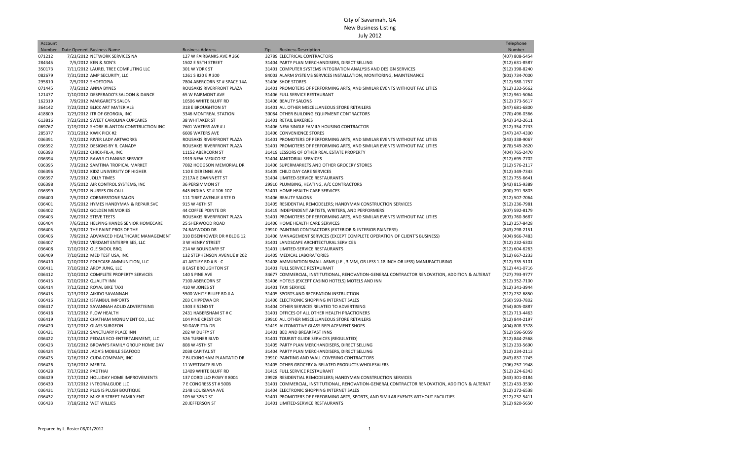# City of Savannah, GA
## New Business Listing
### July 2012

| Account Number | Date Opened | Business Name | Business Address | Zip | Business Description | Telephone Number |
|---|---|---|---|---|---|---|
| 071212 | 7/23/2012 | NETWORK SERVICES NA | 127 W FAIRBANKS AVE # 266 | 32789 | ELECTRICAL CONTRACTORS | (407) 808-5454 |
| 284345 | 7/5/2012 | KEN & SON'S | 1502 E 55TH STREET | 31404 | PARTY PLAN MERCHANDISERS, DIRECT SELLING | (912) 631-8587 |
| 350173 | 7/11/2012 | LAUREL TREE COMPUTING LLC | 301 W YORK ST | 31401 | COMPUTER SYSTEMS INTEGRATION ANALYSIS AND DESIGN SERVICES | (912) 398-8240 |
| 082679 | 7/31/2012 | AMP SECURITY, LLC | 1261 S 820 E # 300 | 84003 | ALARM SYSTEMS SERVICES INSTALLATION, MONITORING, MAINTENANCE | (801) 734-7000 |
| 295810 | 7/5/2012 | SHOETOPIA | 7804 ABERCORN ST # SPACE 14A | 31406 | SHOE STORES | (912) 988-1757 |
| 071445 | 7/3/2012 | ANNA BYNES | ROUSAKIS RIVERFRONT PLAZA | 31401 | PROMOTERS OF PERFORMING ARTS, AND SIMILAR EVENTS WITHOUT FACILITIES | (912) 232-5662 |
| 121477 | 7/10/2012 | DESPERADO'S SALOON & DANCE | 65 W FAIRMONT AVE | 31406 | FULL SERVICE RESTAURANT | (912) 961-5064 |
| 162319 | 7/9/2012 | MARGARET'S SALON | 10506 WHITE BLUFF RD | 31406 | BEAUTY SALONS | (912) 373-5617 |
| 364142 | 7/23/2012 | BLICK ART MATERIALS | 318 E BROUGHTON ST | 31401 | ALL OTHER MISCELLANEOUS STORE RETAILERS | (847) 681-6800 |
| 418809 | 7/23/2012 | ITR OF GEORGIA, INC | 3346 MONTREAL STATION | 30084 | OTHER BUILDING EQUIPMENT CONTRACTORS | (770) 496-0366 |
| 613816 | 7/23/2012 | SWEET CAROLINA CUPCAKES | 38 WHITAKER ST | 31401 | RETAIL BAKERIES | (843) 342-2611 |
| 069767 | 7/19/2012 | SHORE BLANTON CONSTRUCTION INC | 7601 WATERS AVE # J | 31406 | NEW SINGLE FAMILY HOUSING CONTRACTOR | (912) 354-7733 |
| 285377 | 7/31/2012 | KWIK PICK #2 | 6606 WATERS AVE | 31406 | CONVENIENCE STORES | (347) 247-4300 |
| 036391 | 7/2/2012 | RIVER LADY ARTWORKS | ROUSAKIS RIVERFRONT PLAZA | 31401 | PROMOTERS OF PERFORMING ARTS, AND SIMILAR EVENTS WITHOUT FACILITIES | (843) 338-9067 |
| 036392 | 7/2/2012 | DESIGNS BY R. CANADY | ROUSAKIS RIVERFRONT PLAZA | 31401 | PROMOTERS OF PERFORMING ARTS, AND SIMILAR EVENTS WITHOUT FACILITIES | (678) 549-2620 |
| 036393 | 7/3/2012 | CHICK-FIL-A, INC | 11152 ABERCORN ST | 31419 | LESSORS OF OTHER REAL ESTATE PROPERTY | (404) 765-2470 |
| 036394 | 7/3/2012 | RAWLS CLEANING SERVICE | 1919 NEW MEXICO ST | 31404 | JANITORIAL SERVICES | (912) 695-7702 |
| 036395 | 7/3/2012 | SAMTINA TROPICAL MARKET | 7082 HODGSON MEMORIAL DR | 31406 | SUPERMARKETS AND OTHER GROCERY STORES | (312) 576-2117 |
| 036396 | 7/3/2012 | KIDZ UNIVERSITY OF HIGHER | 110 E DERENNE AVE | 31405 | CHILD DAY CARE SERVICES | (912) 349-7343 |
| 036397 | 7/3/2012 | JOLLY TIMES | 2117A E GWINNETT ST | 31404 | LIMITED-SERVICE RESTAURANTS | (912) 755-6641 |
| 036398 | 7/5/2012 | AIR CONTROL SYSTEMS, INC | 36 PERSIMMON ST | 29910 | PLUMBING, HEATING, A/C CONTRACTORS | (843) 815-9389 |
| 036399 | 7/5/2012 | NURSES ON CALL | 645 INDIAN ST # 106-107 | 31401 | HOME HEALTH CARE SERVICES | (800) 791-9803 |
| 036400 | 7/5/2012 | CORNERSTONE SALON | 111 TIBET AVENUE # STE D | 31406 | BEAUTY SALONS | (912) 507-7064 |
| 036401 | 7/5/2012 | HYMES HANDYMAN & REPAIR SVC | 915 W 46TH ST | 31405 | RESIDENTIAL REMODELERS; HANDYMAN CONSTRUCTION SERVICES | (912) 236-7981 |
| 036402 | 7/6/2012 | GOLDEN MEMORIES | 44 COFFEE POINTE DR | 31419 | INDEPENDENT ARTISTS, WRITERS, AND PERFORMERS | (607) 592-8179 |
| 036403 | 7/6/2012 | STEVE TEETS | ROUSAKIS RIVERFRONT PLAZA | 31401 | PROMOTERS OF PERFORMING ARTS, AND SIMILAR EVENTS WITHOUT FACILITIES | (803) 760-9687 |
| 036404 | 7/6/2012 | HELPING HANDS SENIOR HOMECARE | 25 SHERWOOD ROAD | 31406 | HOME HEALTH CARE SERVICES | (912) 257-8428 |
| 036405 | 7/6/2012 | THE PAINT PROS OF THE | 74 BAYWOOD DR | 29910 | PAINTING CONTRACTORS (EXTERIOR & INTERIOR PAINTERS) | (843) 298-2151 |
| 036406 | 7/9/2012 | ADVANCED HEALTHCARE MANAGEMENT | 310 EISENHOWER DR # BLDG 12 | 31406 | MANAGEMENT SERVICES (EXCEPT COMPLETE OPERATION OF CLIENT'S BUSINESS) | (404) 966-7483 |
| 036407 | 7/9/2012 | VERDANT ENTERPRISES, LLC | 3 W HENRY STREET | 31401 | LANDSCAPE ARCHITECTURAL SERVICES | (912) 232-6302 |
| 036408 | 7/10/2012 | OLE SKOOL BBQ | 214 W BOUNDARY ST | 31401 | LIMITED-SERVICE RESTAURANTS | (912) 604-6263 |
| 036409 | 7/10/2012 | MED TEST USA, INC | 132 STEPHENSON AVENUE # 202 | 31405 | MEDICAL LABORATORIES | (912) 667-2233 |
| 036410 | 7/10/2012 | POLYCASE AMMUNITION, LLC | 41 ARTLEY RD # B - C | 31408 | AMMUNITION SMALL ARMS (I.E., 3 MM, OR LESS 1.18 INCH OR LESS) MANUFACTURING | (912) 335-5101 |
| 036411 | 7/10/2012 | AROY JUNG, LLC | 8 EAST BROUGHTON ST | 31401 | FULL SERVICE RESTAURANT | (912) 441-0716 |
| 036412 | 7/10/2012 | COMPLETE PROPERTY SERVICES | 140 S PINE AVE | 34677 | COMMERCIAL, INSTITUTIONAL, RENOVATION-GENERAL CONTRACTOR RENOVATION, ADDITION & ALTERAT | (727) 793-9777 |
| 036413 | 7/10/2012 | QUALITY INN | 7100 ABERCORN ST | 31406 | HOTELS (EXCEPT CASINO HOTELS) MOTELS AND INN | (912) 352-7100 |
| 036414 | 7/12/2012 | ROYAL BIKE TAXI | 410 W JONES ST | 31401 | TAXI SERVICE | (912) 341-3944 |
| 036415 | 7/13/2012 | AIKIDO SAVANNAH | 5500 WHITE BLUFF RD # A | 31405 | SPORTS AND RECREATION INSTRUCTION | (912) 232-6850 |
| 036416 | 7/13/2012 | ISTANBUL IMPORTS | 203 CHIPPEWA DR | 31406 | ELECTRONIC SHOPPING INTERNET SALES | (360) 593-7802 |
| 036417 | 7/13/2012 | SAVANNAH ADLID ADVERTISING | 1303 E 52ND ST | 31404 | OTHER SERVICES RELATED TO ADVERTISING | (954) 805-0887 |
| 036418 | 7/13/2012 | FLOW HEALTH | 2431 HABERSHAM ST # C | 31401 | OFFICES OF ALL OTHER HEALTH PRACTIONERS | (912) 713-4463 |
| 036419 | 7/13/2012 | CHATHAM MONUMENT CO., LLC | 104 PINE CREST CIR | 29910 | ALL OTHER MISCELLANEOUS STORE RETAILERS | (912) 844-2197 |
| 036420 | 7/13/2012 | GLASS SURGEON | 50 DAVEITTA DR | 31419 | AUTOMOTIVE GLASS REPLACEMENT SHOPS | (404) 808-3378 |
| 036421 | 7/13/2012 | SANCTUARY PLACE INN | 202 W DUFFY ST | 31401 | BED AND BREAKFAST INNS | (912) 596-5059 |
| 036422 | 7/13/2012 | PEDALS ECO-ENTERTAINMENT, LLC | 526 TURNER BLVD | 31401 | TOURIST GUIDE SERVICES (REGULATED) | (912) 844-2568 |
| 036423 | 7/16/2012 | BROWN'S FAMILY GROUP HOME DAY | 808 W 45TH ST | 31405 | PARTY PLAN MERCHANDISERS, DIRECT SELLING | (912) 233-5690 |
| 036424 | 7/16/2012 | JADA'S MOBILE SEAFOOD | 2038 CAPITAL ST | 31404 | PARTY PLAN MERCHANDISERS, DIRECT SELLING | (912) 234-2113 |
| 036425 | 7/16/2012 | CUDA COMPANY, INC | 7 BUCKINGHAM PLANTATIO DR | 29910 | PAINTING AND WALL COVERING CONTRACTORS | (843) 837-1745 |
| 036426 | 7/16/2012 | MERITA | 11 WESTGATE BLVD | 31405 | OTHER GROCERY & RELATED PRODUCTS WHOLESALERS | (706) 257-1948 |
| 036428 | 7/17/2012 | PADTHAI | 12409 WHITE BLUFF RD | 31419 | FULL SERVICE RESTAURANT | (912) 224-6343 |
| 036429 | 7/17/2012 | HOLLIDAY HOME IMPROVEMENTS | 137 CORDILLO PKWY # 8004 | 29928 | RESIDENTIAL REMODELERS; HANDYMAN CONSTRUCTION SERVICES | (843) 301-0184 |
| 036430 | 7/17/2012 | INTEGRALGUDE LLC | 7 E CONGRESS ST # 500B | 31401 | COMMERCIAL, INSTITUTIONAL, RENOVATION-GENERAL CONTRACTOR RENOVATION, ADDITION & ALTERAT | (912) 433-3530 |
| 036431 | 7/17/2012 | PLUS IS PLUSH BOUTIQUE | 2148 LOUISIANA AVE | 31404 | ELECTRONIC SHOPPING INTERNET SALES | (912) 272-6538 |
| 036432 | 7/18/2012 | MIKE B STREET FAMILY ENT | 109 W 32ND ST | 31401 | PROMOTERS OF PERFORMING ARTS, SPORTS, AND SIMILAR EVENTS WITHOUT FACILITIES | (912) 232-5411 |
| 036433 | 7/18/2012 | WET WILLIES | 20 JEFFERSON ST | 31401 | LIMITED-SERVICE RESTAURANTS | (912) 920-5650 |

Prepared by L. Rosier 08/01/2012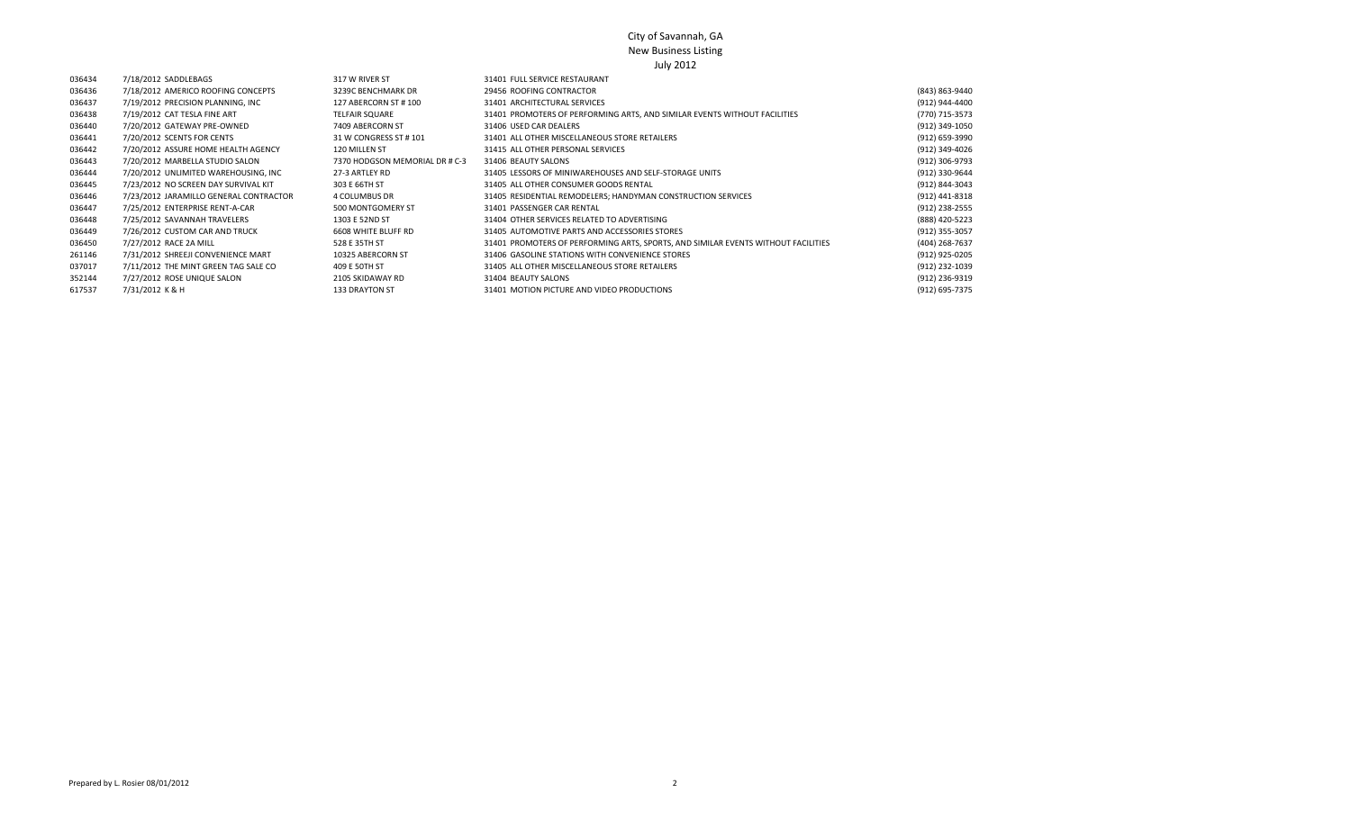# City of Savannah, GA
## New Business Listing
### July 2012

| | | | | | | |
|---|---|---|---|---|---|---|
| 036434 | 7/18/2012 | SADDLEBAGS | 317 W RIVER ST | 31401 | FULL SERVICE RESTAURANT | |
| 036436 | 7/18/2012 | AMERICO ROOFING CONCEPTS | 3239C BENCHMARK DR | 29456 | ROOFING CONTRACTOR | (843) 863-9440 |
| 036437 | 7/19/2012 | PRECISION PLANNING, INC | 127 ABERCORN ST # 100 | 31401 | ARCHITECTURAL SERVICES | (912) 944-4400 |
| 036438 | 7/19/2012 | CAT TESLA FINE ART | TELFAIR SQUARE | 31401 | PROMOTERS OF PERFORMING ARTS, AND SIMILAR EVENTS WITHOUT FACILITIES | (770) 715-3573 |
| 036440 | 7/20/2012 | GATEWAY PRE-OWNED | 7409 ABERCORN ST | 31406 | USED CAR DEALERS | (912) 349-1050 |
| 036441 | 7/20/2012 | SCENTS FOR CENTS | 31 W CONGRESS ST # 101 | 31401 | ALL OTHER MISCELLANEOUS STORE RETAILERS | (912) 659-3990 |
| 036442 | 7/20/2012 | ASSURE HOME HEALTH AGENCY | 120 MILLEN ST | 31415 | ALL OTHER PERSONAL SERVICES | (912) 349-4026 |
| 036443 | 7/20/2012 | MARBELLA STUDIO SALON | 7370 HODGSON MEMORIAL DR # C-3 | 31406 | BEAUTY SALONS | (912) 306-9793 |
| 036444 | 7/20/2012 | UNLIMITED WAREHOUSING, INC | 27-3 ARTLEY RD | 31405 | LESSORS OF MINIWAREHOUSES AND SELF-STORAGE UNITS | (912) 330-9644 |
| 036445 | 7/23/2012 | NO SCREEN DAY SURVIVAL KIT | 303 E 66TH ST | 31405 | ALL OTHER CONSUMER GOODS RENTAL | (912) 844-3043 |
| 036446 | 7/23/2012 | JARAMILLO GENERAL CONTRACTOR | 4 COLUMBUS DR | 31405 | RESIDENTIAL REMODELERS; HANDYMAN CONSTRUCTION SERVICES | (912) 441-8318 |
| 036447 | 7/25/2012 | ENTERPRISE RENT-A-CAR | 500 MONTGOMERY ST | 31401 | PASSENGER CAR RENTAL | (912) 238-2555 |
| 036448 | 7/25/2012 | SAVANNAH TRAVELERS | 1303 E 52ND ST | 31404 | OTHER SERVICES RELATED TO ADVERTISING | (888) 420-5223 |
| 036449 | 7/26/2012 | CUSTOM CAR AND TRUCK | 6608 WHITE BLUFF RD | 31405 | AUTOMOTIVE PARTS AND ACCESSORIES STORES | (912) 355-3057 |
| 036450 | 7/27/2012 | RACE 2A MILL | 528 E 35TH ST | 31401 | PROMOTERS OF PERFORMING ARTS, SPORTS, AND SIMILAR EVENTS WITHOUT FACILITIES | (404) 268-7637 |
| 261146 | 7/31/2012 | SHREEJI CONVENIENCE MART | 10325 ABERCORN ST | 31406 | GASOLINE STATIONS WITH CONVENIENCE STORES | (912) 925-0205 |
| 037017 | 7/11/2012 | THE MINT GREEN TAG SALE CO | 409 E 50TH ST | 31405 | ALL OTHER MISCELLANEOUS STORE RETAILERS | (912) 232-1039 |
| 352144 | 7/27/2012 | ROSE UNIQUE SALON | 2105 SKIDAWAY RD | 31404 | BEAUTY SALONS | (912) 236-9319 |
| 617537 | 7/31/2012 | K & H | 133 DRAYTON ST | 31401 | MOTION PICTURE AND VIDEO PRODUCTIONS | (912) 695-7375 |

Prepared by L. Rosier 08/01/2012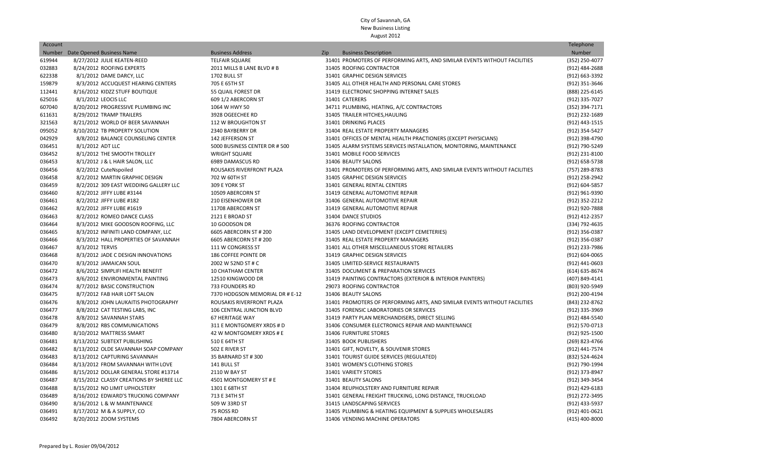City of Savannah, GA
New Business Listing
August 2012

| Account Number | Date Opened | Business Name | Business Address | Zip | Business Description | Telephone Number |
|---|---|---|---|---|---|---|
| 619944 | 8/27/2012 | JULIE KEATEN-REED | TELFAIR SQUARE | 31401 | PROMOTERS OF PERFORMING ARTS, AND SIMILAR EVENTS WITHOUT FACILITIES | (352) 250-4077 |
| 032883 | 8/24/2012 | ROOFING EXPERTS | 2011 MILLS B LANE BLVD # B | 31405 | ROOFING CONTRACTOR | (912) 484-2688 |
| 622338 | 8/1/2012 | DAME DARCY, LLC | 1702 BULL ST | 31401 | GRAPHIC DESIGN SERVICES | (912) 663-3392 |
| 159879 | 8/3/2012 | ACCUQUEST HEARING CENTERS | 705 E 65TH ST | 31405 | ALL OTHER HEALTH AND PERSONAL CARE STORES | (912) 351-3646 |
| 112441 | 8/16/2012 | KIDZZ STUFF BOUTIQUE | 55 QUAIL FOREST DR | 31419 | ELECTRONIC SHOPPING INTERNET SALES | (888) 225-6145 |
| 625016 | 8/1/2012 | LEOCIS LLC | 609 1/2 ABERCORN ST | 31401 | CATERERS | (912) 335-7027 |
| 607040 | 8/20/2012 | PROGRESSIVE PLUMBING INC | 1064 W HWY 50 | 34711 | PLUMBING, HEATING, A/C CONTRACTORS | (352) 394-7171 |
| 611631 | 8/29/2012 | TRAMP TRAILERS | 3928 OGEECHEE RD | 31405 | TRAILER HITCHES,HAULING | (912) 232-1689 |
| 321563 | 8/21/2012 | WORLD OF BEER SAVANNAH | 112 W BROUGHTON ST | 31401 | DRINKING PLACES | (912) 443-1515 |
| 095052 | 8/10/2012 | TB PROPERTY SOLUTION | 2340 BAYBERRY DR | 31404 | REAL ESTATE PROPERTY MANAGERS | (912) 354-5427 |
| 042929 | 8/8/2012 | BALANCE COUNSELING CENTER | 142 JEFFERSON ST | 31401 | OFFICES OF MENTAL HEALTH PRACTIONERS (EXCEPT PHYSICIANS) | (912) 398-4790 |
| 036451 | 8/1/2012 | ADT LLC | 5000 BUSINESS CENTER DR # 500 | 31405 | ALARM SYSTEMS SERVICES INSTALLATION, MONITORING, MAINTENANCE | (912) 790-5249 |
| 036452 | 8/1/2012 | THE SMOOTH TROLLEY | WRIGHT SQUARE | 31401 | MOBILE FOOD SERVICES | (912) 231-8100 |
| 036453 | 8/1/2012 | J & L HAIR SALON, LLC | 6989 DAMASCUS RD | 31406 | BEAUTY SALONS | (912) 658-5738 |
| 036456 | 8/2/2012 | CuteNspoiled | ROUSAKIS RIVERFRONT PLAZA | 31401 | PROMOTERS OF PERFORMING ARTS, AND SIMILAR EVENTS WITHOUT FACILITIES | (757) 289-8783 |
| 036458 | 8/2/2012 | MARTIN GRAPHIC DESIGN | 702 W 60TH ST | 31405 | GRAPHIC DESIGN SERVICES | (912) 258-2942 |
| 036459 | 8/2/2012 | 309 EAST WEDDING GALLERY LLC | 309 E YORK ST | 31401 | GENERAL RENTAL CENTERS | (912) 604-5857 |
| 036460 | 8/2/2012 | JIFFY LUBE #3144 | 10509 ABERCORN ST | 31419 | GENERAL AUTOMOTIVE REPAIR | (912) 961-9390 |
| 036461 | 8/2/2012 | JIFFY LUBE #182 | 210 EISENHOWER DR | 31406 | GENERAL AUTOMOTIVE REPAIR | (912) 352-2212 |
| 036462 | 8/2/2012 | JIFFY LUBE #1619 | 11708 ABERCORN ST | 31419 | GENERAL AUTOMOTIVE REPAIR | (912) 920-7888 |
| 036463 | 8/2/2012 | ROMEO DANCE CLASS | 2121 E BROAD ST | 31404 | DANCE STUDIOS | (912) 412-2357 |
| 036464 | 8/3/2012 | MIKE GOODSON ROOFING, LLC | 10 GOODSON DR | 36376 | ROOFING CONTRACTOR | (334) 792-4635 |
| 036465 | 8/3/2012 | INFINITI LAND COMPANY, LLC | 6605 ABERCORN ST # 200 | 31405 | LAND DEVELOPMENT (EXCEPT CEMETERIES) | (912) 356-0387 |
| 036466 | 8/3/2012 | HALL PROPERTIES OF SAVANNAH | 6605 ABERCORN ST # 200 | 31405 | REAL ESTATE PROPERTY MANAGERS | (912) 356-0387 |
| 036467 | 8/3/2012 | TERVIS | 111 W CONGRESS ST | 31401 | ALL OTHER MISCELLANEOUS STORE RETAILERS | (912) 233-7986 |
| 036468 | 8/3/2012 | JADE C DESIGN INNOVATIONS | 186 COFFEE POINTE DR | 31419 | GRAPHIC DESIGN SERVICES | (912) 604-0065 |
| 036470 | 8/3/2012 | JAMAICAN SOUL | 2002 W 52ND ST # C | 31405 | LIMITED-SERVICE RESTAURANTS | (912) 441-0603 |
| 036472 | 8/6/2012 | SIMPLIFI HEALTH BENEFIT | 10 CHATHAM CENTER | 31405 | DOCUMENT & PREPARATION SERVICES | (614) 635-8674 |
| 036473 | 8/6/2012 | ENVIRONMENTAL PAINTING | 12510 KINGWOOD DR | 31419 | PAINTING CONTRACTORS (EXTERIOR & INTERIOR PAINTERS) | (407) 849-4141 |
| 036474 | 8/7/2012 | BASIC CONSTRUCTION | 733 FOUNDERS RD | 29073 | ROOFING CONTRACTOR | (803) 920-5949 |
| 036475 | 8/7/2012 | FAB HAIR LOFT SALON | 7370 HODGSON MEMORIAL DR # E-12 | 31406 | BEAUTY SALONS | (912) 200-4194 |
| 036476 | 8/8/2012 | JOHN LAUKAITIS PHOTOGRAPHY | ROUSAKIS RIVERFRONT PLAZA | 31401 | PROMOTERS OF PERFORMING ARTS, AND SIMILAR EVENTS WITHOUT FACILITIES | (843) 232-8762 |
| 036477 | 8/8/2012 | CAT TESTING LABS, INC | 106 CENTRAL JUNCTION BLVD | 31405 | FORENSIC LABORATORIES OR SERVICES | (912) 335-3969 |
| 036478 | 8/8/2012 | SAVANNAH STARS | 67 HERITAGE WAY | 31419 | PARTY PLAN MERCHANDISERS, DIRECT SELLING | (912) 484-5540 |
| 036479 | 8/8/2012 | RBS COMMUNICATIONS | 311 E MONTGOMERY XRDS # D | 31406 | CONSUMER ELECTRONICS REPAIR AND MAINTENANCE | (912) 570-0713 |
| 036480 | 8/10/2012 | MATTRESS SMART | 42 W MONTGOMERY XRDS # E | 31406 | FURNITURE STORES | (912) 925-1500 |
| 036481 | 8/13/2012 | SUBTEXT PUBLISHING | 510 E 64TH ST | 31405 | BOOK PUBLISHERS | (269) 823-4766 |
| 036482 | 8/13/2012 | OLDE SAVANNAH SOAP COMPANY | 502 E RIVER ST | 31401 | GIFT, NOVELTY, & SOUVENIR STORES | (912) 441-7574 |
| 036483 | 8/13/2012 | CAPTURING SAVANNAH | 35 BARNARD ST # 300 | 31401 | TOURIST GUIDE SERVICES (REGULATED) | (832) 524-4624 |
| 036484 | 8/13/2012 | FROM SAVANNAH WITH LOVE | 141 BULL ST | 31401 | WOMEN'S CLOTHING STORES | (912) 790-1994 |
| 036486 | 8/15/2012 | DOLLAR GENERAL STORE #13714 | 2110 W BAY ST | 31401 | VARIETY STORES | (912) 373-8947 |
| 036487 | 8/15/2012 | CLASSY CREATIONS BY SHEREE LLC | 4501 MONTGOMERY ST # E | 31401 | BEAUTY SALONS | (912) 349-3454 |
| 036488 | 8/15/2012 | NO LIMIT UPHOLSTERY | 1301 E 68TH ST | 31404 | REUPHOLSTERY AND FURNITURE REPAIR | (912) 429-6183 |
| 036489 | 8/16/2012 | EDWARD'S TRUCKING COMPANY | 713 E 34TH ST | 31401 | GENERAL FREIGHT TRUCKING, LONG DISTANCE, TRUCKLOAD | (912) 272-3495 |
| 036490 | 8/16/2012 | L & W MAINTENANCE | 509 W 33RD ST | 31415 | LANDSCAPING SERVICES | (912) 433-5937 |
| 036491 | 8/17/2012 | M & A SUPPLY, CO | 75 ROSS RD | 31405 | PLUMBING & HEATING EQUIPMENT & SUPPLIES WHOLESALERS | (912) 401-0621 |
| 036492 | 8/20/2012 | ZOOM SYSTEMS | 7804 ABERCORN ST | 31406 | VENDING MACHINE OPERATORS | (415) 400-8000 |

Prepared by L. Rosier 09/04/2012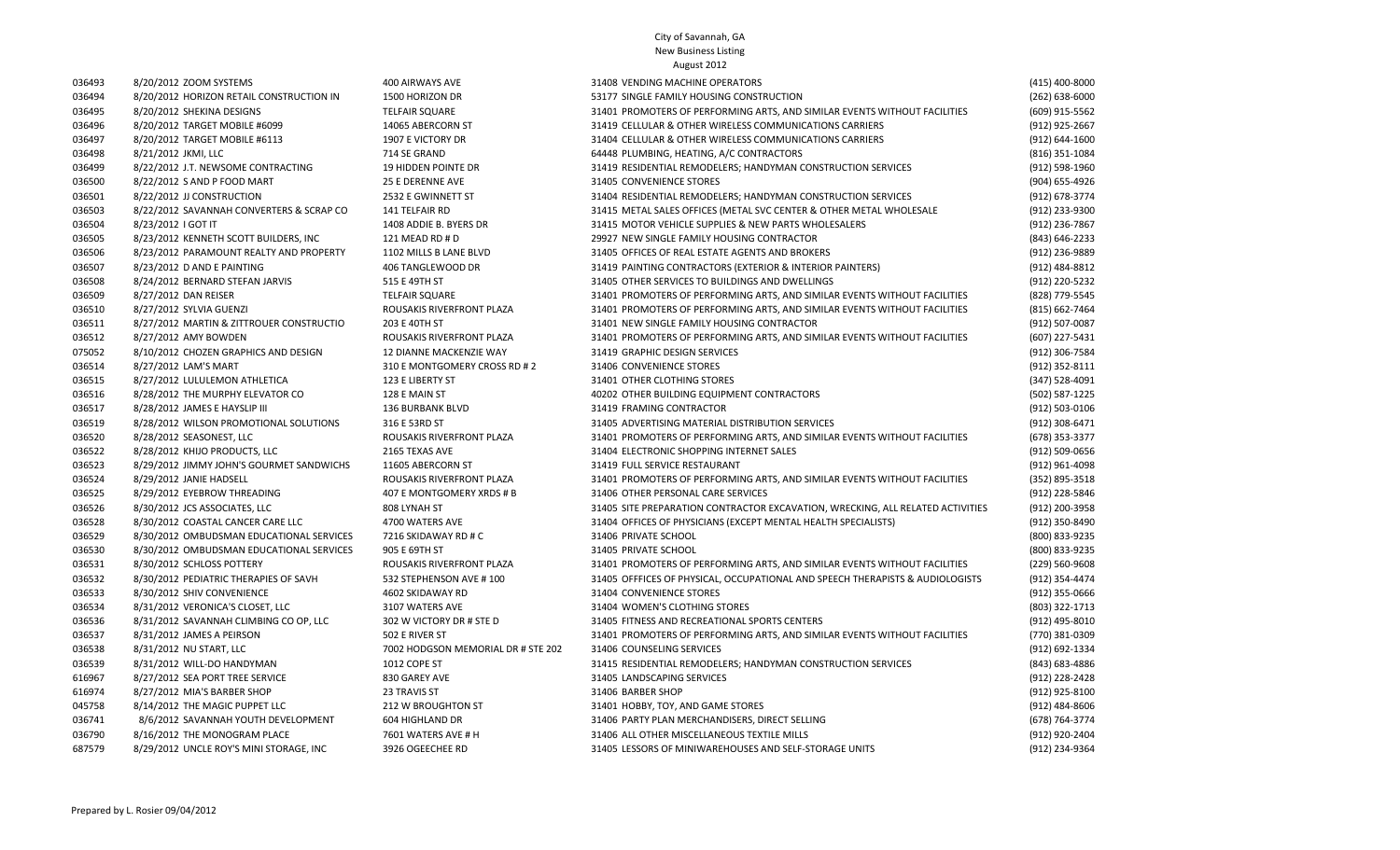City of Savannah, GA
New Business Listing
August 2012

| | | | | | | |
|---|---|---|---|---|---|---|
| 036493 | 8/20/2012 | ZOOM SYSTEMS | 400 AIRWAYS AVE | 31408 | VENDING MACHINE OPERATORS | (415) 400-8000 |
| 036494 | 8/20/2012 | HORIZON RETAIL CONSTRUCTION IN | 1500 HORIZON DR | 53177 | SINGLE FAMILY HOUSING CONSTRUCTION | (262) 638-6000 |
| 036495 | 8/20/2012 | SHEKINA DESIGNS | TELFAIR SQUARE | 31401 | PROMOTERS OF PERFORMING ARTS, AND SIMILAR EVENTS WITHOUT FACILITIES | (609) 915-5562 |
| 036496 | 8/20/2012 | TARGET MOBILE #6099 | 14065 ABERCORN ST | 31419 | CELLULAR & OTHER WIRELESS COMMUNICATIONS CARRIERS | (912) 925-2667 |
| 036497 | 8/20/2012 | TARGET MOBILE #6113 | 1907 E VICTORY DR | 31404 | CELLULAR & OTHER WIRELESS COMMUNICATIONS CARRIERS | (912) 644-1600 |
| 036498 | 8/21/2012 | JKMI, LLC | 714 SE GRAND | 64448 | PLUMBING, HEATING, A/C CONTRACTORS | (816) 351-1084 |
| 036499 | 8/22/2012 | J.T. NEWSOME CONTRACTING | 19 HIDDEN POINTE DR | 31419 | RESIDENTIAL REMODELERS; HANDYMAN CONSTRUCTION SERVICES | (912) 598-1960 |
| 036500 | 8/22/2012 | S AND P FOOD MART | 25 E DERENNE AVE | 31405 | CONVENIENCE STORES | (904) 655-4926 |
| 036501 | 8/22/2012 | JJ CONSTRUCTION | 2532 E GWINNETT ST | 31404 | RESIDENTIAL REMODELERS; HANDYMAN CONSTRUCTION SERVICES | (912) 678-3774 |
| 036503 | 8/22/2012 | SAVANNAH CONVERTERS & SCRAP CO | 141 TELFAIR RD | 31415 | METAL SALES OFFICES (METAL SVC CENTER & OTHER METAL WHOLESALE | (912) 233-9300 |
| 036504 | 8/23/2012 | I GOT IT | 1408 ADDIE B. BYERS DR | 31415 | MOTOR VEHICLE SUPPLIES & NEW PARTS WHOLESALERS | (912) 236-7867 |
| 036505 | 8/23/2012 | KENNETH SCOTT BUILDERS, INC | 121 MEAD RD # D | 29927 | NEW SINGLE FAMILY HOUSING CONTRACTOR | (843) 646-2233 |
| 036506 | 8/23/2012 | PARAMOUNT REALTY AND PROPERTY | 1102 MILLS B LANE BLVD | 31405 | OFFICES OF REAL ESTATE AGENTS AND BROKERS | (912) 236-9889 |
| 036507 | 8/23/2012 | D AND E PAINTING | 406 TANGLEWOOD DR | 31419 | PAINTING CONTRACTORS (EXTERIOR & INTERIOR PAINTERS) | (912) 484-8812 |
| 036508 | 8/24/2012 | BERNARD STEFAN JARVIS | 515 E 49TH ST | 31405 | OTHER SERVICES TO BUILDINGS AND DWELLINGS | (912) 220-5232 |
| 036509 | 8/27/2012 | DAN REISER | TELFAIR SQUARE | 31401 | PROMOTERS OF PERFORMING ARTS, AND SIMILAR EVENTS WITHOUT FACILITIES | (828) 779-5545 |
| 036510 | 8/27/2012 | SYLVIA GUENZI | ROUSAKIS RIVERFRONT PLAZA | 31401 | PROMOTERS OF PERFORMING ARTS, AND SIMILAR EVENTS WITHOUT FACILITIES | (815) 662-7464 |
| 036511 | 8/27/2012 | MARTIN & ZITTROUER CONSTRUCTIO | 203 E 40TH ST | 31401 | NEW SINGLE FAMILY HOUSING CONTRACTOR | (912) 507-0087 |
| 036512 | 8/27/2012 | AMY BOWDEN | ROUSAKIS RIVERFRONT PLAZA | 31401 | PROMOTERS OF PERFORMING ARTS, AND SIMILAR EVENTS WITHOUT FACILITIES | (607) 227-5431 |
| 075052 | 8/10/2012 | CHOZEN GRAPHICS AND DESIGN | 12 DIANNE MACKENZIE WAY | 31419 | GRAPHIC DESIGN SERVICES | (912) 306-7584 |
| 036514 | 8/27/2012 | LAM'S MART | 310 E MONTGOMERY CROSS RD # 2 | 31406 | CONVENIENCE STORES | (912) 352-8111 |
| 036515 | 8/27/2012 | LULULEMON ATHLETICA | 123 E LIBERTY ST | 31401 | OTHER CLOTHING STORES | (347) 528-4091 |
| 036516 | 8/28/2012 | THE MURPHY ELEVATOR CO | 128 E MAIN ST | 40202 | OTHER BUILDING EQUIPMENT CONTRACTORS | (502) 587-1225 |
| 036517 | 8/28/2012 | JAMES E HAYSLIP III | 136 BURBANK BLVD | 31419 | FRAMING CONTRACTOR | (912) 503-0106 |
| 036519 | 8/28/2012 | WILSON PROMOTIONAL SOLUTIONS | 316 E 53RD ST | 31405 | ADVERTISING MATERIAL DISTRIBUTION SERVICES | (912) 308-6471 |
| 036520 | 8/28/2012 | SEASONEST, LLC | ROUSAKIS RIVERFRONT PLAZA | 31401 | PROMOTERS OF PERFORMING ARTS, AND SIMILAR EVENTS WITHOUT FACILITIES | (678) 353-3377 |
| 036522 | 8/28/2012 | KHIJO PRODUCTS, LLC | 2165 TEXAS AVE | 31404 | ELECTRONIC SHOPPING INTERNET SALES | (912) 509-0656 |
| 036523 | 8/29/2012 | JIMMY JOHN'S GOURMET SANDWICHS | 11605 ABERCORN ST | 31419 | FULL SERVICE RESTAURANT | (912) 961-4098 |
| 036524 | 8/29/2012 | JANIE HADSELL | ROUSAKIS RIVERFRONT PLAZA | 31401 | PROMOTERS OF PERFORMING ARTS, AND SIMILAR EVENTS WITHOUT FACILITIES | (352) 895-3518 |
| 036525 | 8/29/2012 | EYEBROW THREADING | 407 E MONTGOMERY XRDS # B | 31406 | OTHER PERSONAL CARE SERVICES | (912) 228-5846 |
| 036526 | 8/30/2012 | JCS ASSOCIATES, LLC | 808 LYNAH ST | 31405 | SITE PREPARATION CONTRACTOR EXCAVATION, WRECKING, ALL RELATED ACTIVITIES | (912) 200-3958 |
| 036528 | 8/30/2012 | COASTAL CANCER CARE LLC | 4700 WATERS AVE | 31404 | OFFICES OF PHYSICIANS (EXCEPT MENTAL HEALTH SPECIALISTS) | (912) 350-8490 |
| 036529 | 8/30/2012 | OMBUDSMAN EDUCATIONAL SERVICES | 7216 SKIDAWAY RD # C | 31406 | PRIVATE SCHOOL | (800) 833-9235 |
| 036530 | 8/30/2012 | OMBUDSMAN EDUCATIONAL SERVICES | 905 E 69TH ST | 31405 | PRIVATE SCHOOL | (800) 833-9235 |
| 036531 | 8/30/2012 | SCHLOSS POTTERY | ROUSAKIS RIVERFRONT PLAZA | 31401 | PROMOTERS OF PERFORMING ARTS, AND SIMILAR EVENTS WITHOUT FACILITIES | (229) 560-9608 |
| 036532 | 8/30/2012 | PEDIATRIC THERAPIES OF SAVH | 532 STEPHENSON AVE # 100 | 31405 | OFFFICES OF PHYSICAL, OCCUPATIONAL AND SPEECH THERAPISTS & AUDIOLOGISTS | (912) 354-4474 |
| 036533 | 8/30/2012 | SHIV CONVENIENCE | 4602 SKIDAWAY RD | 31404 | CONVENIENCE STORES | (912) 355-0666 |
| 036534 | 8/31/2012 | VERONICA'S CLOSET, LLC | 3107 WATERS AVE | 31404 | WOMEN'S CLOTHING STORES | (803) 322-1713 |
| 036536 | 8/31/2012 | SAVANNAH CLIMBING CO OP, LLC | 302 W VICTORY DR # STE D | 31405 | FITNESS AND RECREATIONAL SPORTS CENTERS | (912) 495-8010 |
| 036537 | 8/31/2012 | JAMES A PEIRSON | 502 E RIVER ST | 31401 | PROMOTERS OF PERFORMING ARTS, AND SIMILAR EVENTS WITHOUT FACILITIES | (770) 381-0309 |
| 036538 | 8/31/2012 | NU START, LLC | 7002 HODGSON MEMORIAL DR # STE 202 | 31406 | COUNSELING SERVICES | (912) 692-1334 |
| 036539 | 8/31/2012 | WILL-DO HANDYMAN | 1012 COPE ST | 31415 | RESIDENTIAL REMODELERS; HANDYMAN CONSTRUCTION SERVICES | (843) 683-4886 |
| 616967 | 8/27/2012 | SEA PORT TREE SERVICE | 830 GAREY AVE | 31405 | LANDSCAPING SERVICES | (912) 228-2428 |
| 616974 | 8/27/2012 | MIA'S BARBER SHOP | 23 TRAVIS ST | 31406 | BARBER SHOP | (912) 925-8100 |
| 045758 | 8/14/2012 | THE MAGIC PUPPET LLC | 212 W BROUGHTON ST | 31401 | HOBBY, TOY, AND GAME STORES | (912) 484-8606 |
| 036741 | 8/6/2012 | SAVANNAH YOUTH DEVELOPMENT | 604 HIGHLAND DR | 31406 | PARTY PLAN MERCHANDISERS, DIRECT SELLING | (678) 764-3774 |
| 036790 | 8/16/2012 | THE MONOGRAM PLACE | 7601 WATERS AVE # H | 31406 | ALL OTHER MISCELLANEOUS TEXTILE MILLS | (912) 920-2404 |
| 687579 | 8/29/2012 | UNCLE ROY'S MINI STORAGE, INC | 3926 OGEECHEE RD | 31405 | LESSORS OF MINIWAREHOUSES AND SELF-STORAGE UNITS | (912) 234-9364 |

Prepared by L. Rosier 09/04/2012